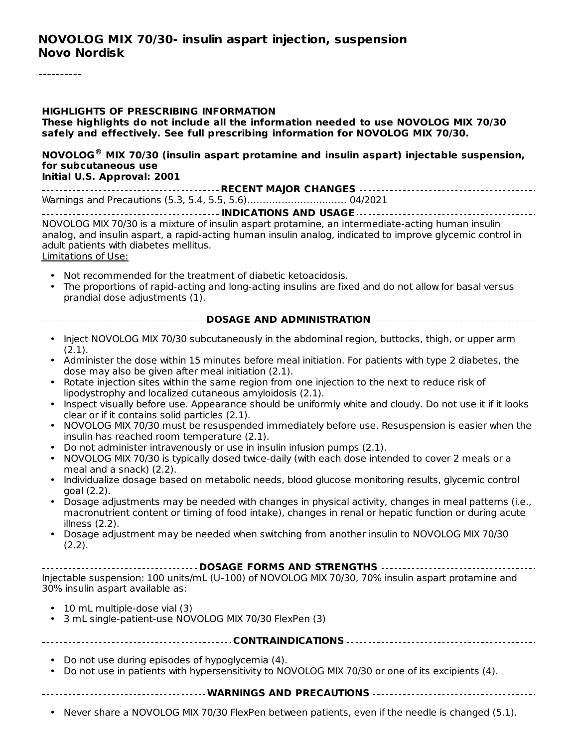# NOVOLOG MIX 70/30- insulin aspart injection, suspension
**Novo Nordisk**

----------

**HIGHLIGHTS OF PRESCRIBING INFORMATION**
**These highlights do not include all the information needed to use NOVOLOG MIX 70/30 safely and effectively. See full prescribing information for NOVOLOG MIX 70/30.**

**NOVOLOG® MIX 70/30 (insulin aspart protamine and insulin aspart) injectable suspension, for subcutaneous use**
**Initial U.S. Approval: 2001**

## RECENT MAJOR CHANGES

Warnings and Precautions (5.3, 5.4, 5.5, 5.6)................................ 04/2021

## INDICATIONS AND USAGE

NOVOLOG MIX 70/30 is a mixture of insulin aspart protamine, an intermediate-acting human insulin analog, and insulin aspart, a rapid-acting human insulin analog, indicated to improve glycemic control in adult patients with diabetes mellitus.

Limitations of Use:

- Not recommended for the treatment of diabetic ketoacidosis.
- The proportions of rapid-acting and long-acting insulins are fixed and do not allow for basal versus prandial dose adjustments (1).

## DOSAGE AND ADMINISTRATION

- Inject NOVOLOG MIX 70/30 subcutaneously in the abdominal region, buttocks, thigh, or upper arm (2.1).
- Administer the dose within 15 minutes before meal initiation. For patients with type 2 diabetes, the dose may also be given after meal initiation (2.1).
- Rotate injection sites within the same region from one injection to the next to reduce risk of lipodystrophy and localized cutaneous amyloidosis (2.1).
- Inspect visually before use. Appearance should be uniformly white and cloudy. Do not use it if it looks clear or if it contains solid particles (2.1).
- NOVOLOG MIX 70/30 must be resuspended immediately before use. Resuspension is easier when the insulin has reached room temperature (2.1).
- Do not administer intravenously or use in insulin infusion pumps (2.1).
- NOVOLOG MIX 70/30 is typically dosed twice-daily (with each dose intended to cover 2 meals or a meal and a snack) (2.2).
- Individualize dosage based on metabolic needs, blood glucose monitoring results, glycemic control goal (2.2).
- Dosage adjustments may be needed with changes in physical activity, changes in meal patterns (i.e., macronutrient content or timing of food intake), changes in renal or hepatic function or during acute illness (2.2).
- Dosage adjustment may be needed when switching from another insulin to NOVOLOG MIX 70/30 (2.2).

## DOSAGE FORMS AND STRENGTHS

Injectable suspension: 100 units/mL (U-100) of NOVOLOG MIX 70/30, 70% insulin aspart protamine and 30% insulin aspart available as:

- 10 mL multiple-dose vial (3)
- 3 mL single-patient-use NOVOLOG MIX 70/30 FlexPen (3)

## CONTRAINDICATIONS

- Do not use during episodes of hypoglycemia (4).
- Do not use in patients with hypersensitivity to NOVOLOG MIX 70/30 or one of its excipients (4).

## WARNINGS AND PRECAUTIONS

- Never share a NOVOLOG MIX 70/30 FlexPen between patients, even if the needle is changed (5.1).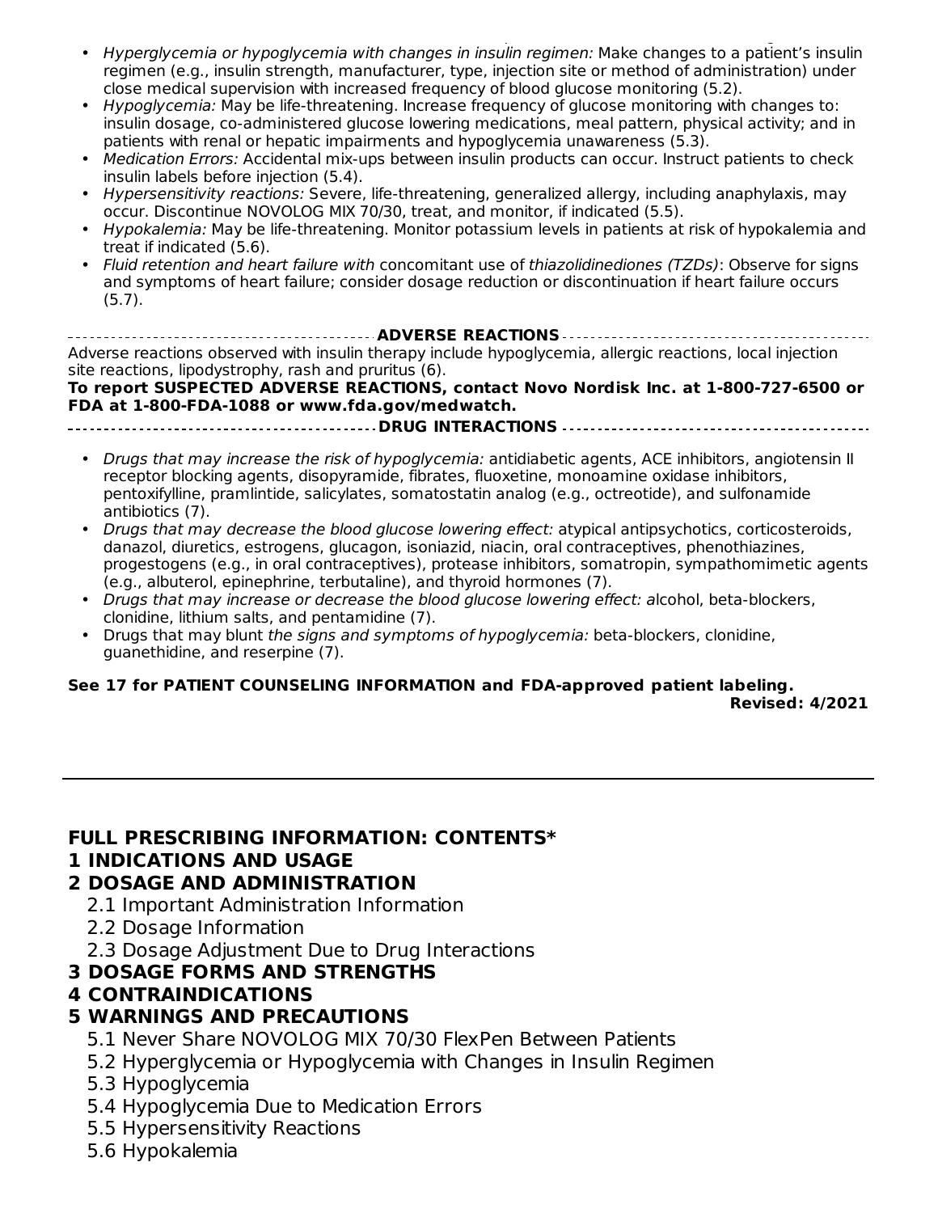- *Hyperglycemia or hypoglycemia with changes in insulin regimen:* Make changes to a patient's insulin regimen (e.g., insulin strength, manufacturer, type, injection site or method of administration) under close medical supervision with increased frequency of blood glucose monitoring (5.2).
- *Hypoglycemia:* May be life-threatening. Increase frequency of glucose monitoring with changes to: insulin dosage, co-administered glucose lowering medications, meal pattern, physical activity; and in patients with renal or hepatic impairments and hypoglycemia unawareness (5.3).
- *Medication Errors:* Accidental mix-ups between insulin products can occur. Instruct patients to check insulin labels before injection (5.4).
- *Hypersensitivity reactions:* Severe, life-threatening, generalized allergy, including anaphylaxis, may occur. Discontinue NOVOLOG MIX 70/30, treat, and monitor, if indicated (5.5).
- *Hypokalemia:* May be life-threatening. Monitor potassium levels in patients at risk of hypokalemia and treat if indicated (5.6).
- *Fluid retention and heart failure with* concomitant use of *thiazolidinediones (TZDs)*: Observe for signs and symptoms of heart failure; consider dosage reduction or discontinuation if heart failure occurs (5.7).

**ADVERSE REACTIONS**

Adverse reactions observed with insulin therapy include hypoglycemia, allergic reactions, local injection site reactions, lipodystrophy, rash and pruritus (6).

**To report SUSPECTED ADVERSE REACTIONS, contact Novo Nordisk Inc. at 1-800-727-6500 or FDA at 1-800-FDA-1088 or www.fda.gov/medwatch.**

**DRUG INTERACTIONS**

- *Drugs that may increase the risk of hypoglycemia:* antidiabetic agents, ACE inhibitors, angiotensin II receptor blocking agents, disopyramide, fibrates, fluoxetine, monoamine oxidase inhibitors, pentoxifylline, pramlintide, salicylates, somatostatin analog (e.g., octreotide), and sulfonamide antibiotics (7).
- *Drugs that may decrease the blood glucose lowering effect:* atypical antipsychotics, corticosteroids, danazol, diuretics, estrogens, glucagon, isoniazid, niacin, oral contraceptives, phenothiazines, progestogens (e.g., in oral contraceptives), protease inhibitors, somatropin, sympathomimetic agents (e.g., albuterol, epinephrine, terbutaline), and thyroid hormones (7).
- *Drugs that may increase or decrease the blood glucose lowering effect: a*lcohol, beta-blockers, clonidine, lithium salts, and pentamidine (7).
- Drugs that may blunt *the signs and symptoms of hypoglycemia:* beta-blockers, clonidine, guanethidine, and reserpine (7).

**See 17 for PATIENT COUNSELING INFORMATION and FDA-approved patient labeling.**

**Revised: 4/2021**

---

## FULL PRESCRIBING INFORMATION: CONTENTS*

## 1 INDICATIONS AND USAGE

## 2 DOSAGE AND ADMINISTRATION

2.1 Important Administration Information

2.2 Dosage Information

2.3 Dosage Adjustment Due to Drug Interactions

## 3 DOSAGE FORMS AND STRENGTHS

## 4 CONTRAINDICATIONS

## 5 WARNINGS AND PRECAUTIONS

5.1 Never Share NOVOLOG MIX 70/30 FlexPen Between Patients

5.2 Hyperglycemia or Hypoglycemia with Changes in Insulin Regimen

5.3 Hypoglycemia

5.4 Hypoglycemia Due to Medication Errors

5.5 Hypersensitivity Reactions

5.6 Hypokalemia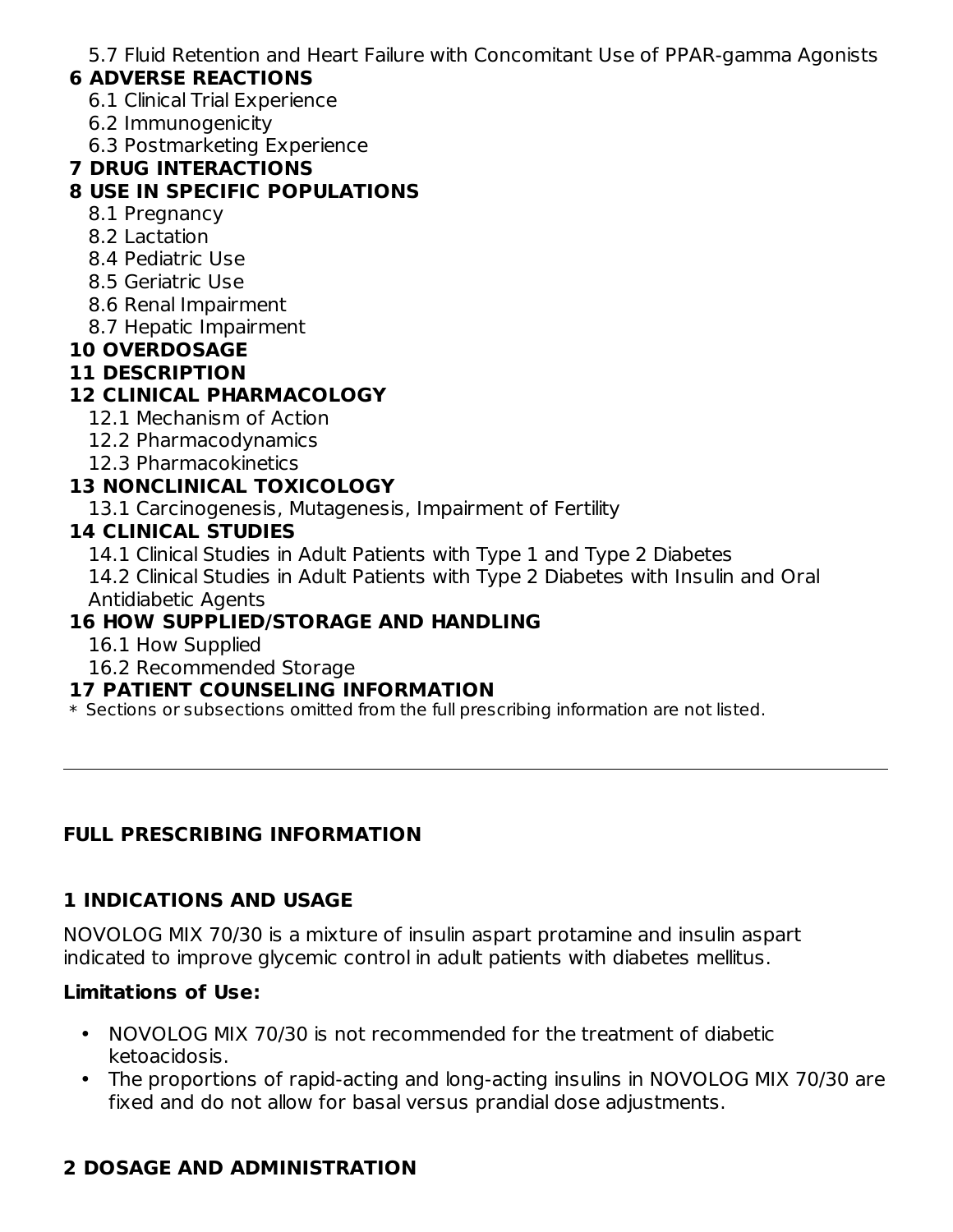5.7 Fluid Retention and Heart Failure with Concomitant Use of PPAR-gamma Agonists

**6 ADVERSE REACTIONS**

6.1 Clinical Trial Experience

6.2 Immunogenicity

6.3 Postmarketing Experience

**7 DRUG INTERACTIONS**

**8 USE IN SPECIFIC POPULATIONS**

8.1 Pregnancy

8.2 Lactation

8.4 Pediatric Use

8.5 Geriatric Use

8.6 Renal Impairment

8.7 Hepatic Impairment

**10 OVERDOSAGE**

**11 DESCRIPTION**

**12 CLINICAL PHARMACOLOGY**

12.1 Mechanism of Action

12.2 Pharmacodynamics

12.3 Pharmacokinetics

**13 NONCLINICAL TOXICOLOGY**

13.1 Carcinogenesis, Mutagenesis, Impairment of Fertility

**14 CLINICAL STUDIES**

14.1 Clinical Studies in Adult Patients with Type 1 and Type 2 Diabetes

14.2 Clinical Studies in Adult Patients with Type 2 Diabetes with Insulin and Oral Antidiabetic Agents

**16 HOW SUPPLIED/STORAGE AND HANDLING**

16.1 How Supplied

16.2 Recommended Storage

**17 PATIENT COUNSELING INFORMATION**

* Sections or subsections omitted from the full prescribing information are not listed.

---

## FULL PRESCRIBING INFORMATION

## 1 INDICATIONS AND USAGE

NOVOLOG MIX 70/30 is a mixture of insulin aspart protamine and insulin aspart indicated to improve glycemic control in adult patients with diabetes mellitus.

**Limitations of Use:**

- NOVOLOG MIX 70/30 is not recommended for the treatment of diabetic ketoacidosis.
- The proportions of rapid-acting and long-acting insulins in NOVOLOG MIX 70/30 are fixed and do not allow for basal versus prandial dose adjustments.

## 2 DOSAGE AND ADMINISTRATION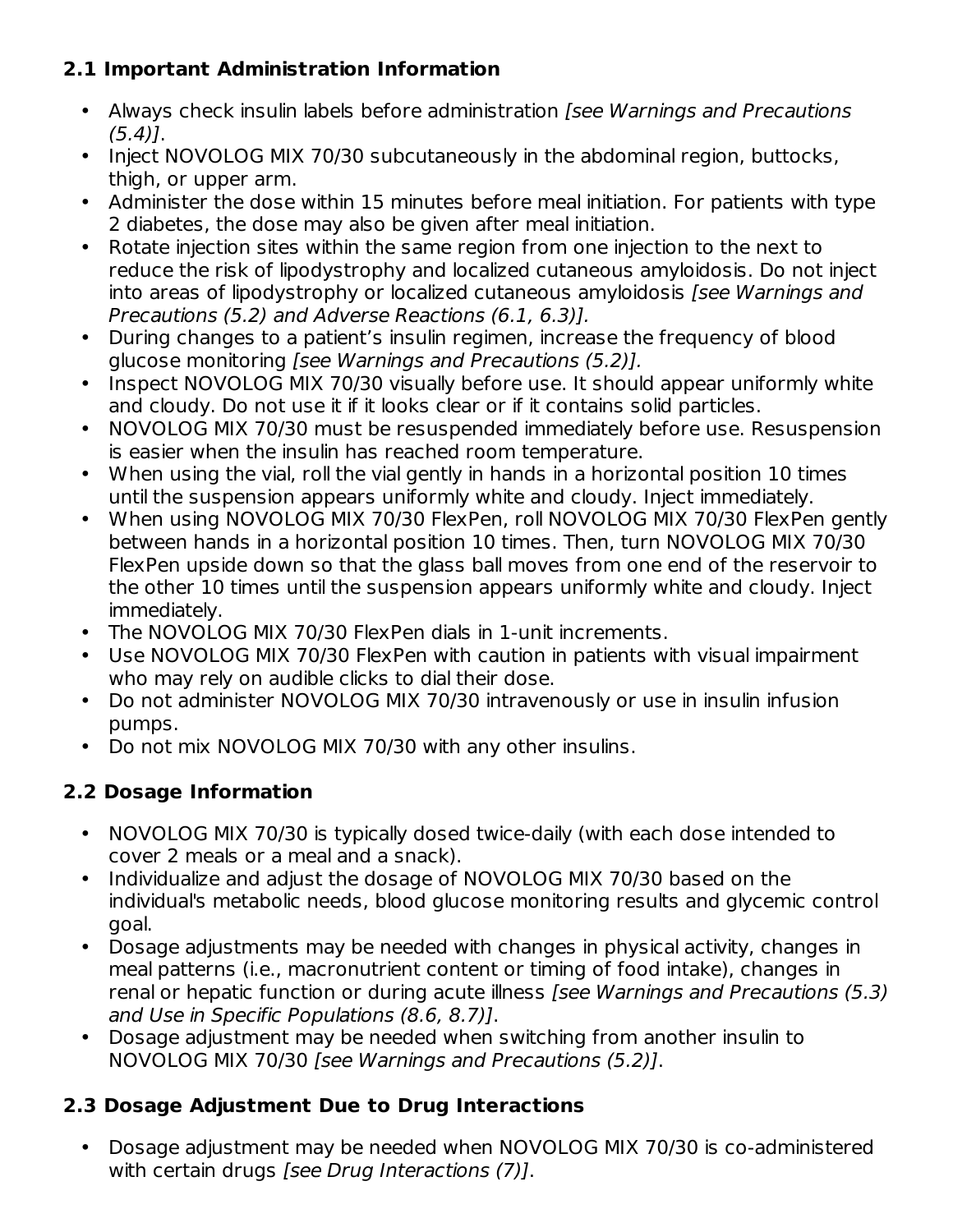### 2.1 Important Administration Information

- Always check insulin labels before administration *[see Warnings and Precautions (5.4)]*.
- Inject NOVOLOG MIX 70/30 subcutaneously in the abdominal region, buttocks, thigh, or upper arm.
- Administer the dose within 15 minutes before meal initiation. For patients with type 2 diabetes, the dose may also be given after meal initiation.
- Rotate injection sites within the same region from one injection to the next to reduce the risk of lipodystrophy and localized cutaneous amyloidosis. Do not inject into areas of lipodystrophy or localized cutaneous amyloidosis *[see Warnings and Precautions (5.2) and Adverse Reactions (6.1, 6.3)].*
- During changes to a patient's insulin regimen, increase the frequency of blood glucose monitoring *[see Warnings and Precautions (5.2)].*
- Inspect NOVOLOG MIX 70/30 visually before use. It should appear uniformly white and cloudy. Do not use it if it looks clear or if it contains solid particles.
- NOVOLOG MIX 70/30 must be resuspended immediately before use. Resuspension is easier when the insulin has reached room temperature.
- When using the vial, roll the vial gently in hands in a horizontal position 10 times until the suspension appears uniformly white and cloudy. Inject immediately.
- When using NOVOLOG MIX 70/30 FlexPen, roll NOVOLOG MIX 70/30 FlexPen gently between hands in a horizontal position 10 times. Then, turn NOVOLOG MIX 70/30 FlexPen upside down so that the glass ball moves from one end of the reservoir to the other 10 times until the suspension appears uniformly white and cloudy. Inject immediately.
- The NOVOLOG MIX 70/30 FlexPen dials in 1-unit increments.
- Use NOVOLOG MIX 70/30 FlexPen with caution in patients with visual impairment who may rely on audible clicks to dial their dose.
- Do not administer NOVOLOG MIX 70/30 intravenously or use in insulin infusion pumps.
- Do not mix NOVOLOG MIX 70/30 with any other insulins.

### 2.2 Dosage Information

- NOVOLOG MIX 70/30 is typically dosed twice-daily (with each dose intended to cover 2 meals or a meal and a snack).
- Individualize and adjust the dosage of NOVOLOG MIX 70/30 based on the individual's metabolic needs, blood glucose monitoring results and glycemic control goal.
- Dosage adjustments may be needed with changes in physical activity, changes in meal patterns (i.e., macronutrient content or timing of food intake), changes in renal or hepatic function or during acute illness *[see Warnings and Precautions (5.3) and Use in Specific Populations (8.6, 8.7)]*.
- Dosage adjustment may be needed when switching from another insulin to NOVOLOG MIX 70/30 *[see Warnings and Precautions (5.2)]*.

### 2.3 Dosage Adjustment Due to Drug Interactions

- Dosage adjustment may be needed when NOVOLOG MIX 70/30 is co-administered with certain drugs *[see Drug Interactions (7)]*.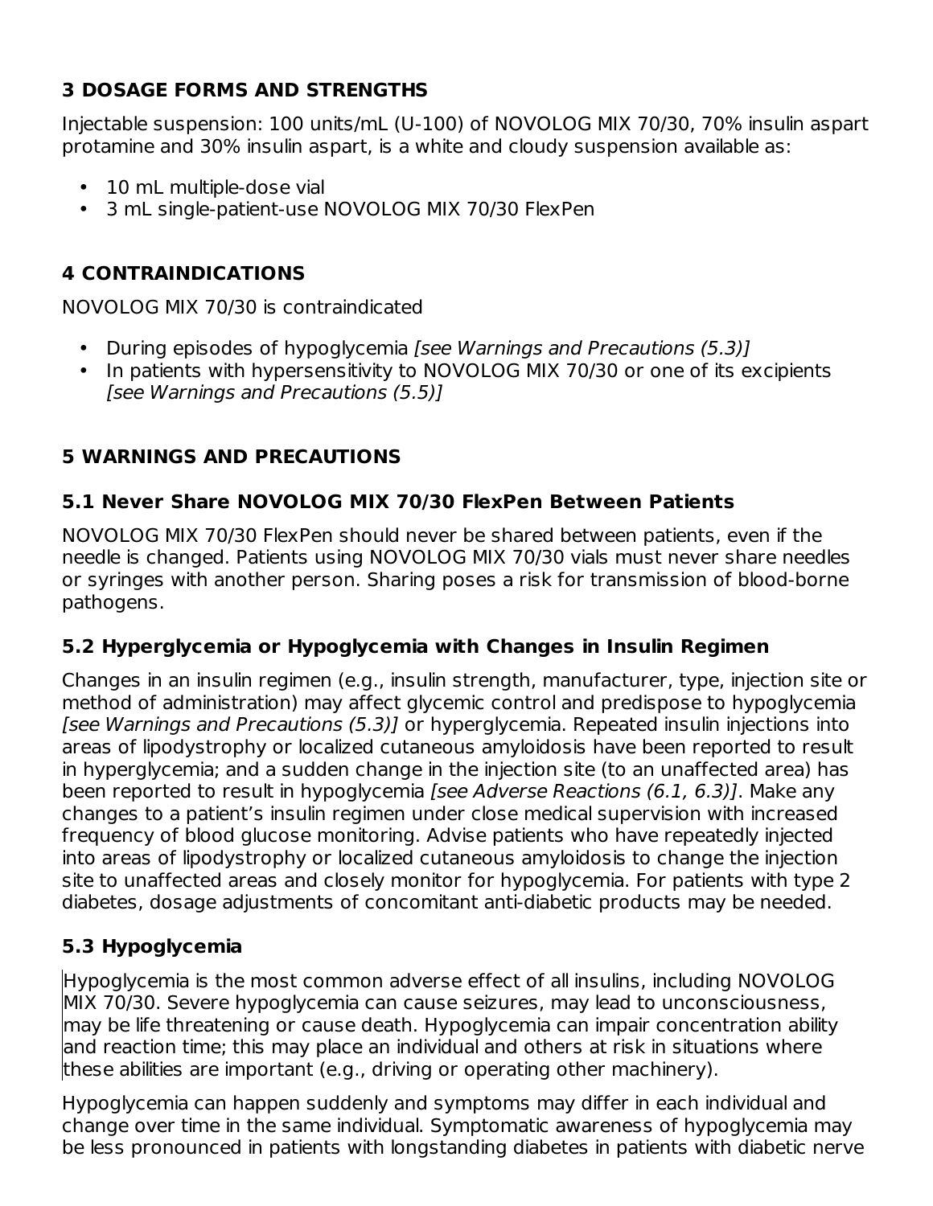## 3 DOSAGE FORMS AND STRENGTHS

Injectable suspension: 100 units/mL (U-100) of NOVOLOG MIX 70/30, 70% insulin aspart protamine and 30% insulin aspart, is a white and cloudy suspension available as:

- 10 mL multiple-dose vial
- 3 mL single-patient-use NOVOLOG MIX 70/30 FlexPen

## 4 CONTRAINDICATIONS

NOVOLOG MIX 70/30 is contraindicated

- During episodes of hypoglycemia *[see Warnings and Precautions (5.3)]*
- In patients with hypersensitivity to NOVOLOG MIX 70/30 or one of its excipients *[see Warnings and Precautions (5.5)]*

## 5 WARNINGS AND PRECAUTIONS

### 5.1 Never Share NOVOLOG MIX 70/30 FlexPen Between Patients

NOVOLOG MIX 70/30 FlexPen should never be shared between patients, even if the needle is changed. Patients using NOVOLOG MIX 70/30 vials must never share needles or syringes with another person. Sharing poses a risk for transmission of blood-borne pathogens.

### 5.2 Hyperglycemia or Hypoglycemia with Changes in Insulin Regimen

Changes in an insulin regimen (e.g., insulin strength, manufacturer, type, injection site or method of administration) may affect glycemic control and predispose to hypoglycemia *[see Warnings and Precautions (5.3)]* or hyperglycemia. Repeated insulin injections into areas of lipodystrophy or localized cutaneous amyloidosis have been reported to result in hyperglycemia; and a sudden change in the injection site (to an unaffected area) has been reported to result in hypoglycemia *[see Adverse Reactions (6.1, 6.3)]*. Make any changes to a patient's insulin regimen under close medical supervision with increased frequency of blood glucose monitoring. Advise patients who have repeatedly injected into areas of lipodystrophy or localized cutaneous amyloidosis to change the injection site to unaffected areas and closely monitor for hypoglycemia. For patients with type 2 diabetes, dosage adjustments of concomitant anti-diabetic products may be needed.

### 5.3 Hypoglycemia

Hypoglycemia is the most common adverse effect of all insulins, including NOVOLOG MIX 70/30. Severe hypoglycemia can cause seizures, may lead to unconsciousness, may be life threatening or cause death. Hypoglycemia can impair concentration ability and reaction time; this may place an individual and others at risk in situations where these abilities are important (e.g., driving or operating other machinery).

Hypoglycemia can happen suddenly and symptoms may differ in each individual and change over time in the same individual. Symptomatic awareness of hypoglycemia may be less pronounced in patients with longstanding diabetes in patients with diabetic nerve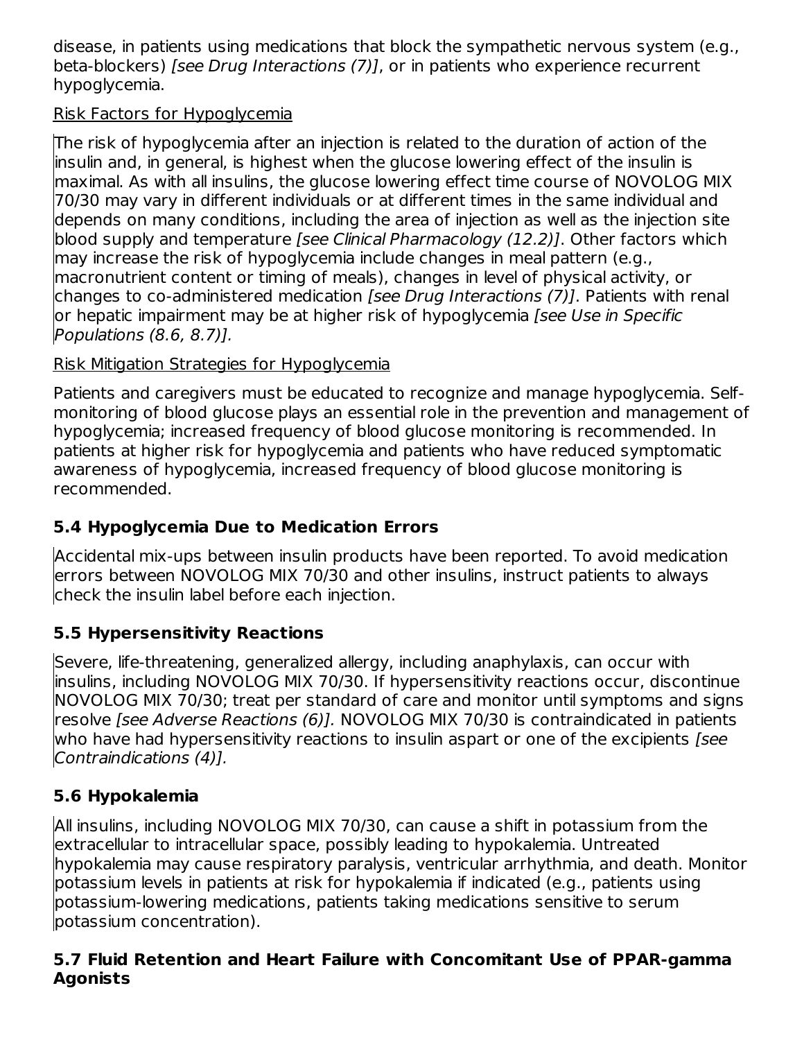disease, in patients using medications that block the sympathetic nervous system (e.g., beta-blockers) *[see Drug Interactions (7)]*, or in patients who experience recurrent hypoglycemia.

Risk Factors for Hypoglycemia

The risk of hypoglycemia after an injection is related to the duration of action of the insulin and, in general, is highest when the glucose lowering effect of the insulin is maximal. As with all insulins, the glucose lowering effect time course of NOVOLOG MIX 70/30 may vary in different individuals or at different times in the same individual and depends on many conditions, including the area of injection as well as the injection site blood supply and temperature *[see Clinical Pharmacology (12.2)]*. Other factors which may increase the risk of hypoglycemia include changes in meal pattern (e.g., macronutrient content or timing of meals), changes in level of physical activity, or changes to co-administered medication *[see Drug Interactions (7)]*. Patients with renal or hepatic impairment may be at higher risk of hypoglycemia *[see Use in Specific Populations (8.6, 8.7)].*

Risk Mitigation Strategies for Hypoglycemia

Patients and caregivers must be educated to recognize and manage hypoglycemia. Self-monitoring of blood glucose plays an essential role in the prevention and management of hypoglycemia; increased frequency of blood glucose monitoring is recommended. In patients at higher risk for hypoglycemia and patients who have reduced symptomatic awareness of hypoglycemia, increased frequency of blood glucose monitoring is recommended.

### 5.4 Hypoglycemia Due to Medication Errors

Accidental mix-ups between insulin products have been reported. To avoid medication errors between NOVOLOG MIX 70/30 and other insulins, instruct patients to always check the insulin label before each injection.

### 5.5 Hypersensitivity Reactions

Severe, life-threatening, generalized allergy, including anaphylaxis, can occur with insulins, including NOVOLOG MIX 70/30. If hypersensitivity reactions occur, discontinue NOVOLOG MIX 70/30; treat per standard of care and monitor until symptoms and signs resolve *[see Adverse Reactions (6)].* NOVOLOG MIX 70/30 is contraindicated in patients who have had hypersensitivity reactions to insulin aspart or one of the excipients *[see Contraindications (4)].*

### 5.6 Hypokalemia

All insulins, including NOVOLOG MIX 70/30, can cause a shift in potassium from the extracellular to intracellular space, possibly leading to hypokalemia. Untreated hypokalemia may cause respiratory paralysis, ventricular arrhythmia, and death. Monitor potassium levels in patients at risk for hypokalemia if indicated (e.g., patients using potassium-lowering medications, patients taking medications sensitive to serum potassium concentration).

### 5.7 Fluid Retention and Heart Failure with Concomitant Use of PPAR-gamma Agonists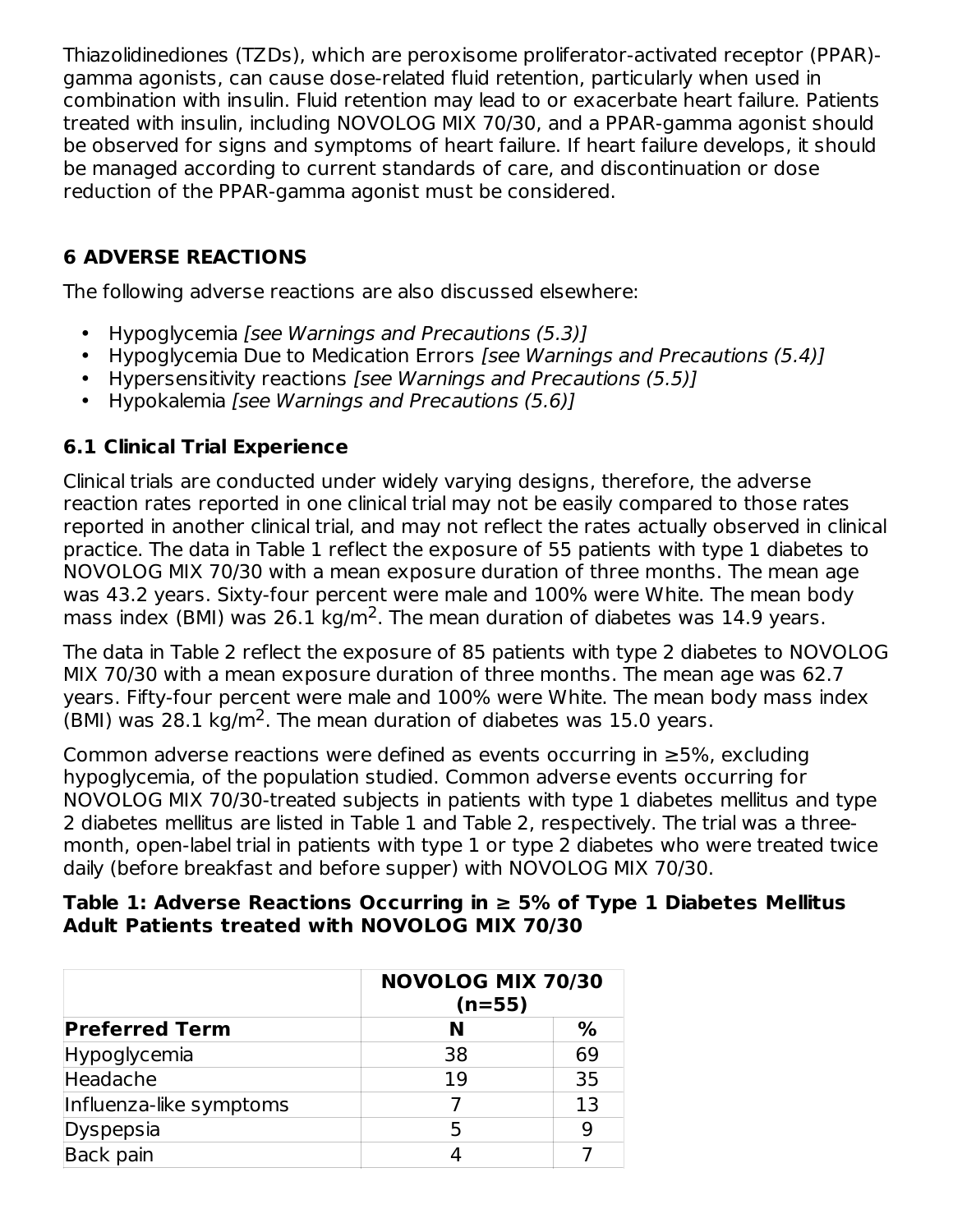Thiazolidinediones (TZDs), which are peroxisome proliferator-activated receptor (PPAR)-gamma agonists, can cause dose-related fluid retention, particularly when used in combination with insulin. Fluid retention may lead to or exacerbate heart failure. Patients treated with insulin, including NOVOLOG MIX 70/30, and a PPAR-gamma agonist should be observed for signs and symptoms of heart failure. If heart failure develops, it should be managed according to current standards of care, and discontinuation or dose reduction of the PPAR-gamma agonist must be considered.

## 6 ADVERSE REACTIONS

The following adverse reactions are also discussed elsewhere:

- Hypoglycemia *[see Warnings and Precautions (5.3)]*
- Hypoglycemia Due to Medication Errors *[see Warnings and Precautions (5.4)]*
- Hypersensitivity reactions *[see Warnings and Precautions (5.5)]*
- Hypokalemia *[see Warnings and Precautions (5.6)]*

### 6.1 Clinical Trial Experience

Clinical trials are conducted under widely varying designs, therefore, the adverse reaction rates reported in one clinical trial may not be easily compared to those rates reported in another clinical trial, and may not reflect the rates actually observed in clinical practice. The data in Table 1 reflect the exposure of 55 patients with type 1 diabetes to NOVOLOG MIX 70/30 with a mean exposure duration of three months. The mean age was 43.2 years. Sixty-four percent were male and 100% were White. The mean body mass index (BMI) was 26.1 kg/m$^2$. The mean duration of diabetes was 14.9 years.

The data in Table 2 reflect the exposure of 85 patients with type 2 diabetes to NOVOLOG MIX 70/30 with a mean exposure duration of three months. The mean age was 62.7 years. Fifty-four percent were male and 100% were White. The mean body mass index (BMI) was 28.1 kg/m$^2$. The mean duration of diabetes was 15.0 years.

Common adverse reactions were defined as events occurring in ≥5%, excluding hypoglycemia, of the population studied. Common adverse events occurring for NOVOLOG MIX 70/30-treated subjects in patients with type 1 diabetes mellitus and type 2 diabetes mellitus are listed in Table 1 and Table 2, respectively. The trial was a three-month, open-label trial in patients with type 1 or type 2 diabetes who were treated twice daily (before breakfast and before supper) with NOVOLOG MIX 70/30.

**Table 1: Adverse Reactions Occurring in ≥ 5% of Type 1 Diabetes Mellitus Adult Patients treated with NOVOLOG MIX 70/30**

| | NOVOLOG MIX 70/30 (n=55) | |
|---|---|---|
| **Preferred Term** | **N** | **%** |
| Hypoglycemia | 38 | 69 |
| Headache | 19 | 35 |
| Influenza-like symptoms | 7 | 13 |
| Dyspepsia | 5 | 9 |
| Back pain | 4 | 7 |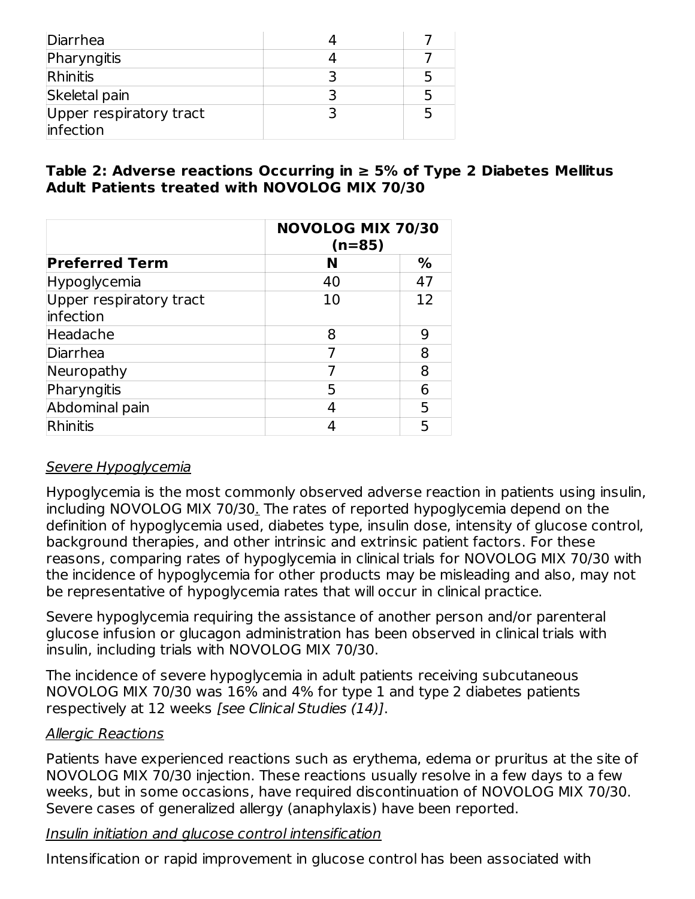| | | |
|---|---|---|
| Diarrhea | 4 | 7 |
| Pharyngitis | 4 | 7 |
| Rhinitis | 3 | 5 |
| Skeletal pain | 3 | 5 |
| Upper respiratory tract infection | 3 | 5 |

**Table 2: Adverse reactions Occurring in ≥ 5% of Type 2 Diabetes Mellitus Adult Patients treated with NOVOLOG MIX 70/30**

| | NOVOLOG MIX 70/30 (n=85) | |
|---|---|---|
| **Preferred Term** | **N** | **%** |
| Hypoglycemia | 40 | 47 |
| Upper respiratory tract infection | 10 | 12 |
| Headache | 8 | 9 |
| Diarrhea | 7 | 8 |
| Neuropathy | 7 | 8 |
| Pharyngitis | 5 | 6 |
| Abdominal pain | 4 | 5 |
| Rhinitis | 4 | 5 |

Severe Hypoglycemia

Hypoglycemia is the most commonly observed adverse reaction in patients using insulin, including NOVOLOG MIX 70/30. The rates of reported hypoglycemia depend on the definition of hypoglycemia used, diabetes type, insulin dose, intensity of glucose control, background therapies, and other intrinsic and extrinsic patient factors. For these reasons, comparing rates of hypoglycemia in clinical trials for NOVOLOG MIX 70/30 with the incidence of hypoglycemia for other products may be misleading and also, may not be representative of hypoglycemia rates that will occur in clinical practice.

Severe hypoglycemia requiring the assistance of another person and/or parenteral glucose infusion or glucagon administration has been observed in clinical trials with insulin, including trials with NOVOLOG MIX 70/30.

The incidence of severe hypoglycemia in adult patients receiving subcutaneous NOVOLOG MIX 70/30 was 16% and 4% for type 1 and type 2 diabetes patients respectively at 12 weeks *[see Clinical Studies (14)]*.

Allergic Reactions

Patients have experienced reactions such as erythema, edema or pruritus at the site of NOVOLOG MIX 70/30 injection. These reactions usually resolve in a few days to a few weeks, but in some occasions, have required discontinuation of NOVOLOG MIX 70/30. Severe cases of generalized allergy (anaphylaxis) have been reported.

Insulin initiation and glucose control intensification

Intensification or rapid improvement in glucose control has been associated with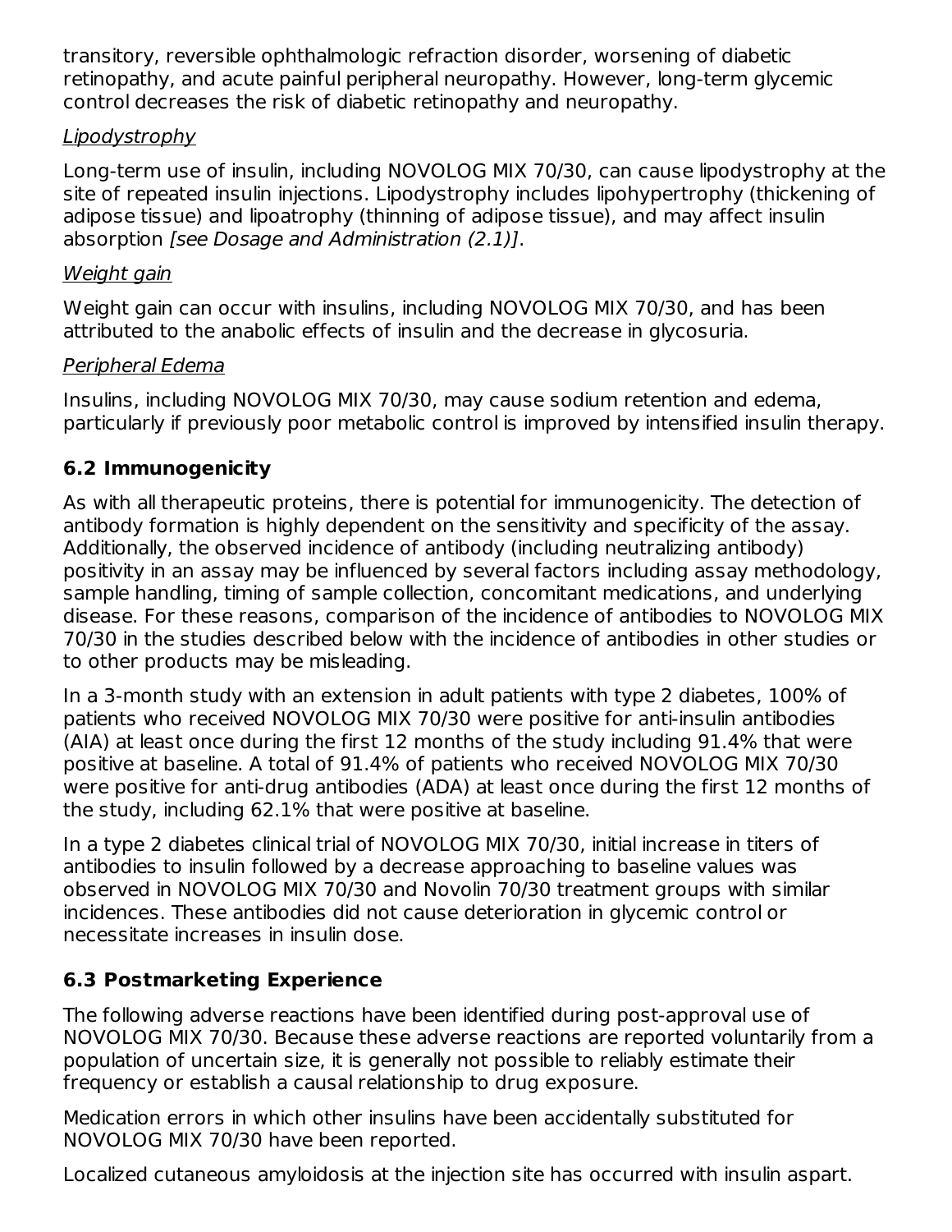transitory, reversible ophthalmologic refraction disorder, worsening of diabetic retinopathy, and acute painful peripheral neuropathy. However, long-term glycemic control decreases the risk of diabetic retinopathy and neuropathy.

*Lipodystrophy*

Long-term use of insulin, including NOVOLOG MIX 70/30, can cause lipodystrophy at the site of repeated insulin injections. Lipodystrophy includes lipohypertrophy (thickening of adipose tissue) and lipoatrophy (thinning of adipose tissue), and may affect insulin absorption *[see Dosage and Administration (2.1)]*.

*Weight gain*

Weight gain can occur with insulins, including NOVOLOG MIX 70/30, and has been attributed to the anabolic effects of insulin and the decrease in glycosuria.

*Peripheral Edema*

Insulins, including NOVOLOG MIX 70/30, may cause sodium retention and edema, particularly if previously poor metabolic control is improved by intensified insulin therapy.

## 6.2 Immunogenicity

As with all therapeutic proteins, there is potential for immunogenicity. The detection of antibody formation is highly dependent on the sensitivity and specificity of the assay. Additionally, the observed incidence of antibody (including neutralizing antibody) positivity in an assay may be influenced by several factors including assay methodology, sample handling, timing of sample collection, concomitant medications, and underlying disease. For these reasons, comparison of the incidence of antibodies to NOVOLOG MIX 70/30 in the studies described below with the incidence of antibodies in other studies or to other products may be misleading.

In a 3-month study with an extension in adult patients with type 2 diabetes, 100% of patients who received NOVOLOG MIX 70/30 were positive for anti-insulin antibodies (AIA) at least once during the first 12 months of the study including 91.4% that were positive at baseline. A total of 91.4% of patients who received NOVOLOG MIX 70/30 were positive for anti-drug antibodies (ADA) at least once during the first 12 months of the study, including 62.1% that were positive at baseline.

In a type 2 diabetes clinical trial of NOVOLOG MIX 70/30, initial increase in titers of antibodies to insulin followed by a decrease approaching to baseline values was observed in NOVOLOG MIX 70/30 and Novolin 70/30 treatment groups with similar incidences. These antibodies did not cause deterioration in glycemic control or necessitate increases in insulin dose.

## 6.3 Postmarketing Experience

The following adverse reactions have been identified during post-approval use of NOVOLOG MIX 70/30. Because these adverse reactions are reported voluntarily from a population of uncertain size, it is generally not possible to reliably estimate their frequency or establish a causal relationship to drug exposure.

Medication errors in which other insulins have been accidentally substituted for NOVOLOG MIX 70/30 have been reported.

Localized cutaneous amyloidosis at the injection site has occurred with insulin aspart.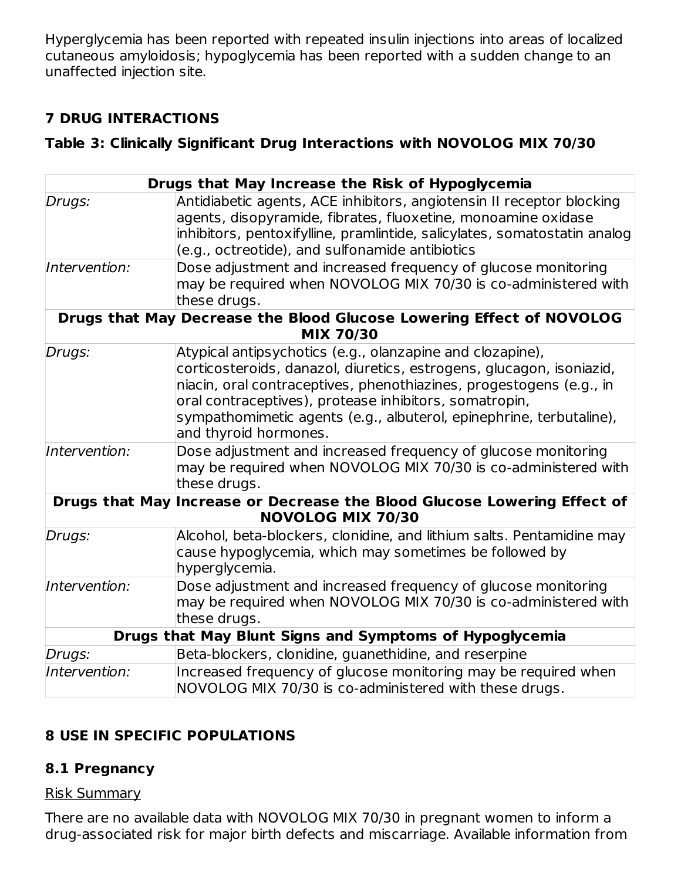Hyperglycemia has been reported with repeated insulin injections into areas of localized cutaneous amyloidosis; hypoglycemia has been reported with a sudden change to an unaffected injection site.

## 7 DRUG INTERACTIONS

**Table 3: Clinically Significant Drug Interactions with NOVOLOG MIX 70/30**

| **Drugs that May Increase the Risk of Hypoglycemia** | |
|---|---|
| *Drugs:* | Antidiabetic agents, ACE inhibitors, angiotensin II receptor blocking agents, disopyramide, fibrates, fluoxetine, monoamine oxidase inhibitors, pentoxifylline, pramlintide, salicylates, somatostatin analog (e.g., octreotide), and sulfonamide antibiotics |
| *Intervention:* | Dose adjustment and increased frequency of glucose monitoring may be required when NOVOLOG MIX 70/30 is co-administered with these drugs. |
| **Drugs that May Decrease the Blood Glucose Lowering Effect of NOVOLOG MIX 70/30** | |
| *Drugs:* | Atypical antipsychotics (e.g., olanzapine and clozapine), corticosteroids, danazol, diuretics, estrogens, glucagon, isoniazid, niacin, oral contraceptives, phenothiazines, progestogens (e.g., in oral contraceptives), protease inhibitors, somatropin, sympathomimetic agents (e.g., albuterol, epinephrine, terbutaline), and thyroid hormones. |
| *Intervention:* | Dose adjustment and increased frequency of glucose monitoring may be required when NOVOLOG MIX 70/30 is co-administered with these drugs. |
| **Drugs that May Increase or Decrease the Blood Glucose Lowering Effect of NOVOLOG MIX 70/30** | |
| *Drugs:* | Alcohol, beta-blockers, clonidine, and lithium salts. Pentamidine may cause hypoglycemia, which may sometimes be followed by hyperglycemia. |
| *Intervention:* | Dose adjustment and increased frequency of glucose monitoring may be required when NOVOLOG MIX 70/30 is co-administered with these drugs. |
| **Drugs that May Blunt Signs and Symptoms of Hypoglycemia** | |
| *Drugs:* | Beta-blockers, clonidine, guanethidine, and reserpine |
| *Intervention:* | Increased frequency of glucose monitoring may be required when NOVOLOG MIX 70/30 is co-administered with these drugs. |

## 8 USE IN SPECIFIC POPULATIONS

### 8.1 Pregnancy

Risk Summary

There are no available data with NOVOLOG MIX 70/30 in pregnant women to inform a drug-associated risk for major birth defects and miscarriage. Available information from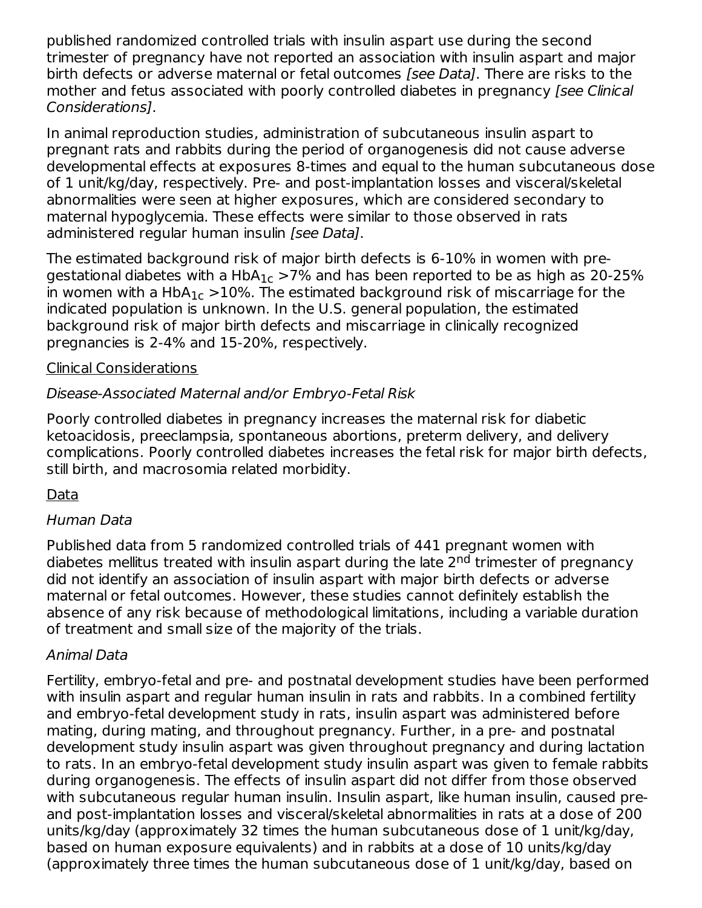published randomized controlled trials with insulin aspart use during the second trimester of pregnancy have not reported an association with insulin aspart and major birth defects or adverse maternal or fetal outcomes *[see Data]*. There are risks to the mother and fetus associated with poorly controlled diabetes in pregnancy *[see Clinical Considerations]*.

In animal reproduction studies, administration of subcutaneous insulin aspart to pregnant rats and rabbits during the period of organogenesis did not cause adverse developmental effects at exposures 8-times and equal to the human subcutaneous dose of 1 unit/kg/day, respectively. Pre- and post-implantation losses and visceral/skeletal abnormalities were seen at higher exposures, which are considered secondary to maternal hypoglycemia. These effects were similar to those observed in rats administered regular human insulin *[see Data]*.

The estimated background risk of major birth defects is 6-10% in women with pre-gestational diabetes with a $HbA_{1c}$ >7% and has been reported to be as high as 20-25% in women with a $HbA_{1c}$ >10%. The estimated background risk of miscarriage for the indicated population is unknown. In the U.S. general population, the estimated background risk of major birth defects and miscarriage in clinically recognized pregnancies is 2-4% and 15-20%, respectively.

<u>Clinical Considerations</u>

*Disease-Associated Maternal and/or Embryo-Fetal Risk*

Poorly controlled diabetes in pregnancy increases the maternal risk for diabetic ketoacidosis, preeclampsia, spontaneous abortions, preterm delivery, and delivery complications. Poorly controlled diabetes increases the fetal risk for major birth defects, still birth, and macrosomia related morbidity.

<u>Data</u>

*Human Data*

Published data from 5 randomized controlled trials of 441 pregnant women with diabetes mellitus treated with insulin aspart during the late 2$^{nd}$ trimester of pregnancy did not identify an association of insulin aspart with major birth defects or adverse maternal or fetal outcomes. However, these studies cannot definitely establish the absence of any risk because of methodological limitations, including a variable duration of treatment and small size of the majority of the trials.

*Animal Data*

Fertility, embryo-fetal and pre- and postnatal development studies have been performed with insulin aspart and regular human insulin in rats and rabbits. In a combined fertility and embryo-fetal development study in rats, insulin aspart was administered before mating, during mating, and throughout pregnancy. Further, in a pre- and postnatal development study insulin aspart was given throughout pregnancy and during lactation to rats. In an embryo-fetal development study insulin aspart was given to female rabbits during organogenesis. The effects of insulin aspart did not differ from those observed with subcutaneous regular human insulin. Insulin aspart, like human insulin, caused pre- and post-implantation losses and visceral/skeletal abnormalities in rats at a dose of 200 units/kg/day (approximately 32 times the human subcutaneous dose of 1 unit/kg/day, based on human exposure equivalents) and in rabbits at a dose of 10 units/kg/day (approximately three times the human subcutaneous dose of 1 unit/kg/day, based on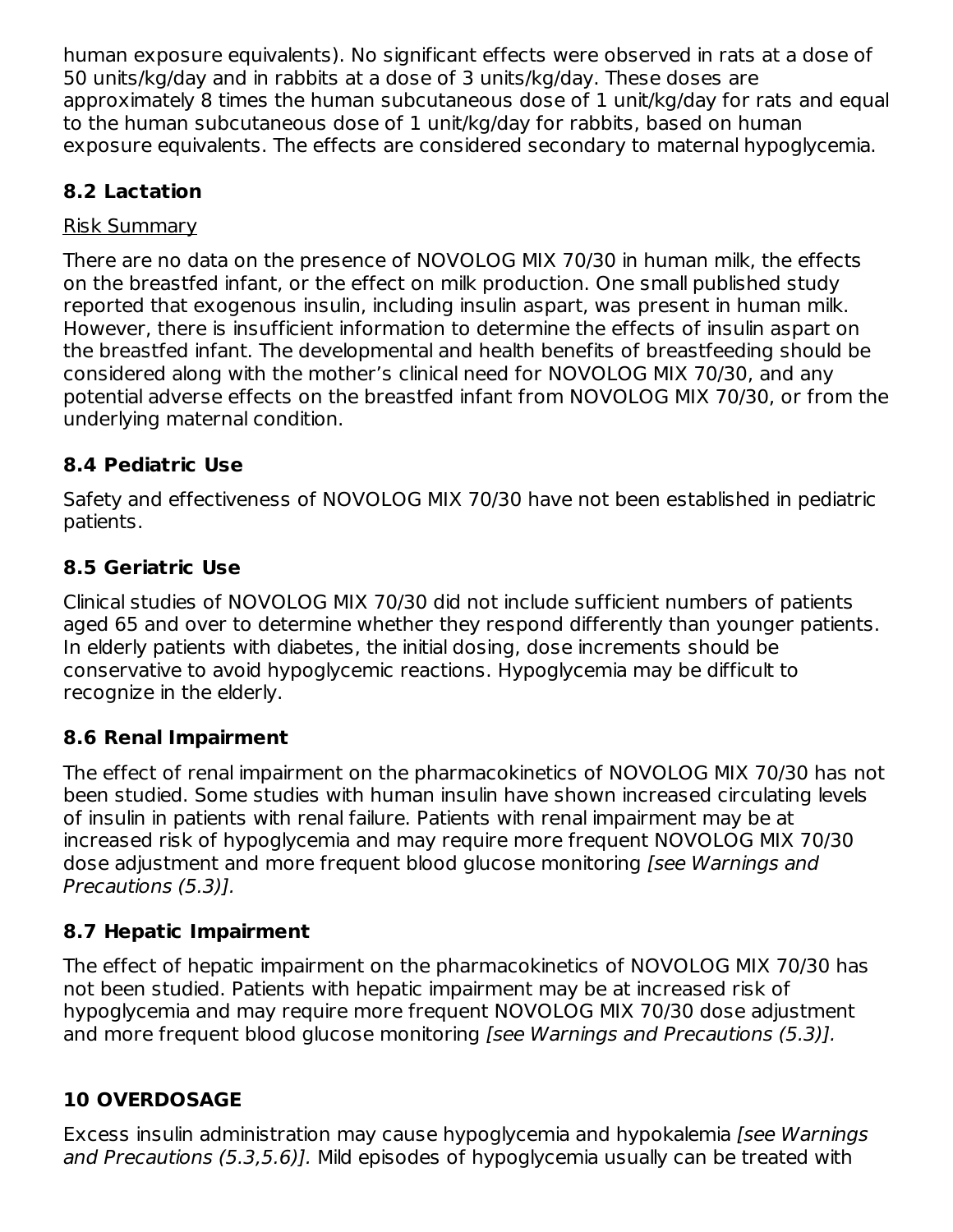human exposure equivalents). No significant effects were observed in rats at a dose of 50 units/kg/day and in rabbits at a dose of 3 units/kg/day. These doses are approximately 8 times the human subcutaneous dose of 1 unit/kg/day for rats and equal to the human subcutaneous dose of 1 unit/kg/day for rabbits, based on human exposure equivalents. The effects are considered secondary to maternal hypoglycemia.

### 8.2 Lactation

Risk Summary

There are no data on the presence of NOVOLOG MIX 70/30 in human milk, the effects on the breastfed infant, or the effect on milk production. One small published study reported that exogenous insulin, including insulin aspart, was present in human milk. However, there is insufficient information to determine the effects of insulin aspart on the breastfed infant. The developmental and health benefits of breastfeeding should be considered along with the mother's clinical need for NOVOLOG MIX 70/30, and any potential adverse effects on the breastfed infant from NOVOLOG MIX 70/30, or from the underlying maternal condition.

### 8.4 Pediatric Use

Safety and effectiveness of NOVOLOG MIX 70/30 have not been established in pediatric patients.

### 8.5 Geriatric Use

Clinical studies of NOVOLOG MIX 70/30 did not include sufficient numbers of patients aged 65 and over to determine whether they respond differently than younger patients. In elderly patients with diabetes, the initial dosing, dose increments should be conservative to avoid hypoglycemic reactions. Hypoglycemia may be difficult to recognize in the elderly.

### 8.6 Renal Impairment

The effect of renal impairment on the pharmacokinetics of NOVOLOG MIX 70/30 has not been studied. Some studies with human insulin have shown increased circulating levels of insulin in patients with renal failure. Patients with renal impairment may be at increased risk of hypoglycemia and may require more frequent NOVOLOG MIX 70/30 dose adjustment and more frequent blood glucose monitoring *[see Warnings and Precautions (5.3)].*

### 8.7 Hepatic Impairment

The effect of hepatic impairment on the pharmacokinetics of NOVOLOG MIX 70/30 has not been studied. Patients with hepatic impairment may be at increased risk of hypoglycemia and may require more frequent NOVOLOG MIX 70/30 dose adjustment and more frequent blood glucose monitoring *[see Warnings and Precautions (5.3)].*

## 10 OVERDOSAGE

Excess insulin administration may cause hypoglycemia and hypokalemia *[see Warnings and Precautions (5.3,5.6)].* Mild episodes of hypoglycemia usually can be treated with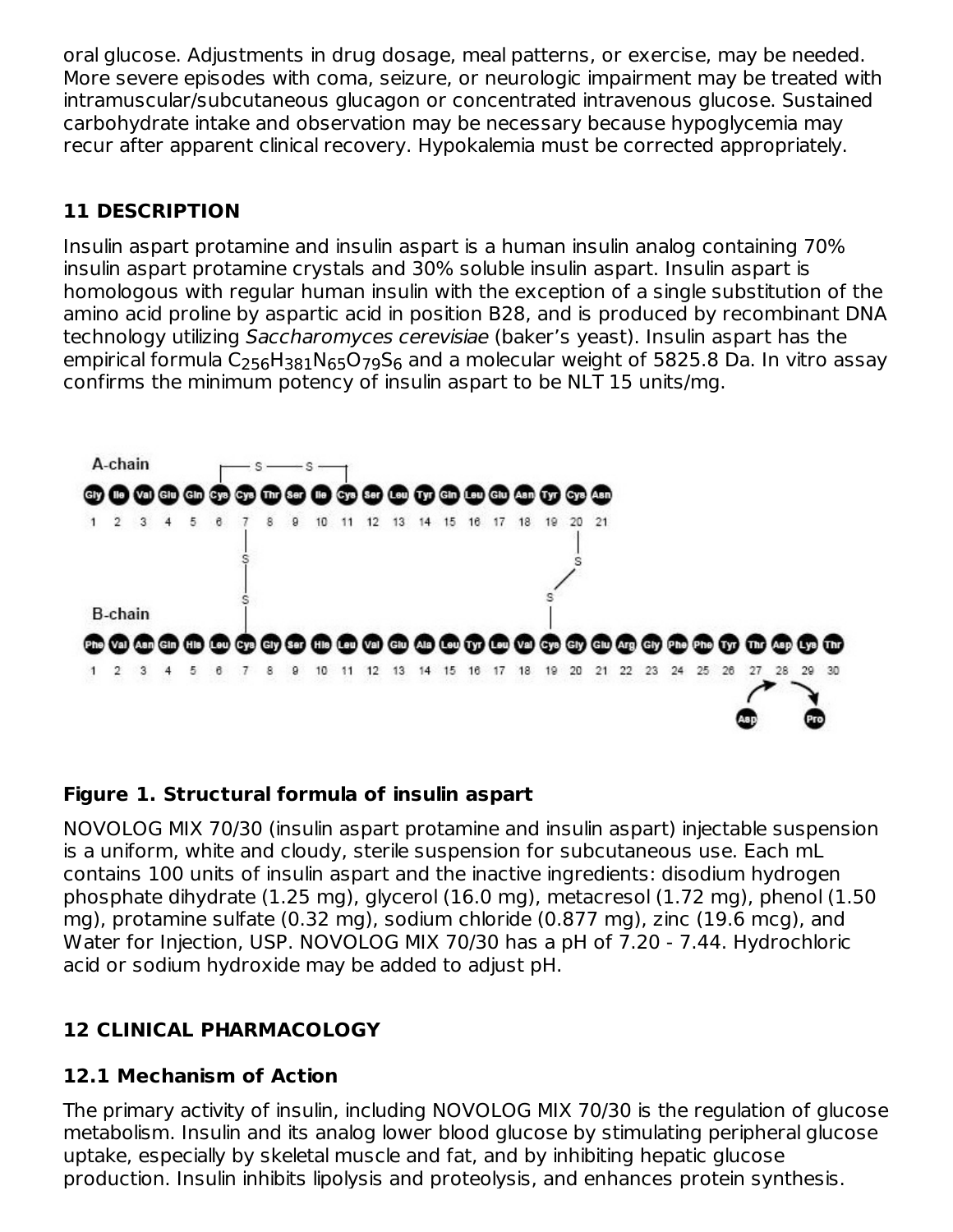oral glucose. Adjustments in drug dosage, meal patterns, or exercise, may be needed. More severe episodes with coma, seizure, or neurologic impairment may be treated with intramuscular/subcutaneous glucagon or concentrated intravenous glucose. Sustained carbohydrate intake and observation may be necessary because hypoglycemia may recur after apparent clinical recovery. Hypokalemia must be corrected appropriately.

## 11 DESCRIPTION

Insulin aspart protamine and insulin aspart is a human insulin analog containing 70% insulin aspart protamine crystals and 30% soluble insulin aspart. Insulin aspart is homologous with regular human insulin with the exception of a single substitution of the amino acid proline by aspartic acid in position B28, and is produced by recombinant DNA technology utilizing *Saccharomyces cerevisiae* (baker's yeast). Insulin aspart has the empirical formula $C_{256}H_{381}N_{65}O_{79}S_6$ and a molecular weight of 5825.8 Da. In vitro assay confirms the minimum potency of insulin aspart to be NLT 15 units/mg.

**Figure 1. Structural formula of insulin aspart**

NOVOLOG MIX 70/30 (insulin aspart protamine and insulin aspart) injectable suspension is a uniform, white and cloudy, sterile suspension for subcutaneous use. Each mL contains 100 units of insulin aspart and the inactive ingredients: disodium hydrogen phosphate dihydrate (1.25 mg), glycerol (16.0 mg), metacresol (1.72 mg), phenol (1.50 mg), protamine sulfate (0.32 mg), sodium chloride (0.877 mg), zinc (19.6 mcg), and Water for Injection, USP. NOVOLOG MIX 70/30 has a pH of 7.20 - 7.44. Hydrochloric acid or sodium hydroxide may be added to adjust pH.

## 12 CLINICAL PHARMACOLOGY

### 12.1 Mechanism of Action

The primary activity of insulin, including NOVOLOG MIX 70/30 is the regulation of glucose metabolism. Insulin and its analog lower blood glucose by stimulating peripheral glucose uptake, especially by skeletal muscle and fat, and by inhibiting hepatic glucose production. Insulin inhibits lipolysis and proteolysis, and enhances protein synthesis.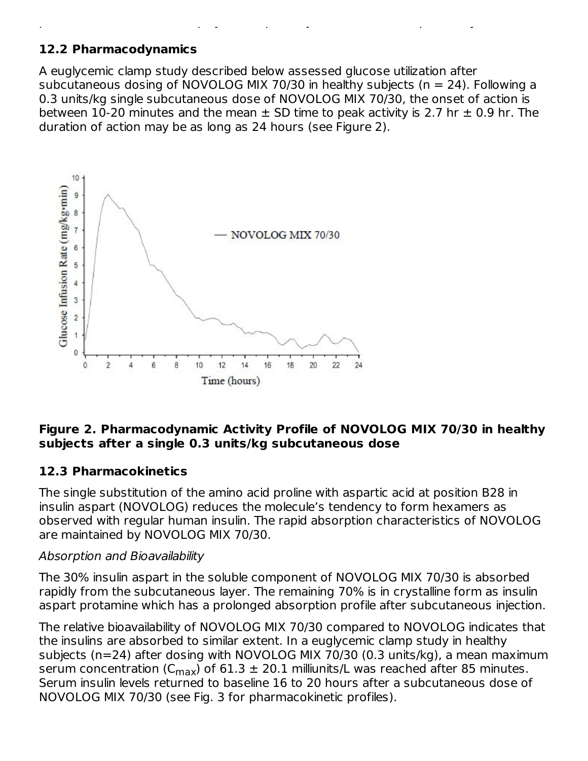### 12.2 Pharmacodynamics

A euglycemic clamp study described below assessed glucose utilization after subcutaneous dosing of NOVOLOG MIX 70/30 in healthy subjects (n = 24). Following a 0.3 units/kg single subcutaneous dose of NOVOLOG MIX 70/30, the onset of action is between 10-20 minutes and the mean ± SD time to peak activity is 2.7 hr ± 0.9 hr. The duration of action may be as long as 24 hours (see Figure 2).

**Figure 2. Pharmacodynamic Activity Profile of NOVOLOG MIX 70/30 in healthy subjects after a single 0.3 units/kg subcutaneous dose**

### 12.3 Pharmacokinetics

The single substitution of the amino acid proline with aspartic acid at position B28 in insulin aspart (NOVOLOG) reduces the molecule's tendency to form hexamers as observed with regular human insulin. The rapid absorption characteristics of NOVOLOG are maintained by NOVOLOG MIX 70/30.

*Absorption and Bioavailability*

The 30% insulin aspart in the soluble component of NOVOLOG MIX 70/30 is absorbed rapidly from the subcutaneous layer. The remaining 70% is in crystalline form as insulin aspart protamine which has a prolonged absorption profile after subcutaneous injection.

The relative bioavailability of NOVOLOG MIX 70/30 compared to NOVOLOG indicates that the insulins are absorbed to similar extent. In a euglycemic clamp study in healthy subjects (n=24) after dosing with NOVOLOG MIX 70/30 (0.3 units/kg), a mean maximum serum concentration ($C_{max}$) of 61.3 ± 20.1 milliunits/L was reached after 85 minutes. Serum insulin levels returned to baseline 16 to 20 hours after a subcutaneous dose of NOVOLOG MIX 70/30 (see Fig. 3 for pharmacokinetic profiles).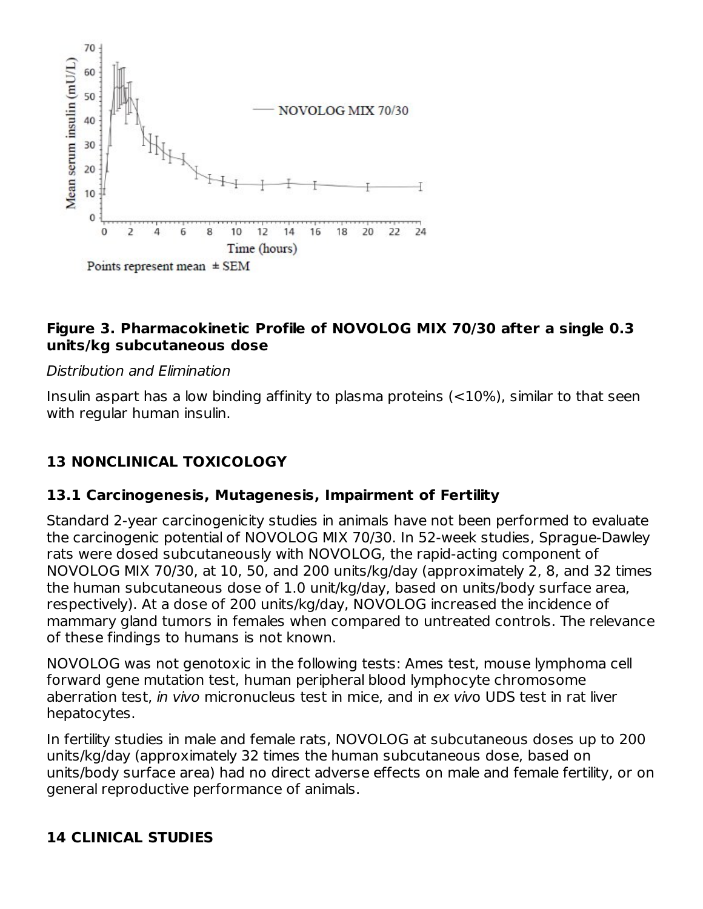**Figure 3. Pharmacokinetic Profile of NOVOLOG MIX 70/30 after a single 0.3 units/kg subcutaneous dose**

*Distribution and Elimination*

Insulin aspart has a low binding affinity to plasma proteins (<10%), similar to that seen with regular human insulin.

## 13 NONCLINICAL TOXICOLOGY

### 13.1 Carcinogenesis, Mutagenesis, Impairment of Fertility

Standard 2-year carcinogenicity studies in animals have not been performed to evaluate the carcinogenic potential of NOVOLOG MIX 70/30. In 52-week studies, Sprague-Dawley rats were dosed subcutaneously with NOVOLOG, the rapid-acting component of NOVOLOG MIX 70/30, at 10, 50, and 200 units/kg/day (approximately 2, 8, and 32 times the human subcutaneous dose of 1.0 unit/kg/day, based on units/body surface area, respectively). At a dose of 200 units/kg/day, NOVOLOG increased the incidence of mammary gland tumors in females when compared to untreated controls. The relevance of these findings to humans is not known.

NOVOLOG was not genotoxic in the following tests: Ames test, mouse lymphoma cell forward gene mutation test, human peripheral blood lymphocyte chromosome aberration test, *in vivo* micronucleus test in mice, and in *ex vivo* UDS test in rat liver hepatocytes.

In fertility studies in male and female rats, NOVOLOG at subcutaneous doses up to 200 units/kg/day (approximately 32 times the human subcutaneous dose, based on units/body surface area) had no direct adverse effects on male and female fertility, or on general reproductive performance of animals.

## 14 CLINICAL STUDIES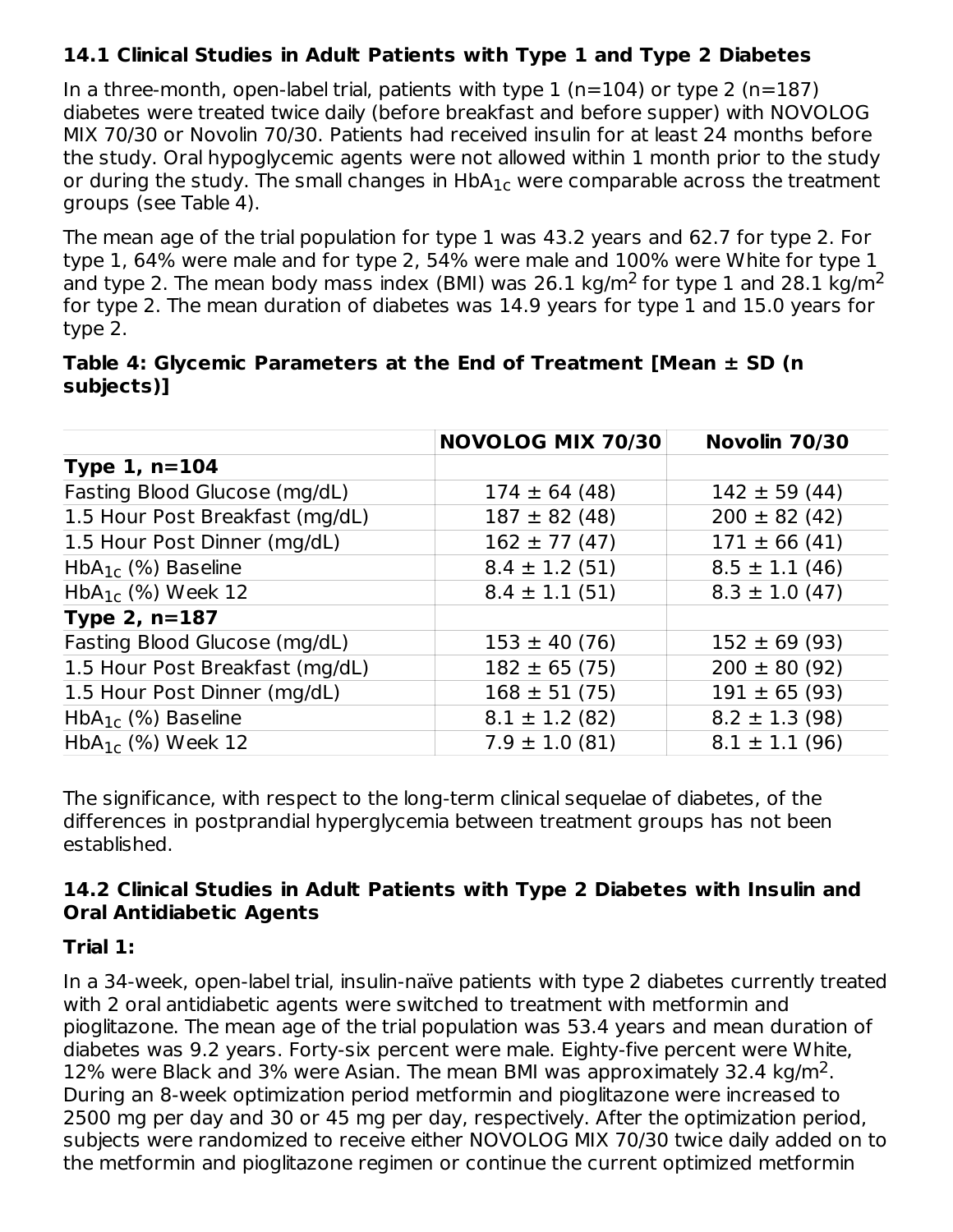### 14.1 Clinical Studies in Adult Patients with Type 1 and Type 2 Diabetes

In a three-month, open-label trial, patients with type 1 (n=104) or type 2 (n=187) diabetes were treated twice daily (before breakfast and before supper) with NOVOLOG MIX 70/30 or Novolin 70/30. Patients had received insulin for at least 24 months before the study. Oral hypoglycemic agents were not allowed within 1 month prior to the study or during the study. The small changes in $HbA_{1c}$ were comparable across the treatment groups (see Table 4).

The mean age of the trial population for type 1 was 43.2 years and 62.7 for type 2. For type 1, 64% were male and for type 2, 54% were male and 100% were White for type 1 and type 2. The mean body mass index (BMI) was 26.1 kg/m$^2$ for type 1 and 28.1 kg/m$^2$ for type 2. The mean duration of diabetes was 14.9 years for type 1 and 15.0 years for type 2.

**Table 4: Glycemic Parameters at the End of Treatment [Mean ± SD (n subjects)]**

| | NOVOLOG MIX 70/30 | Novolin 70/30 |
|---|---|---|
| **Type 1, n=104** | | |
| Fasting Blood Glucose (mg/dL) | 174 ± 64 (48) | 142 ± 59 (44) |
| 1.5 Hour Post Breakfast (mg/dL) | 187 ± 82 (48) | 200 ± 82 (42) |
| 1.5 Hour Post Dinner (mg/dL) | 162 ± 77 (47) | 171 ± 66 (41) |
| $HbA_{1c}$ (%) Baseline | 8.4 ± 1.2 (51) | 8.5 ± 1.1 (46) |
| $HbA_{1c}$ (%) Week 12 | 8.4 ± 1.1 (51) | 8.3 ± 1.0 (47) |
| **Type 2, n=187** | | |
| Fasting Blood Glucose (mg/dL) | 153 ± 40 (76) | 152 ± 69 (93) |
| 1.5 Hour Post Breakfast (mg/dL) | 182 ± 65 (75) | 200 ± 80 (92) |
| 1.5 Hour Post Dinner (mg/dL) | 168 ± 51 (75) | 191 ± 65 (93) |
| $HbA_{1c}$ (%) Baseline | 8.1 ± 1.2 (82) | 8.2 ± 1.3 (98) |
| $HbA_{1c}$ (%) Week 12 | 7.9 ± 1.0 (81) | 8.1 ± 1.1 (96) |

The significance, with respect to the long-term clinical sequelae of diabetes, of the differences in postprandial hyperglycemia between treatment groups has not been established.

### 14.2 Clinical Studies in Adult Patients with Type 2 Diabetes with Insulin and Oral Antidiabetic Agents

**Trial 1:**

In a 34-week, open-label trial, insulin-naïve patients with type 2 diabetes currently treated with 2 oral antidiabetic agents were switched to treatment with metformin and pioglitazone. The mean age of the trial population was 53.4 years and mean duration of diabetes was 9.2 years. Forty-six percent were male. Eighty-five percent were White, 12% were Black and 3% were Asian. The mean BMI was approximately 32.4 kg/m$^2$. During an 8-week optimization period metformin and pioglitazone were increased to 2500 mg per day and 30 or 45 mg per day, respectively. After the optimization period, subjects were randomized to receive either NOVOLOG MIX 70/30 twice daily added on to the metformin and pioglitazone regimen or continue the current optimized metformin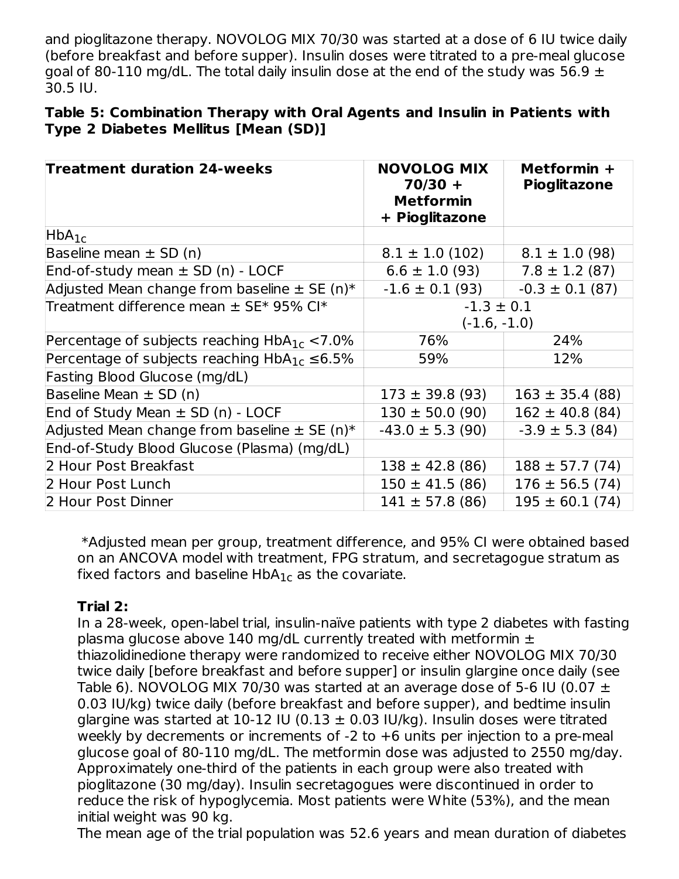and pioglitazone therapy. NOVOLOG MIX 70/30 was started at a dose of 6 IU twice daily (before breakfast and before supper). Insulin doses were titrated to a pre-meal glucose goal of 80-110 mg/dL. The total daily insulin dose at the end of the study was 56.9 ± 30.5 IU.

**Table 5: Combination Therapy with Oral Agents and Insulin in Patients with Type 2 Diabetes Mellitus [Mean (SD)]**

| Treatment duration 24-weeks | NOVOLOG MIX 70/30 + Metformin + Pioglitazone | Metformin + Pioglitazone |
|---|---|---|
| $HbA_{1c}$ | | |
| Baseline mean ± SD (n) | 8.1 ± 1.0 (102) | 8.1 ± 1.0 (98) |
| End-of-study mean ± SD (n) - LOCF | 6.6 ± 1.0 (93) | 7.8 ± 1.2 (87) |
| Adjusted Mean change from baseline ± SE (n)* | -1.6 ± 0.1 (93) | -0.3 ± 0.1 (87) |
| Treatment difference mean ± SE* 95% CI* | -1.3 ± 0.1 (-1.6, -1.0) | |
| Percentage of subjects reaching $HbA_{1c}$ <7.0% | 76% | 24% |
| Percentage of subjects reaching $HbA_{1c}$ ≤6.5% | 59% | 12% |
| Fasting Blood Glucose (mg/dL) | | |
| Baseline Mean ± SD (n) | 173 ± 39.8 (93) | 163 ± 35.4 (88) |
| End of Study Mean ± SD (n) - LOCF | 130 ± 50.0 (90) | 162 ± 40.8 (84) |
| Adjusted Mean change from baseline ± SE (n)* | -43.0 ± 5.3 (90) | -3.9 ± 5.3 (84) |
| End-of-Study Blood Glucose (Plasma) (mg/dL) | | |
| 2 Hour Post Breakfast | 138 ± 42.8 (86) | 188 ± 57.7 (74) |
| 2 Hour Post Lunch | 150 ± 41.5 (86) | 176 ± 56.5 (74) |
| 2 Hour Post Dinner | 141 ± 57.8 (86) | 195 ± 60.1 (74) |

*Adjusted mean per group, treatment difference, and 95% CI were obtained based on an ANCOVA model with treatment, FPG stratum, and secretagogue stratum as fixed factors and baseline $HbA_{1c}$ as the covariate.

**Trial 2:**

In a 28-week, open-label trial, insulin-naïve patients with type 2 diabetes with fasting plasma glucose above 140 mg/dL currently treated with metformin ± thiazolidinedione therapy were randomized to receive either NOVOLOG MIX 70/30 twice daily [before breakfast and before supper] or insulin glargine once daily (see Table 6). NOVOLOG MIX 70/30 was started at an average dose of 5-6 IU (0.07 ± 0.03 IU/kg) twice daily (before breakfast and before supper), and bedtime insulin glargine was started at 10-12 IU (0.13 ± 0.03 IU/kg). Insulin doses were titrated weekly by decrements or increments of -2 to +6 units per injection to a pre-meal glucose goal of 80-110 mg/dL. The metformin dose was adjusted to 2550 mg/day. Approximately one-third of the patients in each group were also treated with pioglitazone (30 mg/day). Insulin secretagogues were discontinued in order to reduce the risk of hypoglycemia. Most patients were White (53%), and the mean initial weight was 90 kg.

The mean age of the trial population was 52.6 years and mean duration of diabetes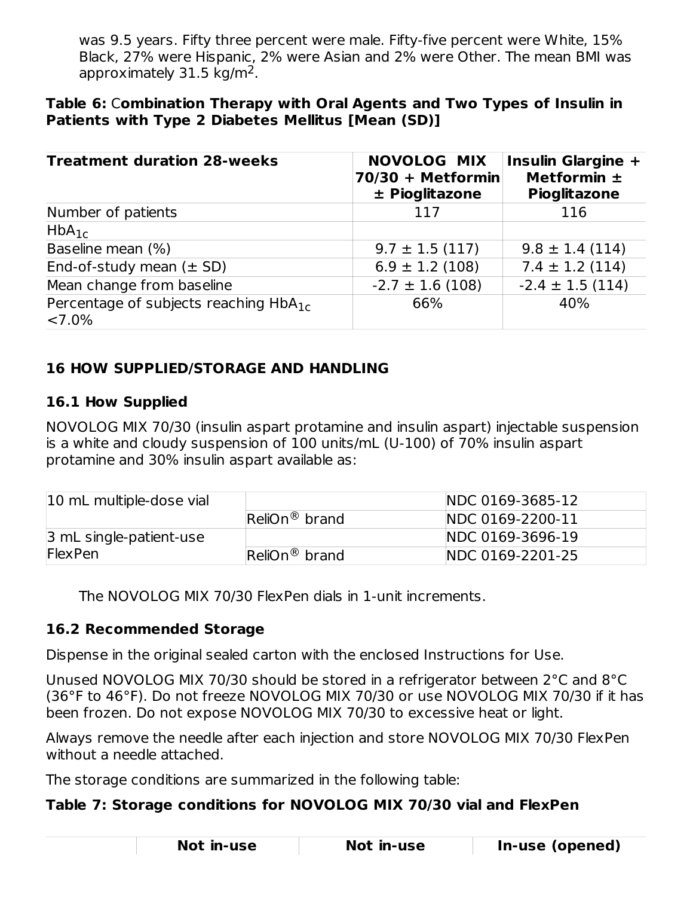was 9.5 years. Fifty three percent were male. Fifty-five percent were White, 15% Black, 27% were Hispanic, 2% were Asian and 2% were Other. The mean BMI was approximately 31.5 kg/m$^2$.

**Table 6: Combination Therapy with Oral Agents and Two Types of Insulin in Patients with Type 2 Diabetes Mellitus [Mean (SD)]**

| **Treatment duration 28-weeks** | **NOVOLOG MIX 70/30 + Metformin ± Pioglitazone** | **Insulin Glargine + Metformin ± Pioglitazone** |
|---|---|---|
| Number of patients | 117 | 116 |
| $HbA_{1c}$ | | |
| Baseline mean (%) | 9.7 ± 1.5 (117) | 9.8 ± 1.4 (114) |
| End-of-study mean (± SD) | 6.9 ± 1.2 (108) | 7.4 ± 1.2 (114) |
| Mean change from baseline | -2.7 ± 1.6 (108) | -2.4 ± 1.5 (114) |
| Percentage of subjects reaching $HbA_{1c}$ <7.0% | 66% | 40% |

## 16 HOW SUPPLIED/STORAGE AND HANDLING

### 16.1 How Supplied

NOVOLOG MIX 70/30 (insulin aspart protamine and insulin aspart) injectable suspension is a white and cloudy suspension of 100 units/mL (U-100) of 70% insulin aspart protamine and 30% insulin aspart available as:

| | | |
|---|---|---|
| 10 mL multiple-dose vial | | NDC 0169-3685-12 |
| | ReliOn® brand | NDC 0169-2200-11 |
| 3 mL single-patient-use FlexPen | | NDC 0169-3696-19 |
| | ReliOn® brand | NDC 0169-2201-25 |

The NOVOLOG MIX 70/30 FlexPen dials in 1-unit increments.

### 16.2 Recommended Storage

Dispense in the original sealed carton with the enclosed Instructions for Use.

Unused NOVOLOG MIX 70/30 should be stored in a refrigerator between 2°C and 8°C (36°F to 46°F). Do not freeze NOVOLOG MIX 70/30 or use NOVOLOG MIX 70/30 if it has been frozen. Do not expose NOVOLOG MIX 70/30 to excessive heat or light.

Always remove the needle after each injection and store NOVOLOG MIX 70/30 FlexPen without a needle attached.

The storage conditions are summarized in the following table:

**Table 7: Storage conditions for NOVOLOG MIX 70/30 vial and FlexPen**

| | **Not in-use** | **Not in-use** | **In-use (opened)** |
|---|---|---|---|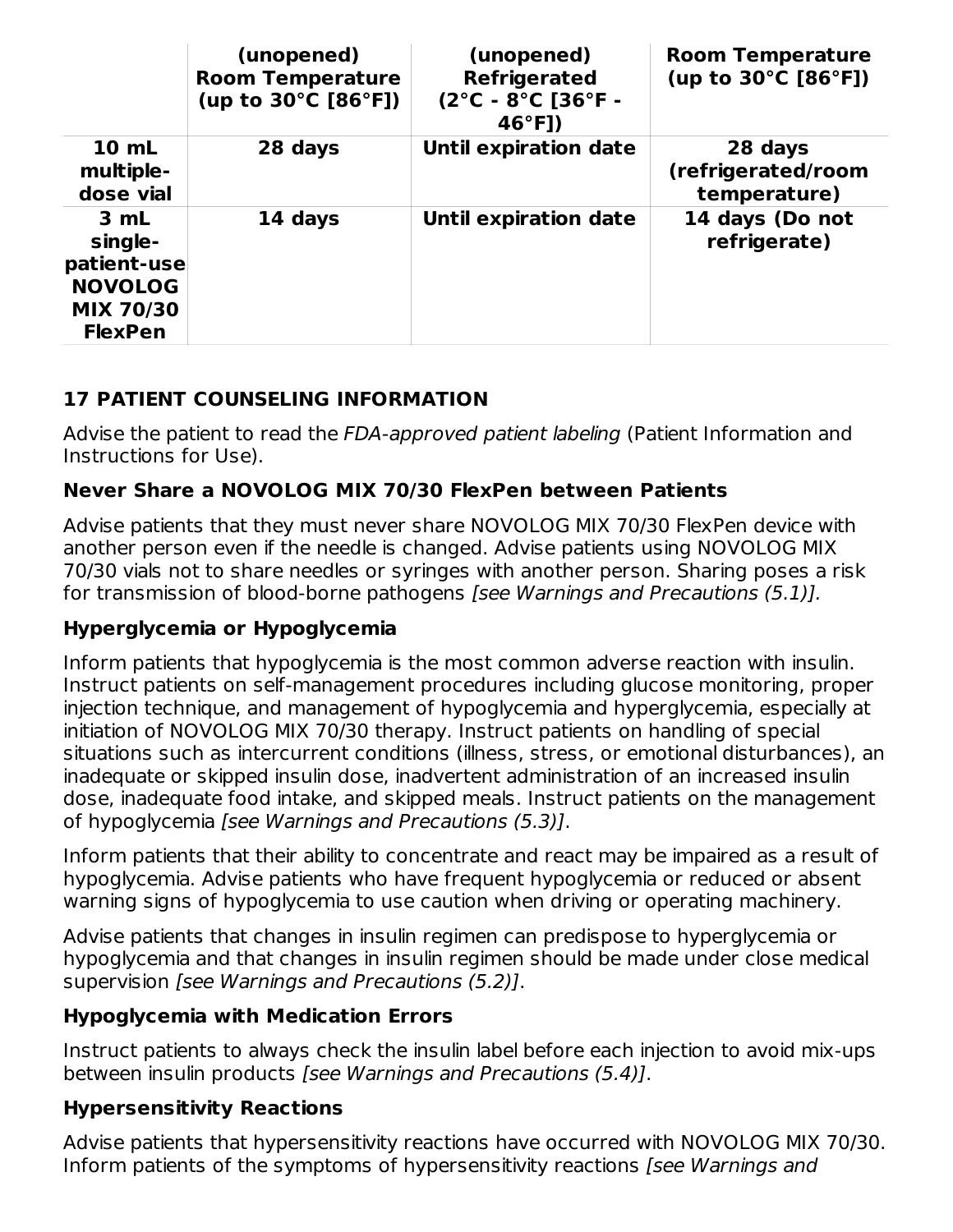| | (unopened) Room Temperature (up to 30°C [86°F]) | (unopened) Refrigerated (2°C - 8°C [36°F - 46°F]) | Room Temperature (up to 30°C [86°F]) |
|---|---|---|---|
| **10 mL multiple-dose vial** | **28 days** | **Until expiration date** | **28 days (refrigerated/room temperature)** |
| **3 mL single-patient-use NOVOLOG MIX 70/30 FlexPen** | **14 days** | **Until expiration date** | **14 days (Do not refrigerate)** |

## 17 PATIENT COUNSELING INFORMATION

Advise the patient to read the *FDA-approved patient labeling* (Patient Information and Instructions for Use).

### Never Share a NOVOLOG MIX 70/30 FlexPen between Patients

Advise patients that they must never share NOVOLOG MIX 70/30 FlexPen device with another person even if the needle is changed. Advise patients using NOVOLOG MIX 70/30 vials not to share needles or syringes with another person. Sharing poses a risk for transmission of blood-borne pathogens *[see Warnings and Precautions (5.1)].*

### Hyperglycemia or Hypoglycemia

Inform patients that hypoglycemia is the most common adverse reaction with insulin. Instruct patients on self-management procedures including glucose monitoring, proper injection technique, and management of hypoglycemia and hyperglycemia, especially at initiation of NOVOLOG MIX 70/30 therapy. Instruct patients on handling of special situations such as intercurrent conditions (illness, stress, or emotional disturbances), an inadequate or skipped insulin dose, inadvertent administration of an increased insulin dose, inadequate food intake, and skipped meals. Instruct patients on the management of hypoglycemia *[see Warnings and Precautions (5.3)]*.

Inform patients that their ability to concentrate and react may be impaired as a result of hypoglycemia. Advise patients who have frequent hypoglycemia or reduced or absent warning signs of hypoglycemia to use caution when driving or operating machinery.

Advise patients that changes in insulin regimen can predispose to hyperglycemia or hypoglycemia and that changes in insulin regimen should be made under close medical supervision *[see Warnings and Precautions (5.2)]*.

### Hypoglycemia with Medication Errors

Instruct patients to always check the insulin label before each injection to avoid mix-ups between insulin products *[see Warnings and Precautions (5.4)]*.

### Hypersensitivity Reactions

Advise patients that hypersensitivity reactions have occurred with NOVOLOG MIX 70/30. Inform patients of the symptoms of hypersensitivity reactions *[see Warnings and*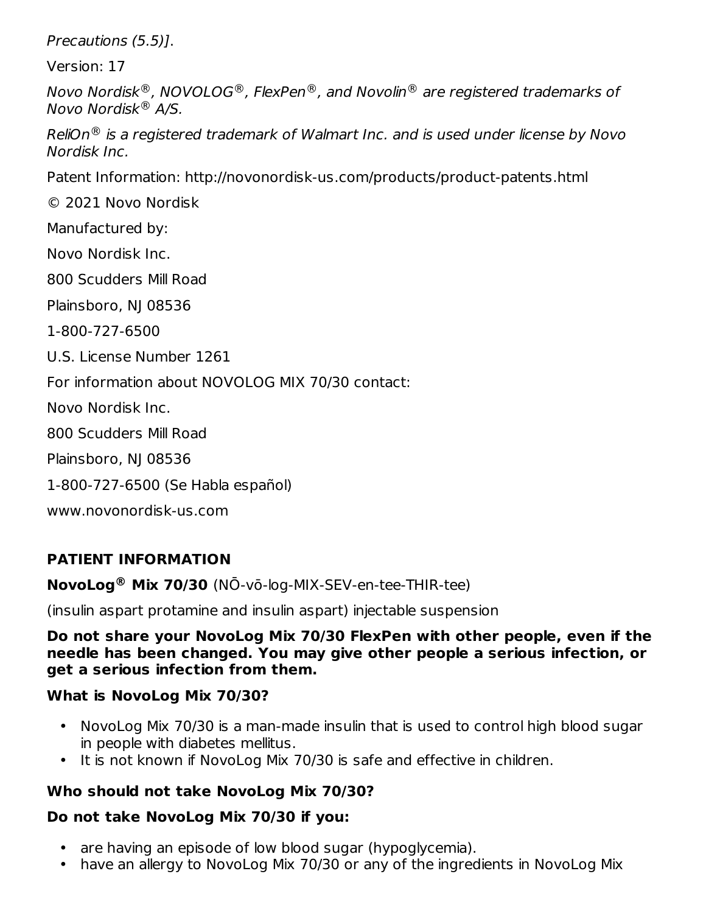*Precautions (5.5)]*.

Version: 17

*Novo Nordisk®, NOVOLOG®, FlexPen®, and Novolin® are registered trademarks of Novo Nordisk® A/S.*

*ReliOn® is a registered trademark of Walmart Inc. and is used under license by Novo Nordisk Inc.*

Patent Information: http://novonordisk-us.com/products/product-patents.html

© 2021 Novo Nordisk

Manufactured by:

Novo Nordisk Inc.

800 Scudders Mill Road

Plainsboro, NJ 08536

1-800-727-6500

U.S. License Number 1261

For information about NOVOLOG MIX 70/30 contact:

Novo Nordisk Inc.

800 Scudders Mill Road

Plainsboro, NJ 08536

1-800-727-6500 (Se Habla español)

www.novonordisk-us.com

## PATIENT INFORMATION

**NovoLog® Mix 70/30** (NŌ-vō-log-MIX-SEV-en-tee-THIR-tee)

(insulin aspart protamine and insulin aspart) injectable suspension

**Do not share your NovoLog Mix 70/30 FlexPen with other people, even if the needle has been changed. You may give other people a serious infection, or get a serious infection from them.**

### What is NovoLog Mix 70/30?

- NovoLog Mix 70/30 is a man-made insulin that is used to control high blood sugar in people with diabetes mellitus.
- It is not known if NovoLog Mix 70/30 is safe and effective in children.

### Who should not take NovoLog Mix 70/30?

**Do not take NovoLog Mix 70/30 if you:**

- are having an episode of low blood sugar (hypoglycemia).
- have an allergy to NovoLog Mix 70/30 or any of the ingredients in NovoLog Mix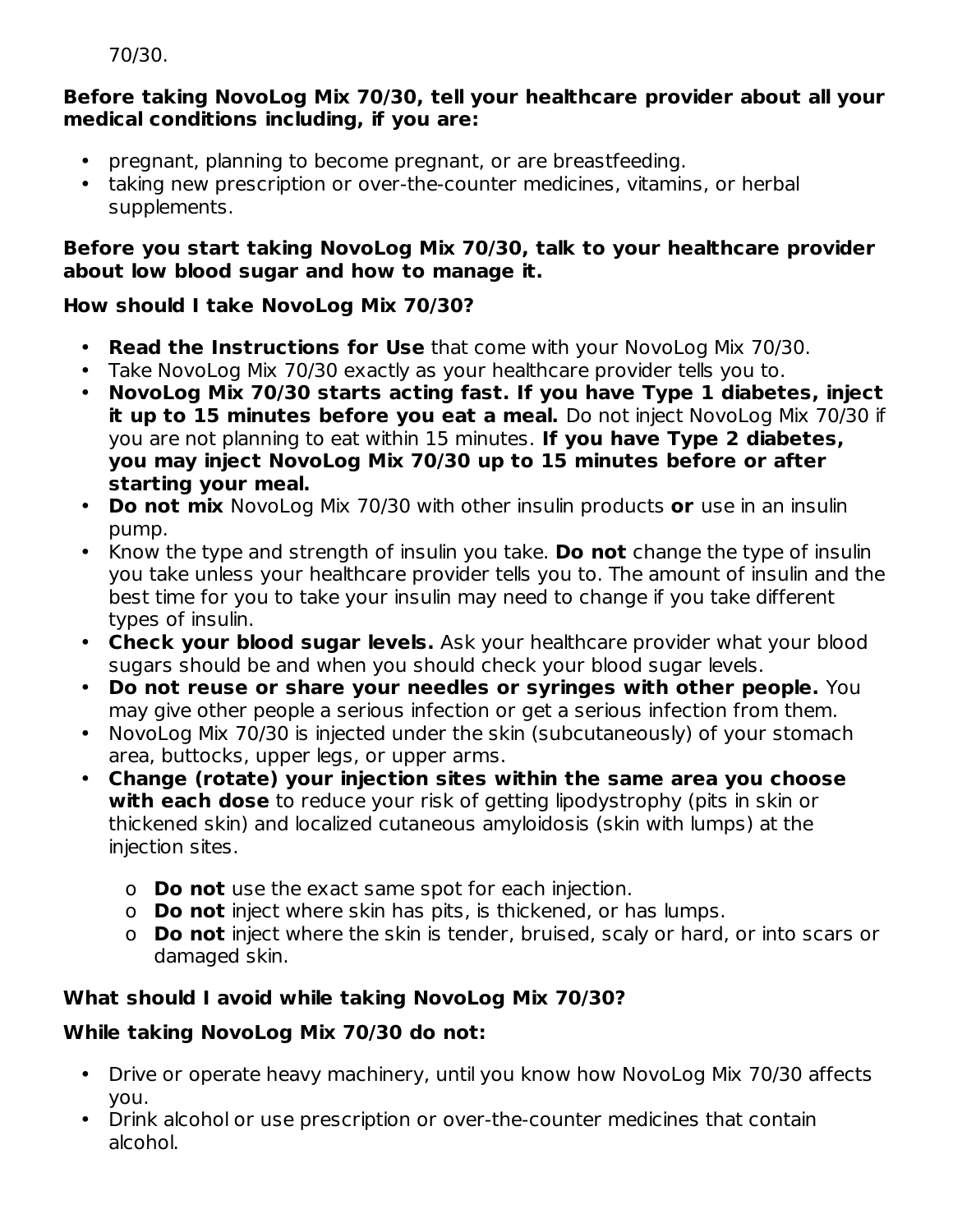70/30.

**Before taking NovoLog Mix 70/30, tell your healthcare provider about all your medical conditions including, if you are:**

- pregnant, planning to become pregnant, or are breastfeeding.
- taking new prescription or over-the-counter medicines, vitamins, or herbal supplements.

**Before you start taking NovoLog Mix 70/30, talk to your healthcare provider about low blood sugar and how to manage it.**

**How should I take NovoLog Mix 70/30?**

- **Read the Instructions for Use** that come with your NovoLog Mix 70/30.
- Take NovoLog Mix 70/30 exactly as your healthcare provider tells you to.
- **NovoLog Mix 70/30 starts acting fast. If you have Type 1 diabetes, inject it up to 15 minutes before you eat a meal.** Do not inject NovoLog Mix 70/30 if you are not planning to eat within 15 minutes. **If you have Type 2 diabetes, you may inject NovoLog Mix 70/30 up to 15 minutes before or after starting your meal.**
- **Do not mix** NovoLog Mix 70/30 with other insulin products **or** use in an insulin pump.
- Know the type and strength of insulin you take. **Do not** change the type of insulin you take unless your healthcare provider tells you to. The amount of insulin and the best time for you to take your insulin may need to change if you take different types of insulin.
- **Check your blood sugar levels.** Ask your healthcare provider what your blood sugars should be and when you should check your blood sugar levels.
- **Do not reuse or share your needles or syringes with other people.** You may give other people a serious infection or get a serious infection from them.
- NovoLog Mix 70/30 is injected under the skin (subcutaneously) of your stomach area, buttocks, upper legs, or upper arms.
- **Change (rotate) your injection sites within the same area you choose with each dose** to reduce your risk of getting lipodystrophy (pits in skin or thickened skin) and localized cutaneous amyloidosis (skin with lumps) at the injection sites.
    - **Do not** use the exact same spot for each injection.
    - **Do not** inject where skin has pits, is thickened, or has lumps.
    - **Do not** inject where the skin is tender, bruised, scaly or hard, or into scars or damaged skin.

**What should I avoid while taking NovoLog Mix 70/30?**

**While taking NovoLog Mix 70/30 do not:**

- Drive or operate heavy machinery, until you know how NovoLog Mix 70/30 affects you.
- Drink alcohol or use prescription or over-the-counter medicines that contain alcohol.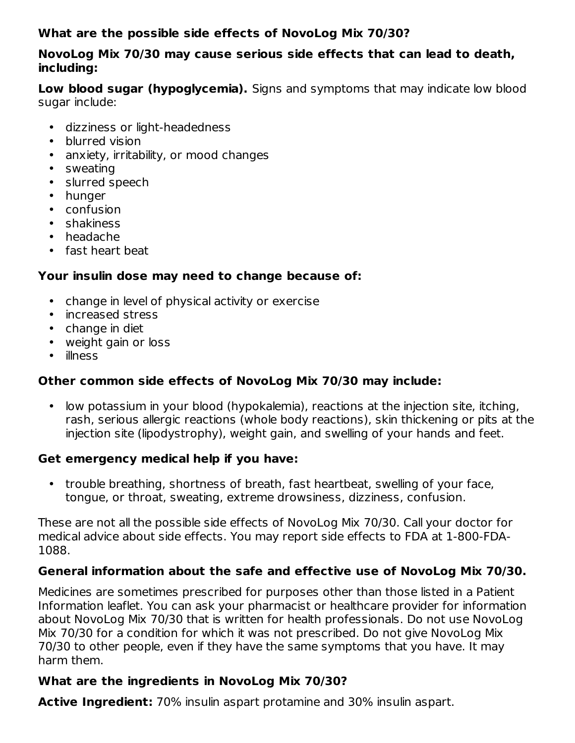**What are the possible side effects of NovoLog Mix 70/30?**

**NovoLog Mix 70/30 may cause serious side effects that can lead to death, including:**

**Low blood sugar (hypoglycemia).** Signs and symptoms that may indicate low blood sugar include:

- dizziness or light-headedness
- blurred vision
- anxiety, irritability, or mood changes
- sweating
- slurred speech
- hunger
- confusion
- shakiness
- headache
- fast heart beat

**Your insulin dose may need to change because of:**

- change in level of physical activity or exercise
- increased stress
- change in diet
- weight gain or loss
- illness

**Other common side effects of NovoLog Mix 70/30 may include:**

- low potassium in your blood (hypokalemia), reactions at the injection site, itching, rash, serious allergic reactions (whole body reactions), skin thickening or pits at the injection site (lipodystrophy), weight gain, and swelling of your hands and feet.

**Get emergency medical help if you have:**

- trouble breathing, shortness of breath, fast heartbeat, swelling of your face, tongue, or throat, sweating, extreme drowsiness, dizziness, confusion.

These are not all the possible side effects of NovoLog Mix 70/30. Call your doctor for medical advice about side effects. You may report side effects to FDA at 1-800-FDA-1088.

**General information about the safe and effective use of NovoLog Mix 70/30.**

Medicines are sometimes prescribed for purposes other than those listed in a Patient Information leaflet. You can ask your pharmacist or healthcare provider for information about NovoLog Mix 70/30 that is written for health professionals. Do not use NovoLog Mix 70/30 for a condition for which it was not prescribed. Do not give NovoLog Mix 70/30 to other people, even if they have the same symptoms that you have. It may harm them.

**What are the ingredients in NovoLog Mix 70/30?**

**Active Ingredient:** 70% insulin aspart protamine and 30% insulin aspart.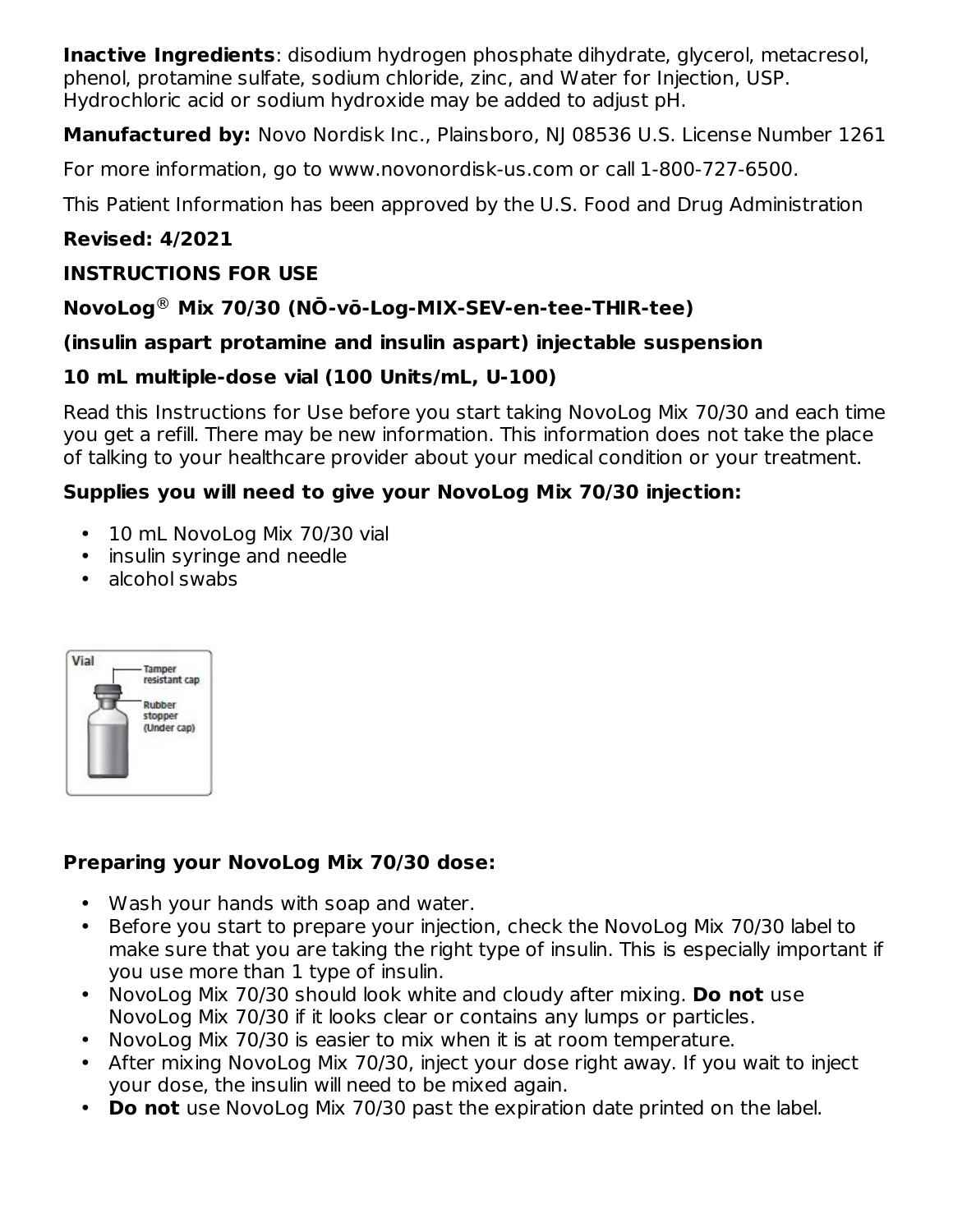**Inactive Ingredients**: disodium hydrogen phosphate dihydrate, glycerol, metacresol, phenol, protamine sulfate, sodium chloride, zinc, and Water for Injection, USP. Hydrochloric acid or sodium hydroxide may be added to adjust pH.

**Manufactured by:** Novo Nordisk Inc., Plainsboro, NJ 08536 U.S. License Number 1261

For more information, go to www.novonordisk-us.com or call 1-800-727-6500.

This Patient Information has been approved by the U.S. Food and Drug Administration

**Revised: 4/2021**

**INSTRUCTIONS FOR USE**

**NovoLog® Mix 70/30 (NŌ-vō-Log-MIX-SEV-en-tee-THIR-tee)**

**(insulin aspart protamine and insulin aspart) injectable suspension**

**10 mL multiple-dose vial (100 Units/mL, U-100)**

Read this Instructions for Use before you start taking NovoLog Mix 70/30 and each time you get a refill. There may be new information. This information does not take the place of talking to your healthcare provider about your medical condition or your treatment.

**Supplies you will need to give your NovoLog Mix 70/30 injection:**

- 10 mL NovoLog Mix 70/30 vial
- insulin syringe and needle
- alcohol swabs

Vial

Tamper resistant cap

Rubber stopper (Under cap)

**Preparing your NovoLog Mix 70/30 dose:**

- Wash your hands with soap and water.
- Before you start to prepare your injection, check the NovoLog Mix 70/30 label to make sure that you are taking the right type of insulin. This is especially important if you use more than 1 type of insulin.
- NovoLog Mix 70/30 should look white and cloudy after mixing. **Do not** use NovoLog Mix 70/30 if it looks clear or contains any lumps or particles.
- NovoLog Mix 70/30 is easier to mix when it is at room temperature.
- After mixing NovoLog Mix 70/30, inject your dose right away. If you wait to inject your dose, the insulin will need to be mixed again.
- **Do not** use NovoLog Mix 70/30 past the expiration date printed on the label.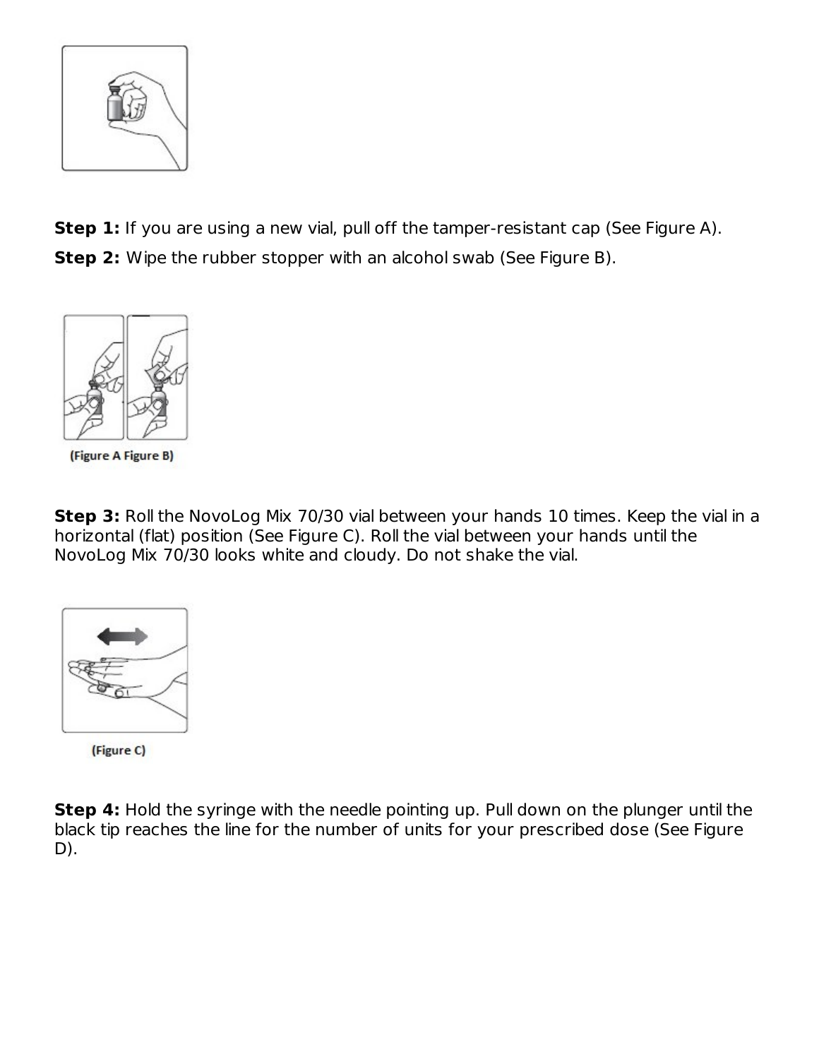**Step 1:** If you are using a new vial, pull off the tamper-resistant cap (See Figure A).

**Step 2:** Wipe the rubber stopper with an alcohol swab (See Figure B).

(Figure A Figure B)

**Step 3:** Roll the NovoLog Mix 70/30 vial between your hands 10 times. Keep the vial in a horizontal (flat) position (See Figure C). Roll the vial between your hands until the NovoLog Mix 70/30 looks white and cloudy. Do not shake the vial.

(Figure C)

**Step 4:** Hold the syringe with the needle pointing up. Pull down on the plunger until the black tip reaches the line for the number of units for your prescribed dose (See Figure D).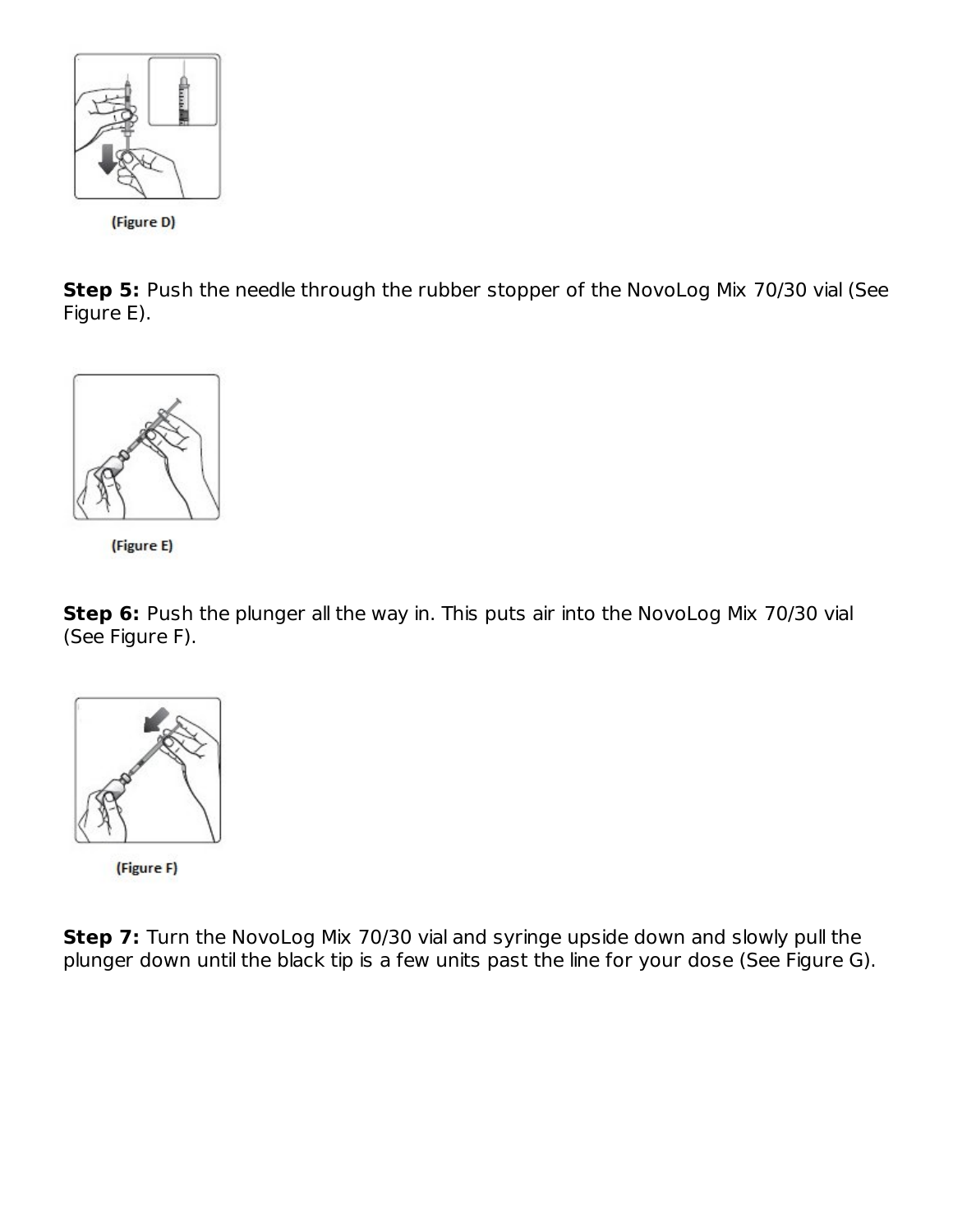(Figure D)

**Step 5:** Push the needle through the rubber stopper of the NovoLog Mix 70/30 vial (See Figure E).

(Figure E)

**Step 6:** Push the plunger all the way in. This puts air into the NovoLog Mix 70/30 vial (See Figure F).

(Figure F)

**Step 7:** Turn the NovoLog Mix 70/30 vial and syringe upside down and slowly pull the plunger down until the black tip is a few units past the line for your dose (See Figure G).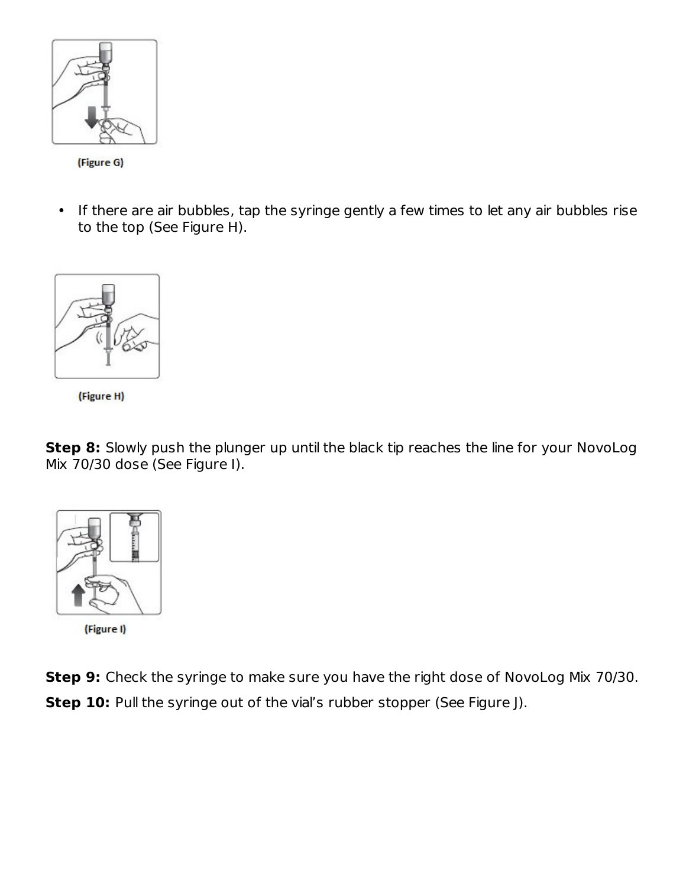(Figure G)

- If there are air bubbles, tap the syringe gently a few times to let any air bubbles rise to the top (See Figure H).

(Figure H)

**Step 8:** Slowly push the plunger up until the black tip reaches the line for your NovoLog Mix 70/30 dose (See Figure I).

(Figure I)

**Step 9:** Check the syringe to make sure you have the right dose of NovoLog Mix 70/30.

**Step 10:** Pull the syringe out of the vial's rubber stopper (See Figure J).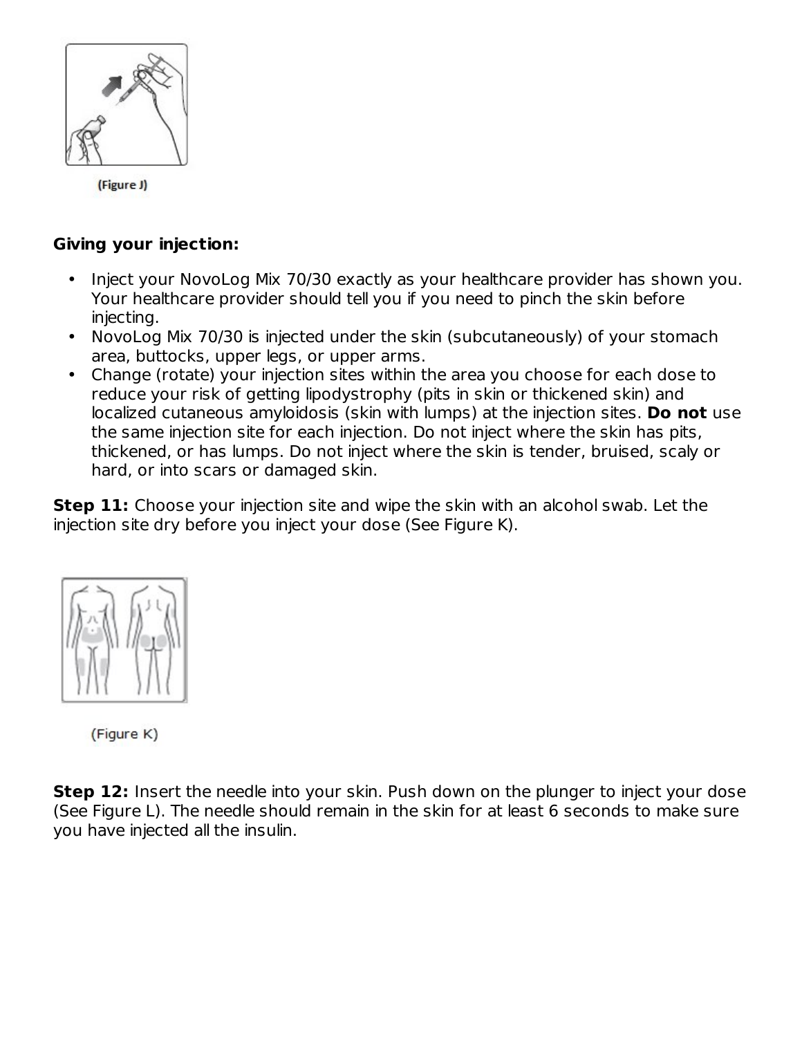(Figure J)

**Giving your injection:**

- Inject your NovoLog Mix 70/30 exactly as your healthcare provider has shown you. Your healthcare provider should tell you if you need to pinch the skin before injecting.
- NovoLog Mix 70/30 is injected under the skin (subcutaneously) of your stomach area, buttocks, upper legs, or upper arms.
- Change (rotate) your injection sites within the area you choose for each dose to reduce your risk of getting lipodystrophy (pits in skin or thickened skin) and localized cutaneous amyloidosis (skin with lumps) at the injection sites. **Do not** use the same injection site for each injection. Do not inject where the skin has pits, thickened, or has lumps. Do not inject where the skin is tender, bruised, scaly or hard, or into scars or damaged skin.

**Step 11:** Choose your injection site and wipe the skin with an alcohol swab. Let the injection site dry before you inject your dose (See Figure K).

(Figure K)

**Step 12:** Insert the needle into your skin. Push down on the plunger to inject your dose (See Figure L). The needle should remain in the skin for at least 6 seconds to make sure you have injected all the insulin.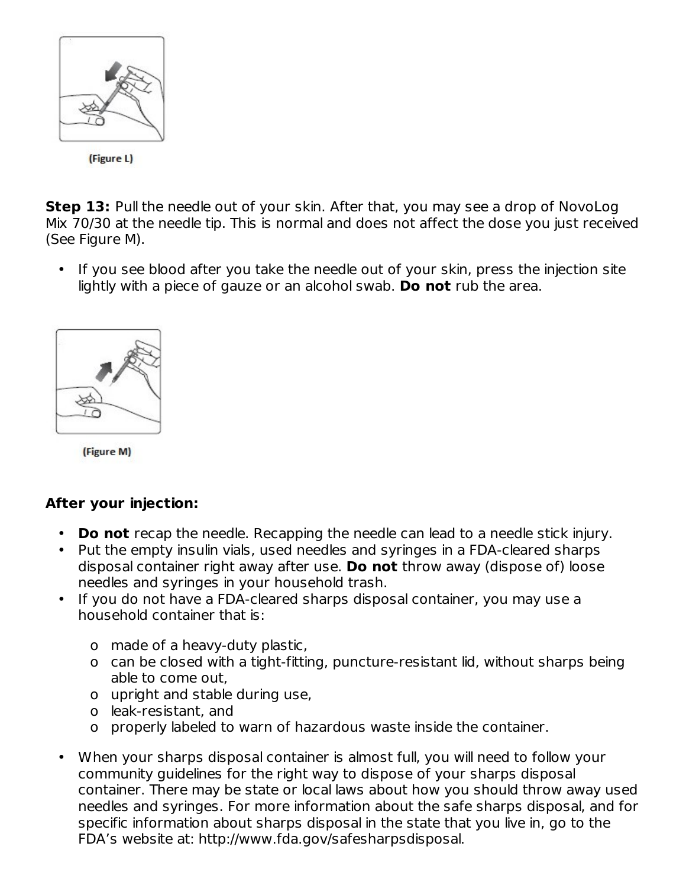(Figure L)

**Step 13:** Pull the needle out of your skin. After that, you may see a drop of NovoLog Mix 70/30 at the needle tip. This is normal and does not affect the dose you just received (See Figure M).

- If you see blood after you take the needle out of your skin, press the injection site lightly with a piece of gauze or an alcohol swab. **Do not** rub the area.

(Figure M)

**After your injection:**

- **Do not** recap the needle. Recapping the needle can lead to a needle stick injury.
- Put the empty insulin vials, used needles and syringes in a FDA-cleared sharps disposal container right away after use. **Do not** throw away (dispose of) loose needles and syringes in your household trash.
- If you do not have a FDA-cleared sharps disposal container, you may use a household container that is:
  - made of a heavy-duty plastic,
  - can be closed with a tight-fitting, puncture-resistant lid, without sharps being able to come out,
  - upright and stable during use,
  - leak-resistant, and
  - properly labeled to warn of hazardous waste inside the container.
- When your sharps disposal container is almost full, you will need to follow your community guidelines for the right way to dispose of your sharps disposal container. There may be state or local laws about how you should throw away used needles and syringes. For more information about the safe sharps disposal, and for specific information about sharps disposal in the state that you live in, go to the FDA's website at: http://www.fda.gov/safesharpsdisposal.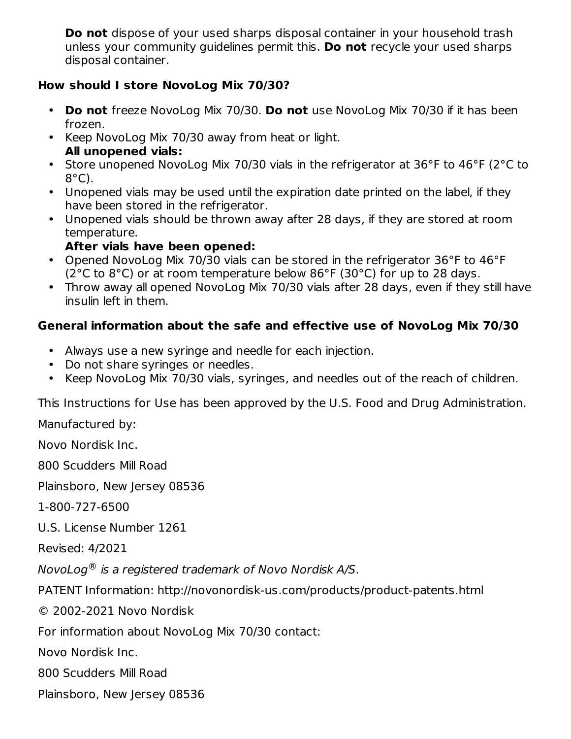**Do not** dispose of your used sharps disposal container in your household trash unless your community guidelines permit this. **Do not** recycle your used sharps disposal container.

**How should I store NovoLog Mix 70/30?**

- **Do not** freeze NovoLog Mix 70/30. **Do not** use NovoLog Mix 70/30 if it has been frozen.
- Keep NovoLog Mix 70/30 away from heat or light.

**All unopened vials:**

- Store unopened NovoLog Mix 70/30 vials in the refrigerator at 36°F to 46°F (2°C to 8°C).
- Unopened vials may be used until the expiration date printed on the label, if they have been stored in the refrigerator.
- Unopened vials should be thrown away after 28 days, if they are stored at room temperature.

**After vials have been opened:**

- Opened NovoLog Mix 70/30 vials can be stored in the refrigerator 36°F to 46°F (2°C to 8°C) or at room temperature below 86°F (30°C) for up to 28 days.
- Throw away all opened NovoLog Mix 70/30 vials after 28 days, even if they still have insulin left in them.

**General information about the safe and effective use of NovoLog Mix 70/30**

- Always use a new syringe and needle for each injection.
- Do not share syringes or needles.
- Keep NovoLog Mix 70/30 vials, syringes, and needles out of the reach of children.

This Instructions for Use has been approved by the U.S. Food and Drug Administration.

Manufactured by:

Novo Nordisk Inc.

800 Scudders Mill Road

Plainsboro, New Jersey 08536

1-800-727-6500

U.S. License Number 1261

Revised: 4/2021

*NovoLog® is a registered trademark of Novo Nordisk A/S.*

PATENT Information: http://novonordisk-us.com/products/product-patents.html

© 2002-2021 Novo Nordisk

For information about NovoLog Mix 70/30 contact:

Novo Nordisk Inc.

800 Scudders Mill Road

Plainsboro, New Jersey 08536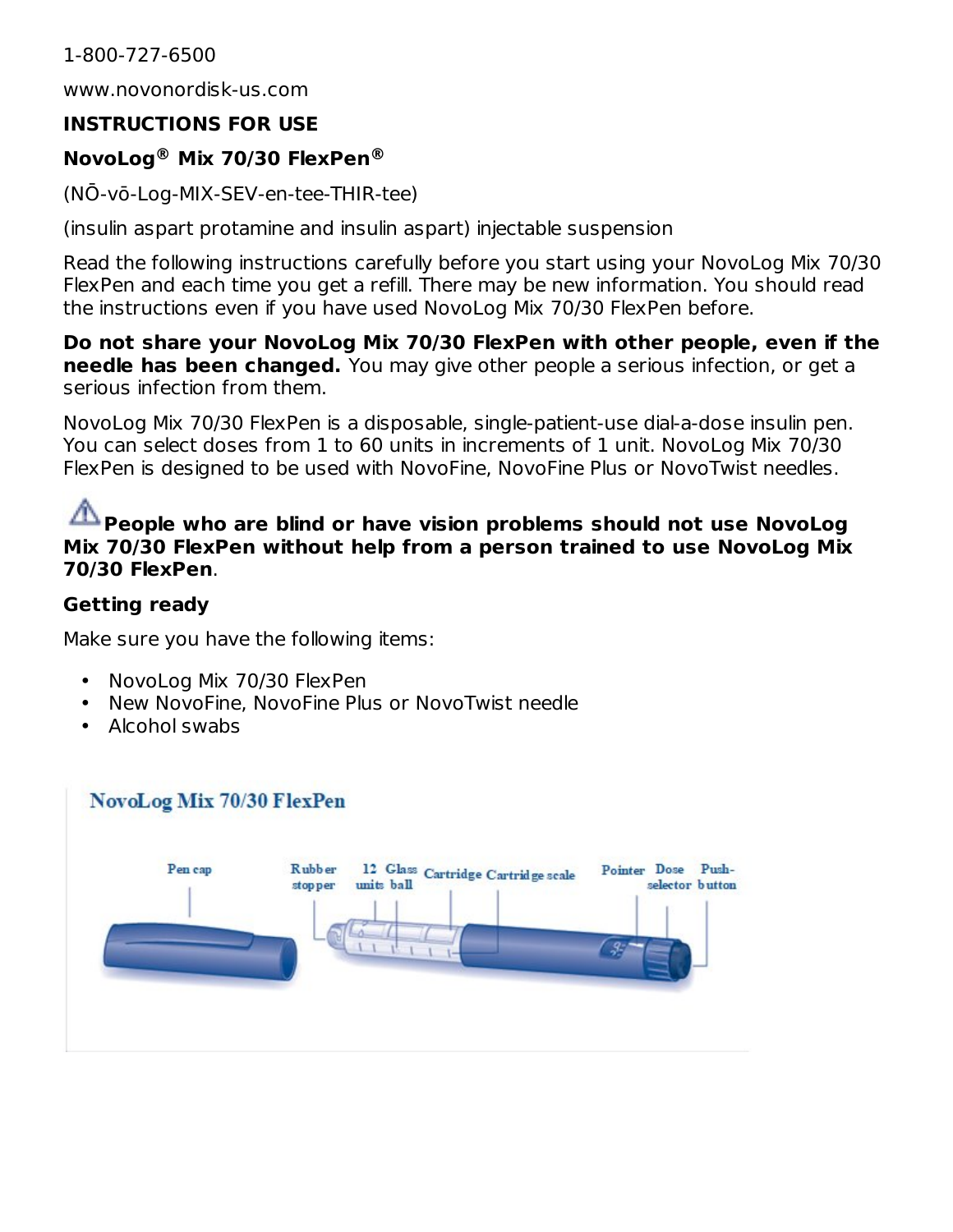1-800-727-6500

www.novonordisk-us.com

**INSTRUCTIONS FOR USE**

**NovoLog® Mix 70/30 FlexPen®**

(NŌ-vō-Log-MIX-SEV-en-tee-THIR-tee)

(insulin aspart protamine and insulin aspart) injectable suspension

Read the following instructions carefully before you start using your NovoLog Mix 70/30 FlexPen and each time you get a refill. There may be new information. You should read the instructions even if you have used NovoLog Mix 70/30 FlexPen before.

**Do not share your NovoLog Mix 70/30 FlexPen with other people, even if the needle has been changed.** You may give other people a serious infection, or get a serious infection from them.

NovoLog Mix 70/30 FlexPen is a disposable, single-patient-use dial-a-dose insulin pen. You can select doses from 1 to 60 units in increments of 1 unit. NovoLog Mix 70/30 FlexPen is designed to be used with NovoFine, NovoFine Plus or NovoTwist needles.

⚠ **People who are blind or have vision problems should not use NovoLog Mix 70/30 FlexPen without help from a person trained to use NovoLog Mix 70/30 FlexPen**.

**Getting ready**

Make sure you have the following items:

- NovoLog Mix 70/30 FlexPen
- New NovoFine, NovoFine Plus or NovoTwist needle
- Alcohol swabs

NovoLog Mix 70/30 FlexPen

Pen cap | Rubber stopper | 12 units | Glass ball | Cartridge | Cartridge scale | Pointer | Dose selector | Push-button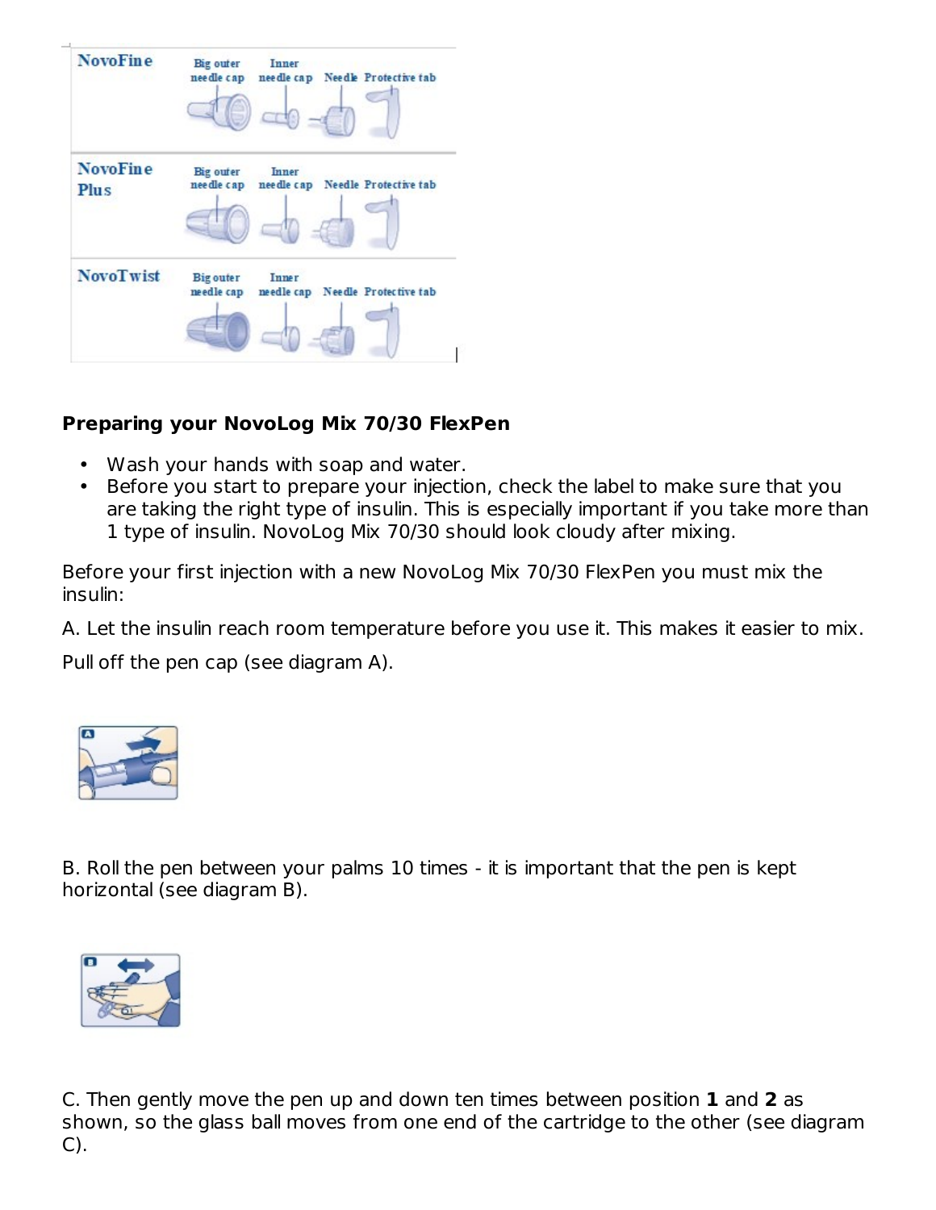| NovoFine | Big outer needle cap | Inner needle cap | Needle | Protective tab |
|---|---|---|---|---|
| NovoFine Plus | Big outer needle cap | Inner needle cap | Needle | Protective tab |
| NovoTwist | Big outer needle cap | Inner needle cap | Needle | Protective tab |

**Preparing your NovoLog Mix 70/30 FlexPen**

- Wash your hands with soap and water.
- Before you start to prepare your injection, check the label to make sure that you are taking the right type of insulin. This is especially important if you take more than 1 type of insulin. NovoLog Mix 70/30 should look cloudy after mixing.

Before your first injection with a new NovoLog Mix 70/30 FlexPen you must mix the insulin:

A. Let the insulin reach room temperature before you use it. This makes it easier to mix.

Pull off the pen cap (see diagram A).

B. Roll the pen between your palms 10 times - it is important that the pen is kept horizontal (see diagram B).

C. Then gently move the pen up and down ten times between position **1** and **2** as shown, so the glass ball moves from one end of the cartridge to the other (see diagram C).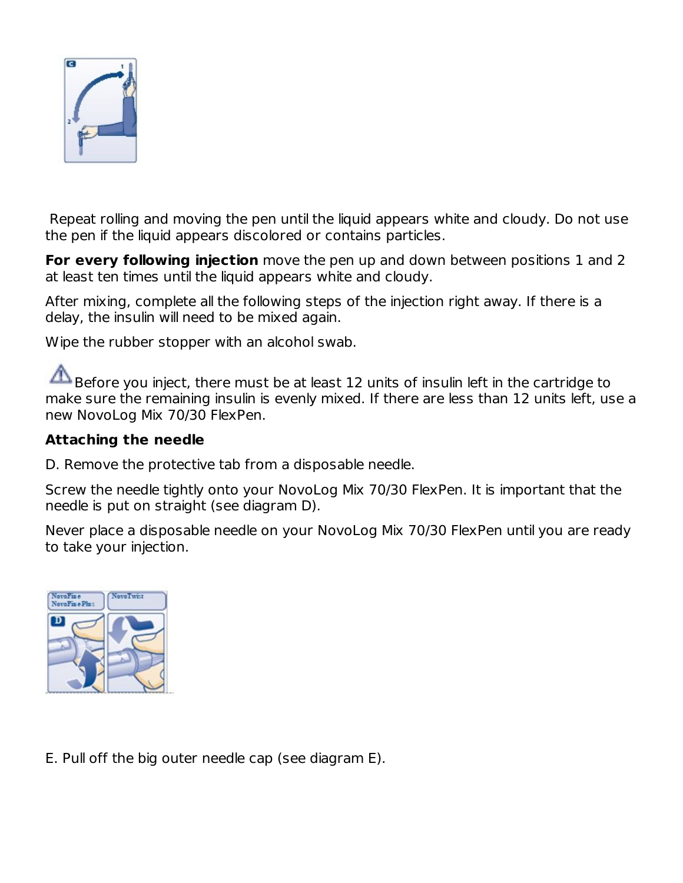Repeat rolling and moving the pen until the liquid appears white and cloudy. Do not use the pen if the liquid appears discolored or contains particles.

**For every following injection** move the pen up and down between positions 1 and 2 at least ten times until the liquid appears white and cloudy.

After mixing, complete all the following steps of the injection right away. If there is a delay, the insulin will need to be mixed again.

Wipe the rubber stopper with an alcohol swab.

⚠ Before you inject, there must be at least 12 units of insulin left in the cartridge to make sure the remaining insulin is evenly mixed. If there are less than 12 units left, use a new NovoLog Mix 70/30 FlexPen.

**Attaching the needle**

D. Remove the protective tab from a disposable needle.

Screw the needle tightly onto your NovoLog Mix 70/30 FlexPen. It is important that the needle is put on straight (see diagram D).

Never place a disposable needle on your NovoLog Mix 70/30 FlexPen until you are ready to take your injection.

E. Pull off the big outer needle cap (see diagram E).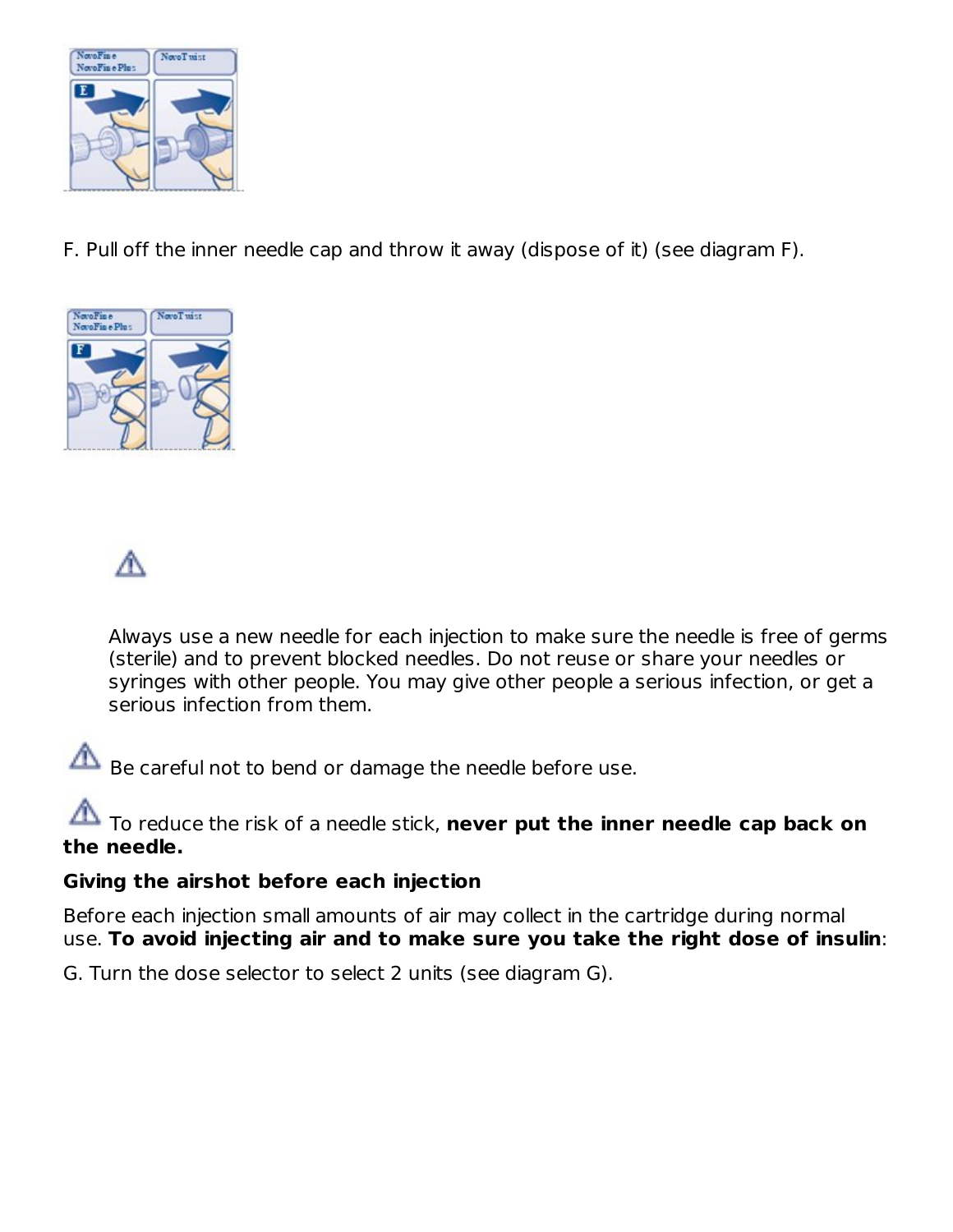F. Pull off the inner needle cap and throw it away (dispose of it) (see diagram F).

⚠

Always use a new needle for each injection to make sure the needle is free of germs (sterile) and to prevent blocked needles. Do not reuse or share your needles or syringes with other people. You may give other people a serious infection, or get a serious infection from them.

⚠ Be careful not to bend or damage the needle before use.

⚠ To reduce the risk of a needle stick, **never put the inner needle cap back on the needle.**

**Giving the airshot before each injection**

Before each injection small amounts of air may collect in the cartridge during normal use. **To avoid injecting air and to make sure you take the right dose of insulin**:

G. Turn the dose selector to select 2 units (see diagram G).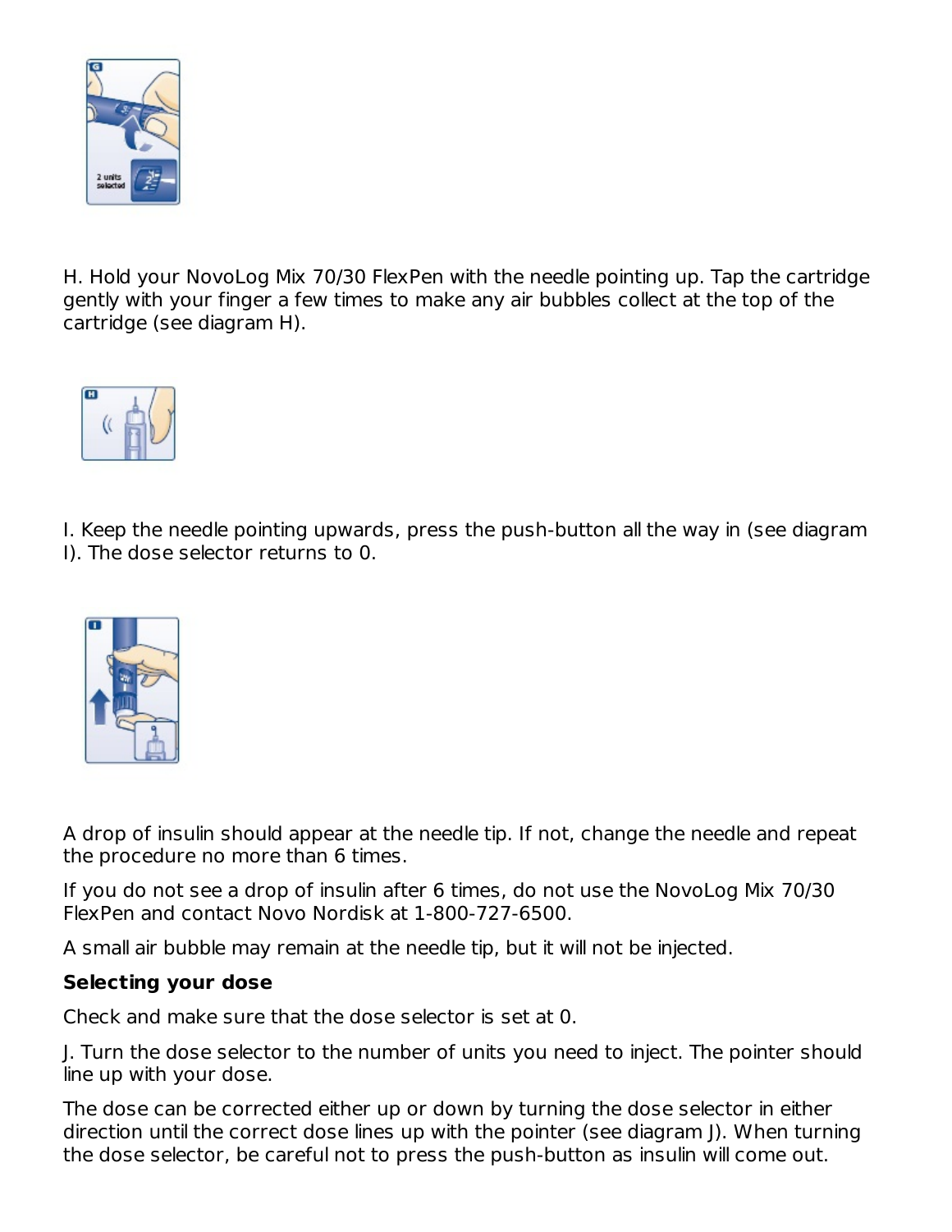H. Hold your NovoLog Mix 70/30 FlexPen with the needle pointing up. Tap the cartridge gently with your finger a few times to make any air bubbles collect at the top of the cartridge (see diagram H).

I. Keep the needle pointing upwards, press the push-button all the way in (see diagram I). The dose selector returns to 0.

A drop of insulin should appear at the needle tip. If not, change the needle and repeat the procedure no more than 6 times.

If you do not see a drop of insulin after 6 times, do not use the NovoLog Mix 70/30 FlexPen and contact Novo Nordisk at 1-800-727-6500.

A small air bubble may remain at the needle tip, but it will not be injected.

**Selecting your dose**

Check and make sure that the dose selector is set at 0.

J. Turn the dose selector to the number of units you need to inject. The pointer should line up with your dose.

The dose can be corrected either up or down by turning the dose selector in either direction until the correct dose lines up with the pointer (see diagram J). When turning the dose selector, be careful not to press the push-button as insulin will come out.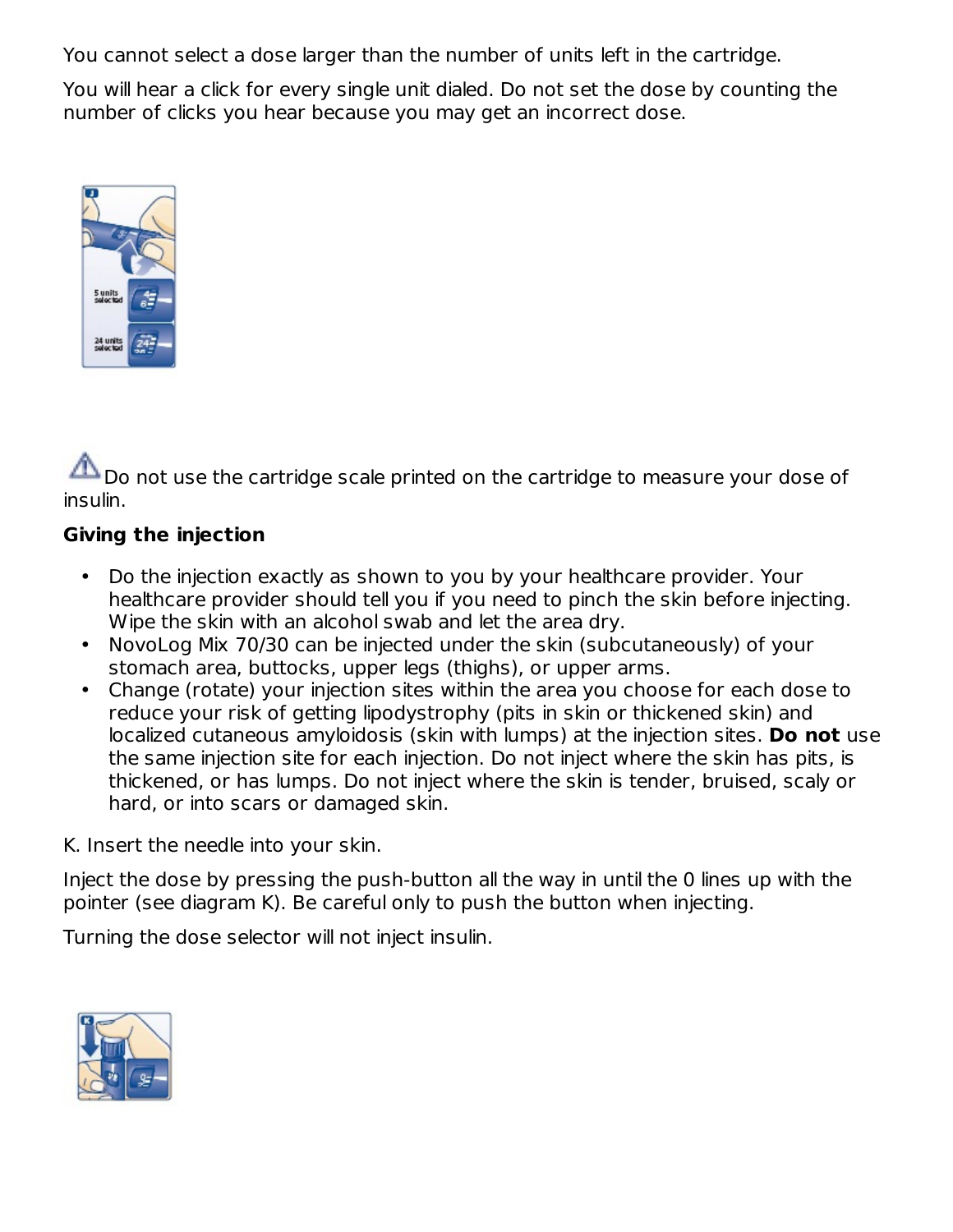You cannot select a dose larger than the number of units left in the cartridge.

You will hear a click for every single unit dialed. Do not set the dose by counting the number of clicks you hear because you may get an incorrect dose.

⚠ Do not use the cartridge scale printed on the cartridge to measure your dose of insulin.

**Giving the injection**

- Do the injection exactly as shown to you by your healthcare provider. Your healthcare provider should tell you if you need to pinch the skin before injecting. Wipe the skin with an alcohol swab and let the area dry.
- NovoLog Mix 70/30 can be injected under the skin (subcutaneously) of your stomach area, buttocks, upper legs (thighs), or upper arms.
- Change (rotate) your injection sites within the area you choose for each dose to reduce your risk of getting lipodystrophy (pits in skin or thickened skin) and localized cutaneous amyloidosis (skin with lumps) at the injection sites. **Do not** use the same injection site for each injection. Do not inject where the skin has pits, is thickened, or has lumps. Do not inject where the skin is tender, bruised, scaly or hard, or into scars or damaged skin.

K. Insert the needle into your skin.

Inject the dose by pressing the push-button all the way in until the 0 lines up with the pointer (see diagram K). Be careful only to push the button when injecting.

Turning the dose selector will not inject insulin.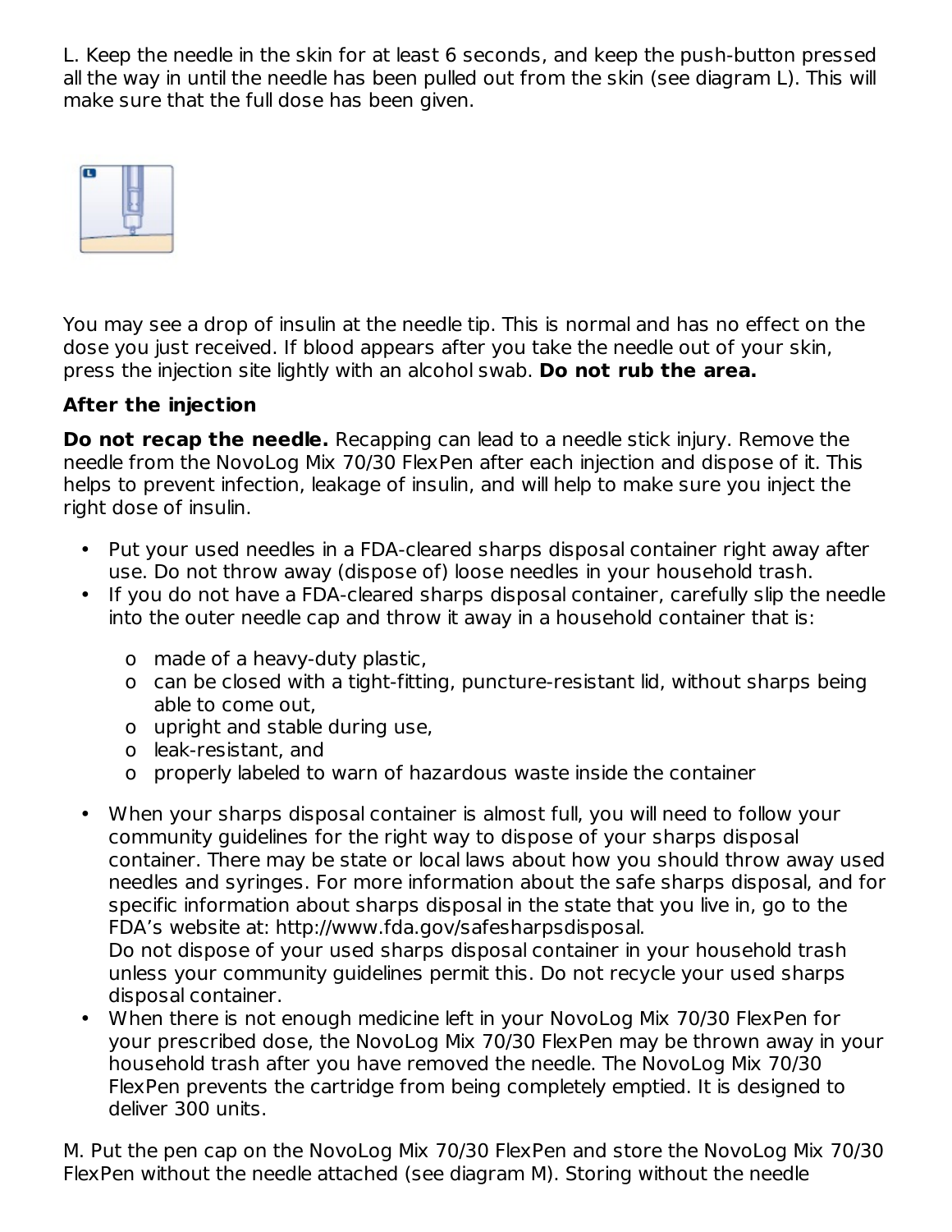L. Keep the needle in the skin for at least 6 seconds, and keep the push-button pressed all the way in until the needle has been pulled out from the skin (see diagram L). This will make sure that the full dose has been given.

You may see a drop of insulin at the needle tip. This is normal and has no effect on the dose you just received. If blood appears after you take the needle out of your skin, press the injection site lightly with an alcohol swab. **Do not rub the area.**

**After the injection**

**Do not recap the needle.** Recapping can lead to a needle stick injury. Remove the needle from the NovoLog Mix 70/30 FlexPen after each injection and dispose of it. This helps to prevent infection, leakage of insulin, and will help to make sure you inject the right dose of insulin.

- Put your used needles in a FDA-cleared sharps disposal container right away after use. Do not throw away (dispose of) loose needles in your household trash.
- If you do not have a FDA-cleared sharps disposal container, carefully slip the needle into the outer needle cap and throw it away in a household container that is:
    - made of a heavy-duty plastic,
    - can be closed with a tight-fitting, puncture-resistant lid, without sharps being able to come out,
    - upright and stable during use,
    - leak-resistant, and
    - properly labeled to warn of hazardous waste inside the container
- When your sharps disposal container is almost full, you will need to follow your community guidelines for the right way to dispose of your sharps disposal container. There may be state or local laws about how you should throw away used needles and syringes. For more information about the safe sharps disposal, and for specific information about sharps disposal in the state that you live in, go to the FDA's website at: http://www.fda.gov/safesharpsdisposal.
  Do not dispose of your used sharps disposal container in your household trash unless your community guidelines permit this. Do not recycle your used sharps disposal container.
- When there is not enough medicine left in your NovoLog Mix 70/30 FlexPen for your prescribed dose, the NovoLog Mix 70/30 FlexPen may be thrown away in your household trash after you have removed the needle. The NovoLog Mix 70/30 FlexPen prevents the cartridge from being completely emptied. It is designed to deliver 300 units.

M. Put the pen cap on the NovoLog Mix 70/30 FlexPen and store the NovoLog Mix 70/30 FlexPen without the needle attached (see diagram M). Storing without the needle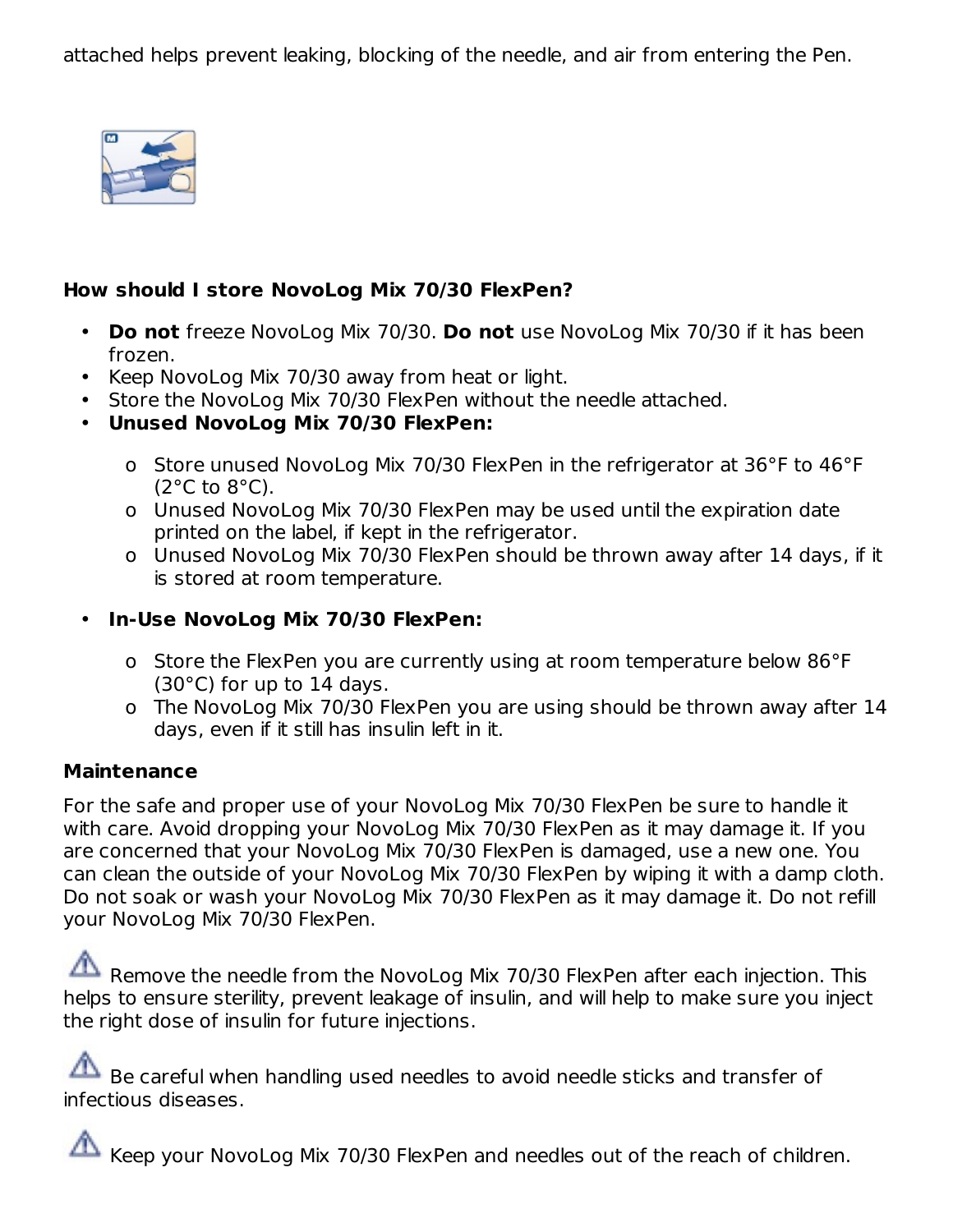attached helps prevent leaking, blocking of the needle, and air from entering the Pen.

**How should I store NovoLog Mix 70/30 FlexPen?**

- **Do not** freeze NovoLog Mix 70/30. **Do not** use NovoLog Mix 70/30 if it has been frozen.
- Keep NovoLog Mix 70/30 away from heat or light.
- Store the NovoLog Mix 70/30 FlexPen without the needle attached.
- **Unused NovoLog Mix 70/30 FlexPen:**
    - Store unused NovoLog Mix 70/30 FlexPen in the refrigerator at 36°F to 46°F (2°C to 8°C).
    - Unused NovoLog Mix 70/30 FlexPen may be used until the expiration date printed on the label, if kept in the refrigerator.
    - Unused NovoLog Mix 70/30 FlexPen should be thrown away after 14 days, if it is stored at room temperature.
- **In-Use NovoLog Mix 70/30 FlexPen:**
    - Store the FlexPen you are currently using at room temperature below 86°F (30°C) for up to 14 days.
    - The NovoLog Mix 70/30 FlexPen you are using should be thrown away after 14 days, even if it still has insulin left in it.

**Maintenance**

For the safe and proper use of your NovoLog Mix 70/30 FlexPen be sure to handle it with care. Avoid dropping your NovoLog Mix 70/30 FlexPen as it may damage it. If you are concerned that your NovoLog Mix 70/30 FlexPen is damaged, use a new one. You can clean the outside of your NovoLog Mix 70/30 FlexPen by wiping it with a damp cloth. Do not soak or wash your NovoLog Mix 70/30 FlexPen as it may damage it. Do not refill your NovoLog Mix 70/30 FlexPen.

⚠ Remove the needle from the NovoLog Mix 70/30 FlexPen after each injection. This helps to ensure sterility, prevent leakage of insulin, and will help to make sure you inject the right dose of insulin for future injections.

⚠ Be careful when handling used needles to avoid needle sticks and transfer of infectious diseases.

⚠ Keep your NovoLog Mix 70/30 FlexPen and needles out of the reach of children.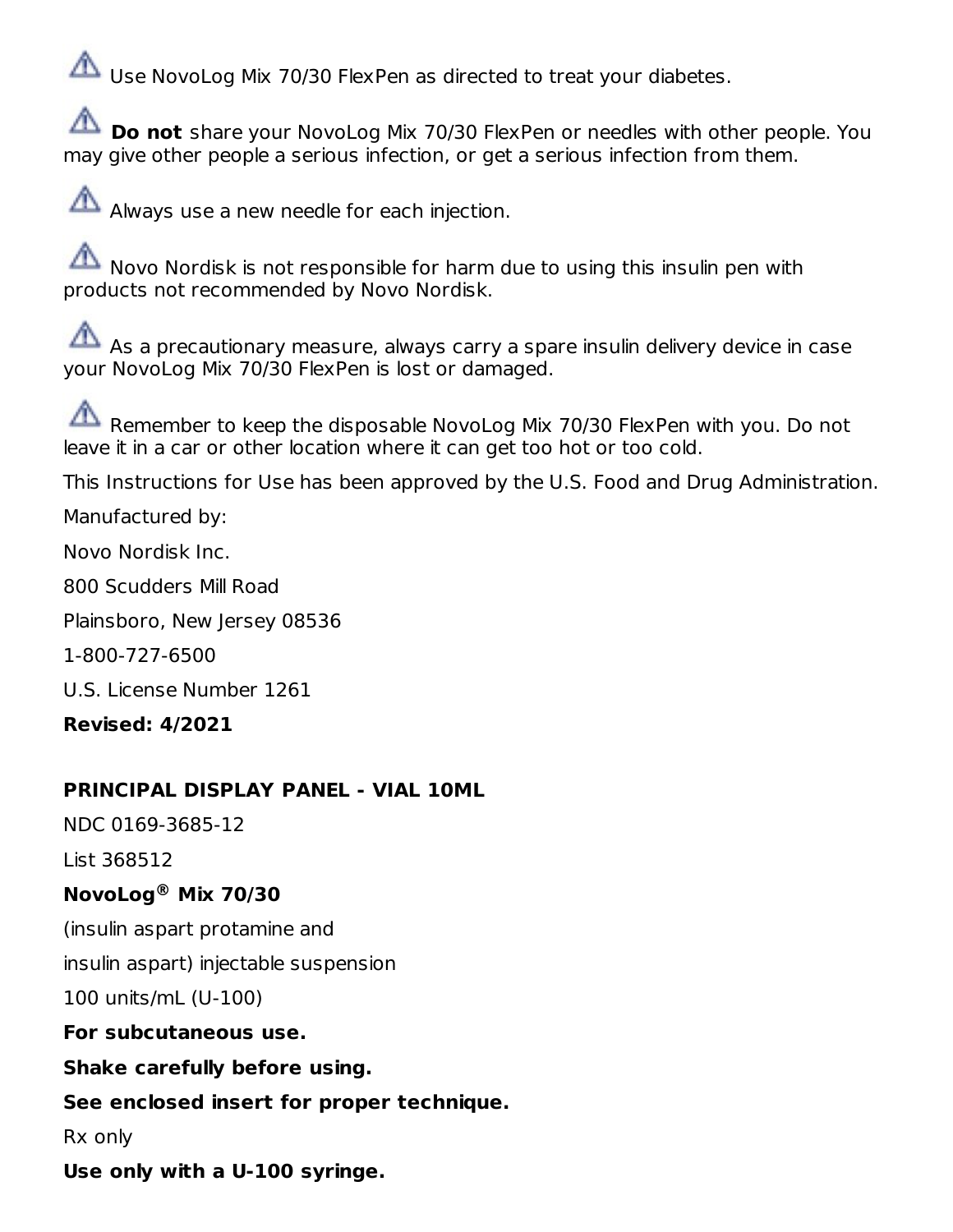⚠ Use NovoLog Mix 70/30 FlexPen as directed to treat your diabetes.

⚠ **Do not** share your NovoLog Mix 70/30 FlexPen or needles with other people. You may give other people a serious infection, or get a serious infection from them.

⚠ Always use a new needle for each injection.

⚠ Novo Nordisk is not responsible for harm due to using this insulin pen with products not recommended by Novo Nordisk.

⚠ As a precautionary measure, always carry a spare insulin delivery device in case your NovoLog Mix 70/30 FlexPen is lost or damaged.

⚠ Remember to keep the disposable NovoLog Mix 70/30 FlexPen with you. Do not leave it in a car or other location where it can get too hot or too cold.

This Instructions for Use has been approved by the U.S. Food and Drug Administration.

Manufactured by:

Novo Nordisk Inc.

800 Scudders Mill Road

Plainsboro, New Jersey 08536

1-800-727-6500

U.S. License Number 1261

**Revised: 4/2021**

## PRINCIPAL DISPLAY PANEL - VIAL 10ML

NDC 0169-3685-12

List 368512

**NovoLog® Mix 70/30**

(insulin aspart protamine and

insulin aspart) injectable suspension

100 units/mL (U-100)

**For subcutaneous use.**

**Shake carefully before using.**

**See enclosed insert for proper technique.**

Rx only

**Use only with a U-100 syringe.**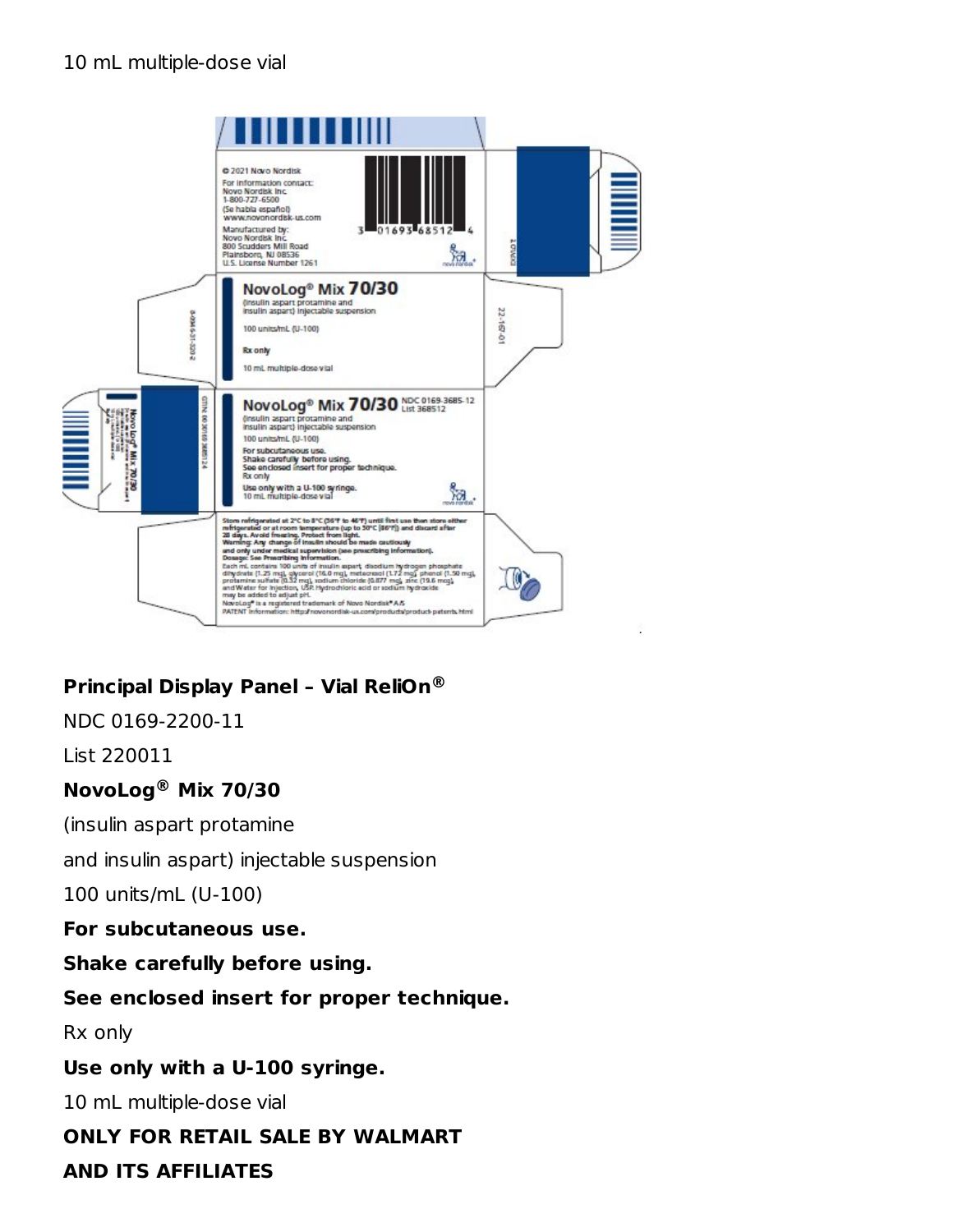10 mL multiple-dose vial

© 2021 Novo Nordisk
For information contact:
Novo Nordisk Inc.
1-800-727-6500
(Se habla español)
www.novonordisk-us.com
Manufactured by:
Novo Nordisk Inc.
800 Scudders Mill Road
Plainsboro, NJ 08536
U.S. License Number 1261

NovoLog® Mix 70/30
(insulin aspart protamine and insulin aspart) injectable suspension
100 units/mL (U-100)
Rx only
10 mL multiple-dose vial

NovoLog® Mix 70/30 NDC 0169-3685-12 List 368512
(insulin aspart protamine and insulin aspart) injectable suspension
100 units/mL (U-100)
For subcutaneous use.
Shake carefully before using.
See enclosed insert for proper technique.
Rx only
Use only with a U-100 syringe.
10 mL multiple-dose vial

Store refrigerated at 2°C to 8°C (36°F to 46°F) until first use then store either refrigerated or at room temperature (up to 30°C [86°F]) and discard after 28 days. Avoid freezing. Protect from light.
Warning: Any change of insulin should be made cautiously and only under medical supervision (see prescribing information).
Dosage: See Prescribing Information.
Each mL contains 100 units of insulin aspart, disodium hydrogen phosphate dihydrate (1.25 mg), glycerol (16.0 mg), metacresol (1.72 mg), phenol (1.50 mg), protamine sulfate (0.32 mg), sodium chloride (0.877 mg), zinc (19.6 mcg), and Water for Injection, USP. Hydrochloric acid or sodium hydroxide may be added to adjust pH.
NovoLog® is a registered trademark of Novo Nordisk® A/S
PATENT Information: http://novonordisk-us.com/products/product-patents.html

**Principal Display Panel – Vial ReliOn®**

NDC 0169-2200-11

List 220011

**NovoLog® Mix 70/30**

(insulin aspart protamine

and insulin aspart) injectable suspension

100 units/mL (U-100)

**For subcutaneous use.**

**Shake carefully before using.**

**See enclosed insert for proper technique.**

Rx only

**Use only with a U-100 syringe.**

10 mL multiple-dose vial

**ONLY FOR RETAIL SALE BY WALMART**

**AND ITS AFFILIATES**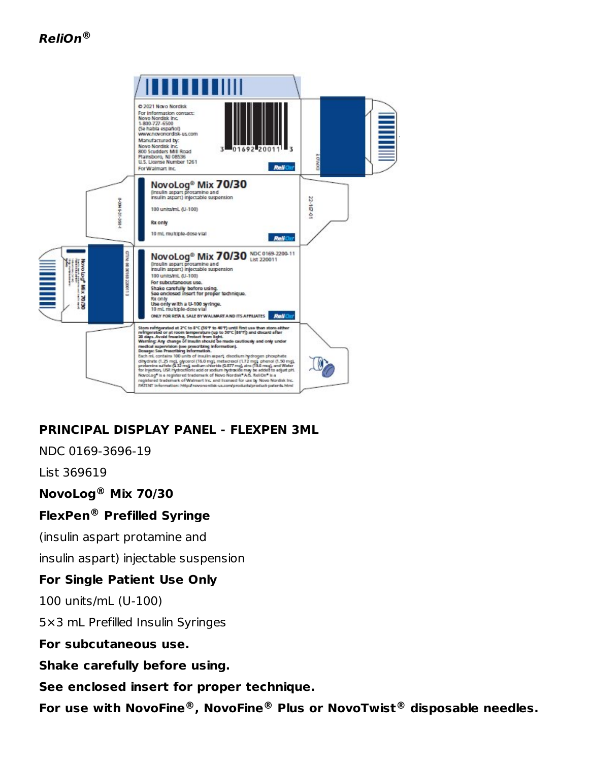***ReliOn®***

**PRINCIPAL DISPLAY PANEL - FLEXPEN 3ML**

NDC 0169-3696-19

List 369619

**NovoLog® Mix 70/30**

**FlexPen® Prefilled Syringe**

(insulin aspart protamine and

insulin aspart) injectable suspension

**For Single Patient Use Only**

100 units/mL (U-100)

5×3 mL Prefilled Insulin Syringes

**For subcutaneous use.**

**Shake carefully before using.**

**See enclosed insert for proper technique.**

**For use with NovoFine®, NovoFine® Plus or NovoTwist® disposable needles.**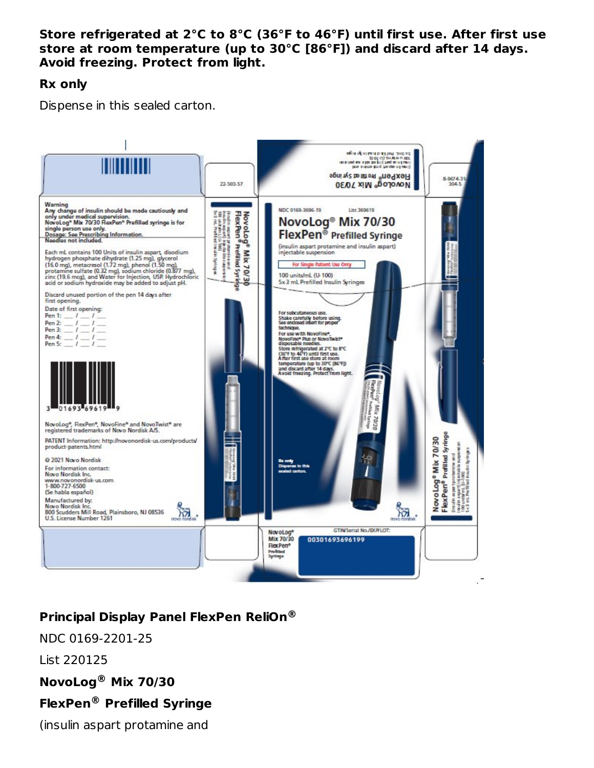**Store refrigerated at 2°C to 8°C (36°F to 46°F) until first use. After first use store at room temperature (up to 30°C [86°F]) and discard after 14 days. Avoid freezing. Protect from light.**

**Rx only**

Dispense in this sealed carton.

Warning
Any change of insulin should be made cautiously and only under medical supervision.
NovoLog® Mix 70/30 FlexPen® Prefilled syringe is for single person use only.
Dosage: See Prescribing Information.
Needles not included.

Each mL contains 100 Units of insulin aspart, disodium hydrogen phosphate dihydrate (1.25 mg), glycerol (16.0 mg), metacresol (1.72 mg), phenol (1.50 mg), protamine sulfate (0.32 mg), sodium chloride (0.877 mg), zinc (19.6 mcg), and Water for Injection, USP. Hydrochloric acid or sodium hydroxide may be added to adjust pH.

Discard unused portion of the pen 14 days after first opening.

Date of first opening:
Pen 1: ___ / ___ / ___
Pen 2: ___ / ___ / ___
Pen 3: ___ / ___ / ___
Pen 4: ___ / ___ / ___
Pen 5: ___ / ___ / ___

3 01693 69619 9

NovoLog®, FlexPen®, NovoFine® and NovoTwist® are registered trademarks of Novo Nordisk A/S.

PATENT Information: http://novonordisk-us.com/products/product-patents.html

© 2021 Novo Nordisk
For information contact:
Novo Nordisk Inc.
www.novonordisk-us.com
1-800-727-6500
(Se habla español)

Manufactured by:
Novo Nordisk Inc.
800 Scudders Mill Road, Plainsboro, NJ 08536
U.S. License Number 1261

22-503-57

NDC 0169-3696-19 List 369619

NovoLog® Mix 70/30
FlexPen® Prefilled Syringe
(insulin aspart protamine and insulin aspart) injectable suspension

For Single Patient Use Only

100 units/mL (U-100)
5x3 mL Prefilled Insulin Syringes

For subcutaneous use.
Shake carefully before using. See enclosed insert for proper technique.
For use with NovoFine®, NovoFine® Plus or NovoTwist® disposable needles.
Store refrigerated at 2°C to 8°C (36°F to 46°F) until first use.
After first use store at room temperature (up to 30°C [86°F]) and discard after 14 days.
Avoid freezing. Protect from light.

Rx only
Dispense in this sealed carton.

8-9674-31-304-5

NovoLog® Mix 70/30 FlexPen® Prefilled Syringe

GTIN/Serial No./EXP/LOT:
00301693696199

**Principal Display Panel FlexPen ReliOn®**

NDC 0169-2201-25

List 220125

**NovoLog® Mix 70/30**

**FlexPen® Prefilled Syringe**

(insulin aspart protamine and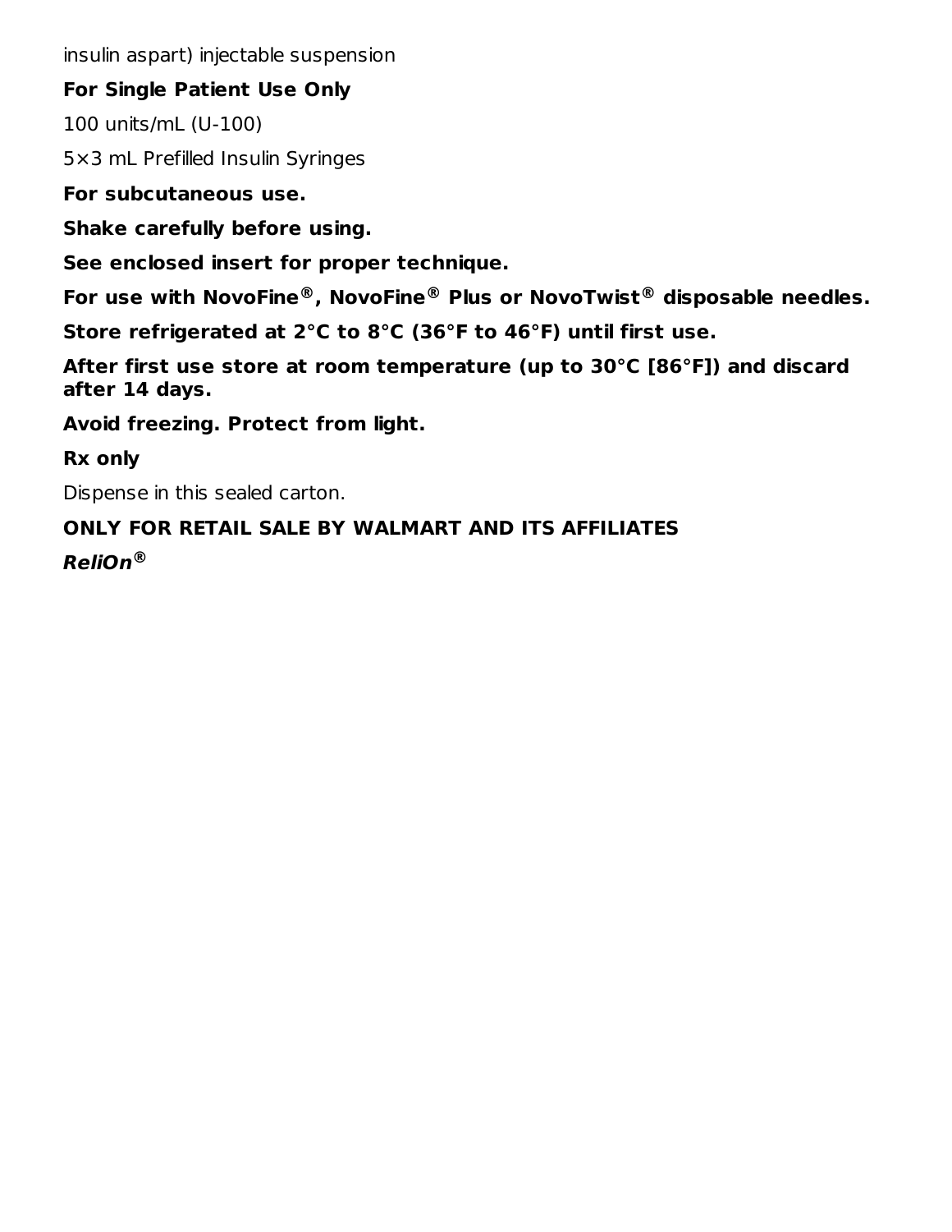insulin aspart) injectable suspension

**For Single Patient Use Only**

100 units/mL (U-100)

5×3 mL Prefilled Insulin Syringes

**For subcutaneous use.**

**Shake carefully before using.**

**See enclosed insert for proper technique.**

**For use with NovoFine®, NovoFine® Plus or NovoTwist® disposable needles.**

**Store refrigerated at 2°C to 8°C (36°F to 46°F) until first use.**

**After first use store at room temperature (up to 30°C [86°F]) and discard after 14 days.**

**Avoid freezing. Protect from light.**

**Rx only**

Dispense in this sealed carton.

**ONLY FOR RETAIL SALE BY WALMART AND ITS AFFILIATES**

***ReliOn®***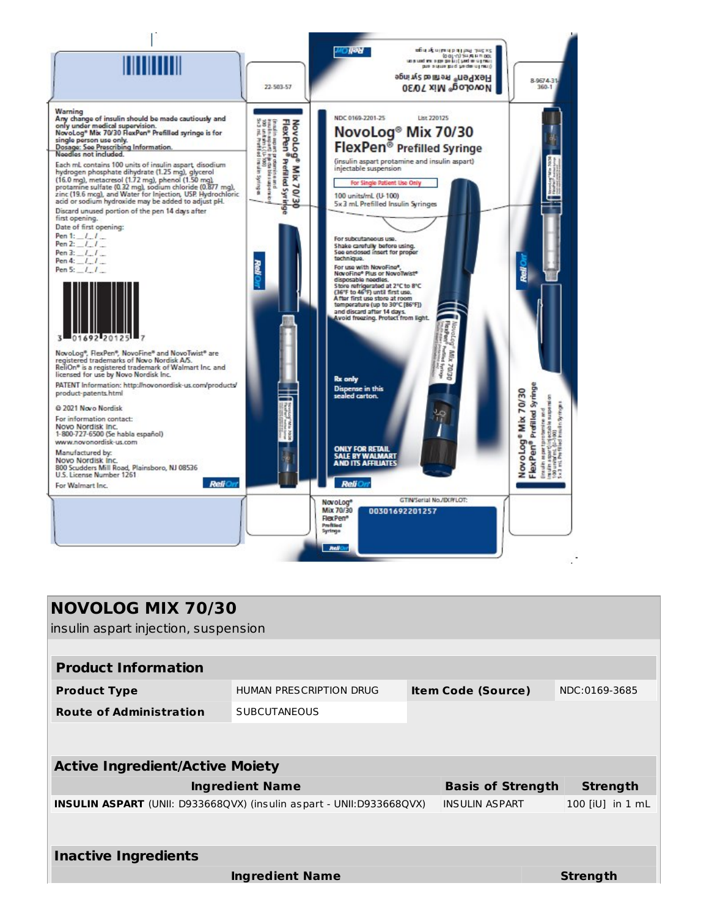22-503-57

**Warning**
**Any change of insulin should be made cautiously and only under medical supervision.**
**NovoLog® Mix 70/30 FlexPen® Prefilled syringe is for single person use only.**
**Dosage: See Prescribing Information.**
**Needles not included.**

Each mL contains 100 units of insulin aspart, disodium hydrogen phosphate dihydrate (1.25 mg), glycerol (16.0 mg), metacresol (1.72 mg), phenol (1.50 mg), protamine sulfate (0.32 mg), sodium chloride (0.877 mg), zinc (19.6 mcg), and Water for Injection, USP. Hydrochloric acid or sodium hydroxide may be added to adjust pH.

Discard unused portion of the pen 14 days after first opening.

Date of first opening:

Pen 1: __/__/__
Pen 2: __/__/__
Pen 3: __/__/__
Pen 4: __/__/__
Pen 5: __/__/__

3 01692 20125 7

NovoLog®, FlexPen®, NovoFine® and NovoTwist® are registered trademarks of Novo Nordisk A/S.
ReliOn® is a registered trademark of Walmart Inc. and licensed for use by Novo Nordisk Inc.

PATENT Information: http://novonordisk-us.com/products/product-patents.html

© 2021 Novo Nordisk

For information contact:
Novo Nordisk Inc.
1-800-727-6500 (Se habla español)
www.novonordisk-us.com

Manufactured by:
Novo Nordisk Inc.
800 Scudders Mill Road, Plainsboro, NJ 08536
U.S. License Number 1261

For Walmart Inc.

ReliOn

NDC 0169-2201-25 List 220125

# NovoLog® Mix 70/30 FlexPen® Prefilled Syringe

(insulin aspart protamine and insulin aspart) injectable suspension

For Single Patient Use Only

100 units/mL (U-100)
5x3 mL Prefilled Insulin Syringes

**For subcutaneous use.**
**Shake carefully before using.**
**See enclosed insert for proper technique.**
**For use with NovoFine®, NovoFine® Plus or NovoTwist® disposable needles.**
**Store refrigerated at 2°C to 8°C (36°F to 46°F) until first use.**
**After first use store at room temperature (up to 30°C [86°F]) and discard after 14 days.**
**Avoid freezing. Protect from light.**

**Rx only**
Dispense in this sealed carton.

**ONLY FOR RETAIL SALE BY WALMART AND ITS AFFILIATES**

ReliOn

NovoLog® Mix 70/30 FlexPen® Prefilled Syringe

GTIN/Serial No./EXP/LOT:
00301692201257

8-9674-31
360-1

## NOVOLOG MIX 70/30

insulin aspart injection, suspension

| Product Information | | | |
|---|---|---|---|
| **Product Type** | HUMAN PRESCRIPTION DRUG | **Item Code (Source)** | NDC:0169-3685 |
| **Route of Administration** | SUBCUTANEOUS | | |

| Active Ingredient/Active Moiety | | |
|---|---|---|
| **Ingredient Name** | **Basis of Strength** | **Strength** |
| **INSULIN ASPART** (UNII: D933668QVX) (insulin aspart - UNII:D933668QVX) | INSULIN ASPART | 100 [iU] in 1 mL |

| Inactive Ingredients | |
|---|---|
| **Ingredient Name** | **Strength** |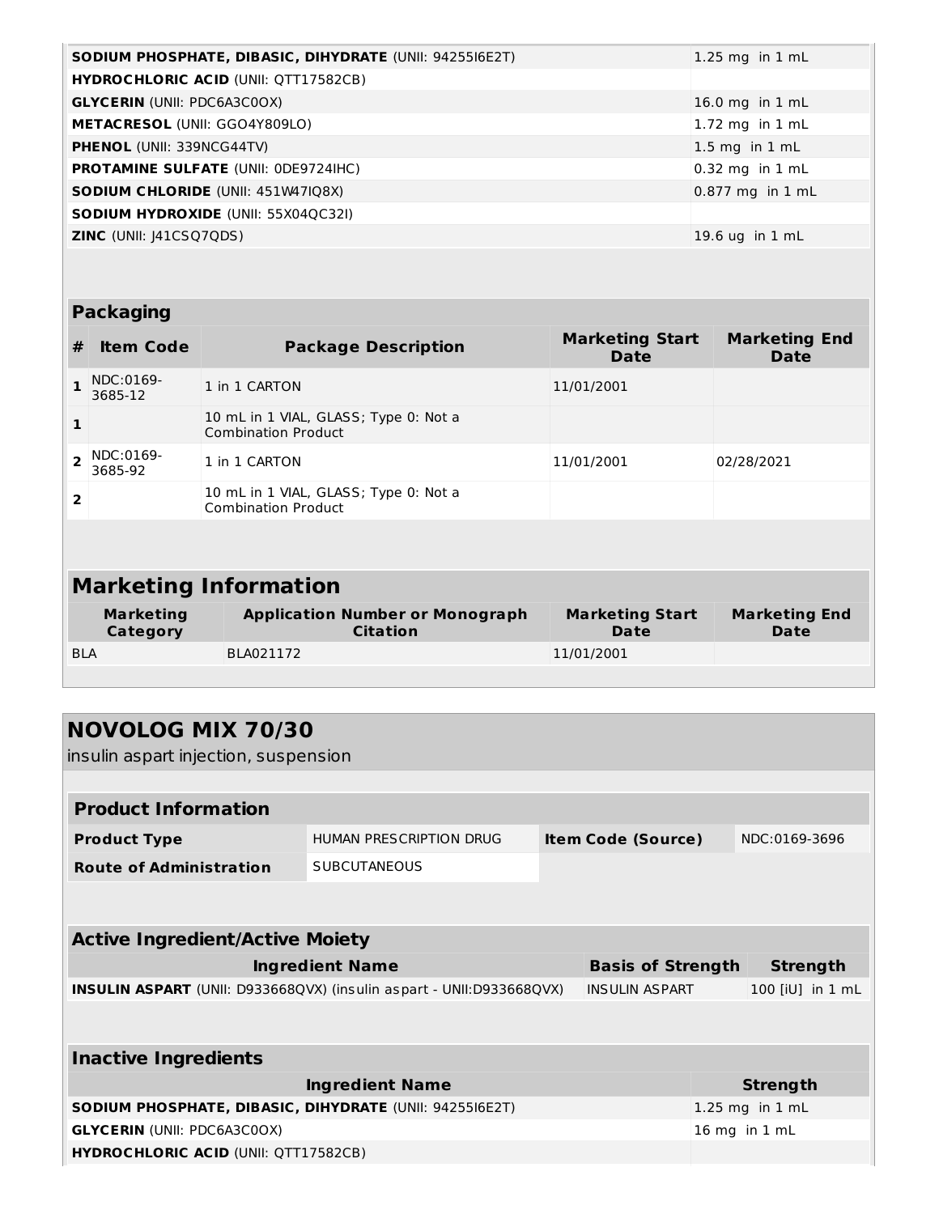| | |
|---|---|
| **SODIUM PHOSPHATE, DIBASIC, DIHYDRATE** (UNII: 94255I6E2T) | 1.25 mg in 1 mL |
| **HYDROCHLORIC ACID** (UNII: QTT17582CB) | |
| **GLYCERIN** (UNII: PDC6A3C0OX) | 16.0 mg in 1 mL |
| **METACRESOL** (UNII: GGO4Y809LO) | 1.72 mg in 1 mL |
| **PHENOL** (UNII: 339NCG44TV) | 1.5 mg in 1 mL |
| **PROTAMINE SULFATE** (UNII: 0DE9724IHC) | 0.32 mg in 1 mL |
| **SODIUM CHLORIDE** (UNII: 451W47IQ8X) | 0.877 mg in 1 mL |
| **SODIUM HYDROXIDE** (UNII: 55X04QC32I) | |
| **ZINC** (UNII: J41CSQ7QDS) | 19.6 ug in 1 mL |

### Packaging

| # | Item Code | Package Description | Marketing Start Date | Marketing End Date |
|---|---|---|---|---|
| 1 | NDC:0169-3685-12 | 1 in 1 CARTON | 11/01/2001 | |
| 1 | | 10 mL in 1 VIAL, GLASS; Type 0: Not a Combination Product | | |
| 2 | NDC:0169-3685-92 | 1 in 1 CARTON | 11/01/2001 | 02/28/2021 |
| 2 | | 10 mL in 1 VIAL, GLASS; Type 0: Not a Combination Product | | |

## Marketing Information

| Marketing Category | Application Number or Monograph Citation | Marketing Start Date | Marketing End Date |
|---|---|---|---|
| BLA | BLA021172 | 11/01/2001 | |

## NOVOLOG MIX 70/30

insulin aspart injection, suspension

### Product Information

| | | | |
|---|---|---|---|
| **Product Type** | HUMAN PRESCRIPTION DRUG | **Item Code (Source)** | NDC:0169-3696 |
| **Route of Administration** | SUBCUTANEOUS | | |

### Active Ingredient/Active Moiety

| Ingredient Name | Basis of Strength | Strength |
|---|---|---|
| **INSULIN ASPART** (UNII: D933668QVX) (insulin aspart - UNII:D933668QVX) | INSULIN ASPART | 100 [iU] in 1 mL |

### Inactive Ingredients

| Ingredient Name | Strength |
|---|---|
| **SODIUM PHOSPHATE, DIBASIC, DIHYDRATE** (UNII: 94255I6E2T) | 1.25 mg in 1 mL |
| **GLYCERIN** (UNII: PDC6A3C0OX) | 16 mg in 1 mL |
| **HYDROCHLORIC ACID** (UNII: QTT17582CB) | |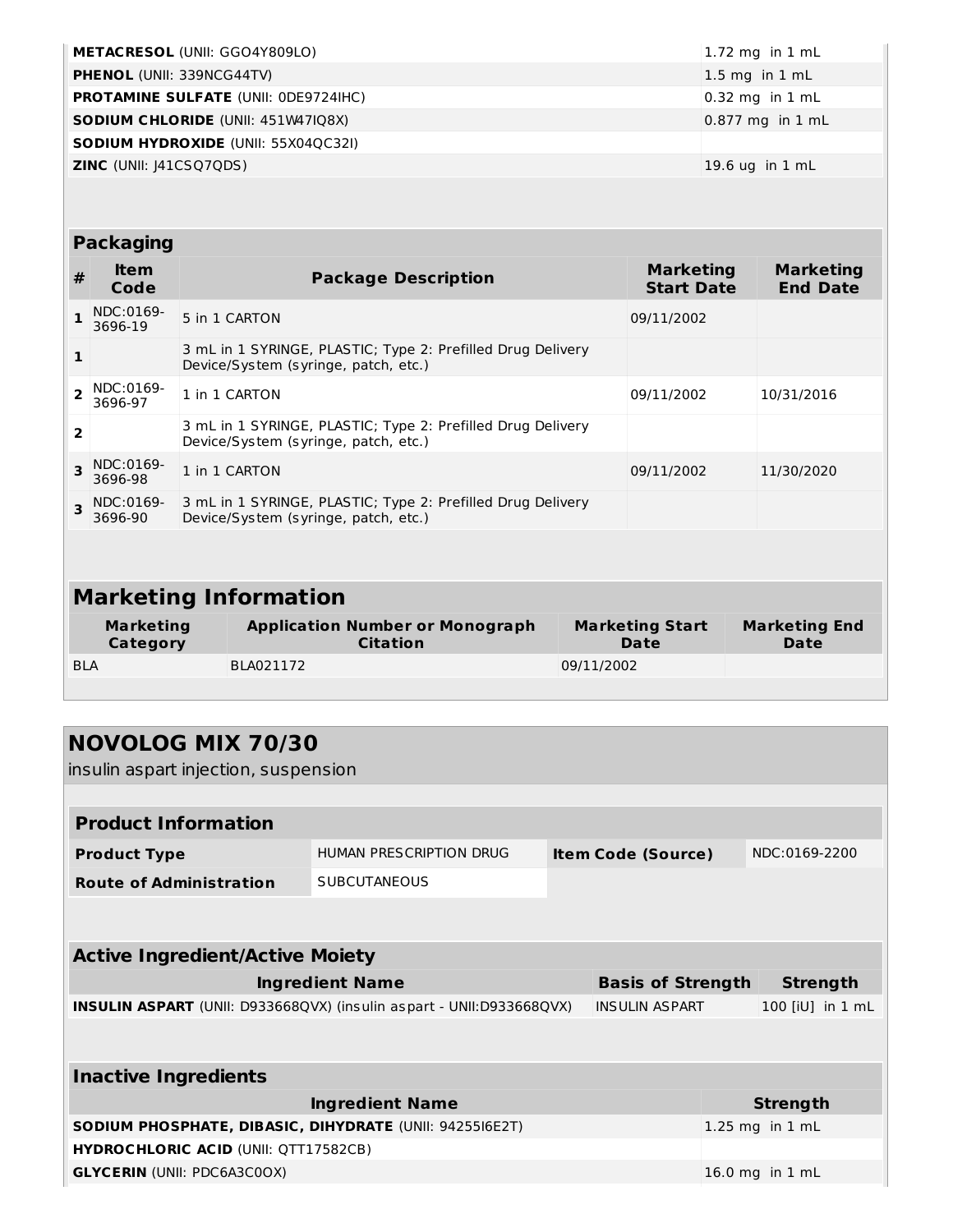| | |
|---|---|
| **METACRESOL** (UNII: GGO4Y809LO) | 1.72 mg in 1 mL |
| **PHENOL** (UNII: 339NCG44TV) | 1.5 mg in 1 mL |
| **PROTAMINE SULFATE** (UNII: 0DE9724IHC) | 0.32 mg in 1 mL |
| **SODIUM CHLORIDE** (UNII: 451W47IQ8X) | 0.877 mg in 1 mL |
| **SODIUM HYDROXIDE** (UNII: 55X04QC32I) | |
| **ZINC** (UNII: J41CSQ7QDS) | 19.6 ug in 1 mL |

## Packaging

| # | Item Code | Package Description | Marketing Start Date | Marketing End Date |
|---|---|---|---|---|
| 1 | NDC:0169-3696-19 | 5 in 1 CARTON | 09/11/2002 | |
| 1 | | 3 mL in 1 SYRINGE, PLASTIC; Type 2: Prefilled Drug Delivery Device/System (syringe, patch, etc.) | | |
| 2 | NDC:0169-3696-97 | 1 in 1 CARTON | 09/11/2002 | 10/31/2016 |
| 2 | | 3 mL in 1 SYRINGE, PLASTIC; Type 2: Prefilled Drug Delivery Device/System (syringe, patch, etc.) | | |
| 3 | NDC:0169-3696-98 | 1 in 1 CARTON | 09/11/2002 | 11/30/2020 |
| 3 | NDC:0169-3696-90 | 3 mL in 1 SYRINGE, PLASTIC; Type 2: Prefilled Drug Delivery Device/System (syringe, patch, etc.) | | |

## Marketing Information

| Marketing Category | Application Number or Monograph Citation | Marketing Start Date | Marketing End Date |
|---|---|---|---|
| BLA | BLA021172 | 09/11/2002 | |

# NOVOLOG MIX 70/30

insulin aspart injection, suspension

## Product Information

| | | | |
|---|---|---|---|
| **Product Type** | HUMAN PRESCRIPTION DRUG | **Item Code (Source)** | NDC:0169-2200 |
| **Route of Administration** | SUBCUTANEOUS | | |

## Active Ingredient/Active Moiety

| Ingredient Name | Basis of Strength | Strength |
|---|---|---|
| **INSULIN ASPART** (UNII: D933668QVX) (insulin aspart - UNII:D933668QVX) | INSULIN ASPART | 100 [iU] in 1 mL |

## Inactive Ingredients

| Ingredient Name | Strength |
|---|---|
| **SODIUM PHOSPHATE, DIBASIC, DIHYDRATE** (UNII: 94255I6E2T) | 1.25 mg in 1 mL |
| **HYDROCHLORIC ACID** (UNII: QTT17582CB) | |
| **GLYCERIN** (UNII: PDC6A3C0OX) | 16.0 mg in 1 mL |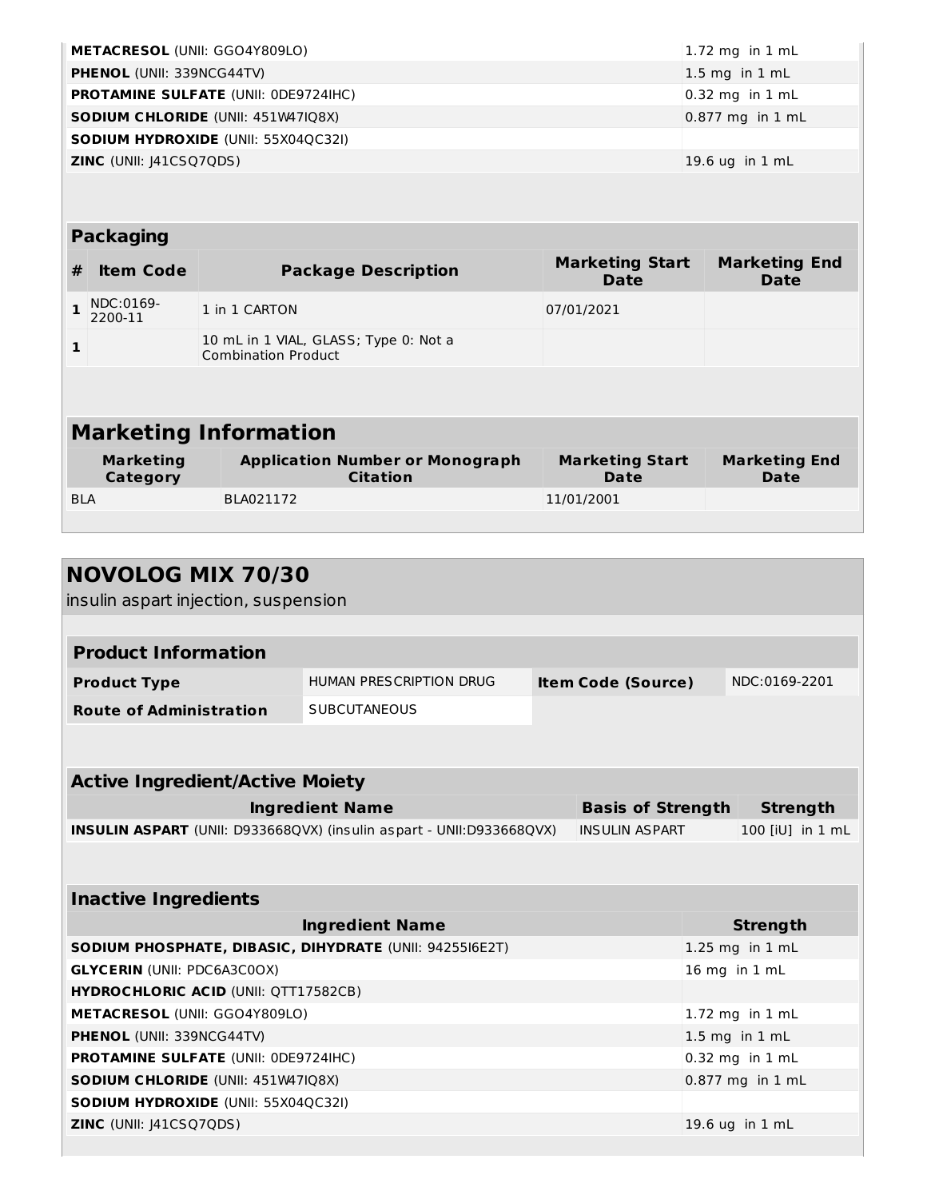| | |
|---|---|
| **METACRESOL** (UNII: GGO4Y809LO) | 1.72 mg in 1 mL |
| **PHENOL** (UNII: 339NCG44TV) | 1.5 mg in 1 mL |
| **PROTAMINE SULFATE** (UNII: 0DE9724IHC) | 0.32 mg in 1 mL |
| **SODIUM CHLORIDE** (UNII: 451W47IQ8X) | 0.877 mg in 1 mL |
| **SODIUM HYDROXIDE** (UNII: 55X04QC32I) | |
| **ZINC** (UNII: J41CSQ7QDS) | 19.6 ug in 1 mL |

### Packaging

| # | Item Code | Package Description | Marketing Start Date | Marketing End Date |
|---|---|---|---|---|
| 1 | NDC:0169-2200-11 | 1 in 1 CARTON | 07/01/2021 | |
| 1 | | 10 mL in 1 VIAL, GLASS; Type 0: Not a Combination Product | | |

## Marketing Information

| Marketing Category | Application Number or Monograph Citation | Marketing Start Date | Marketing End Date |
|---|---|---|---|
| BLA | BLA021172 | 11/01/2001 | |

# NOVOLOG MIX 70/30

insulin aspart injection, suspension

### Product Information

| | | | |
|---|---|---|---|
| **Product Type** | HUMAN PRESCRIPTION DRUG | **Item Code (Source)** | NDC:0169-2201 |
| **Route of Administration** | SUBCUTANEOUS | | |

### Active Ingredient/Active Moiety

| Ingredient Name | Basis of Strength | Strength |
|---|---|---|
| **INSULIN ASPART** (UNII: D933668QVX) (insulin aspart - UNII:D933668QVX) | INSULIN ASPART | 100 [iU] in 1 mL |

### Inactive Ingredients

| Ingredient Name | Strength |
|---|---|
| **SODIUM PHOSPHATE, DIBASIC, DIHYDRATE** (UNII: 94255I6E2T) | 1.25 mg in 1 mL |
| **GLYCERIN** (UNII: PDC6A3C0OX) | 16 mg in 1 mL |
| **HYDROCHLORIC ACID** (UNII: QTT17582CB) | |
| **METACRESOL** (UNII: GGO4Y809LO) | 1.72 mg in 1 mL |
| **PHENOL** (UNII: 339NCG44TV) | 1.5 mg in 1 mL |
| **PROTAMINE SULFATE** (UNII: 0DE9724IHC) | 0.32 mg in 1 mL |
| **SODIUM CHLORIDE** (UNII: 451W47IQ8X) | 0.877 mg in 1 mL |
| **SODIUM HYDROXIDE** (UNII: 55X04QC32I) | |
| **ZINC** (UNII: J41CSQ7QDS) | 19.6 ug in 1 mL |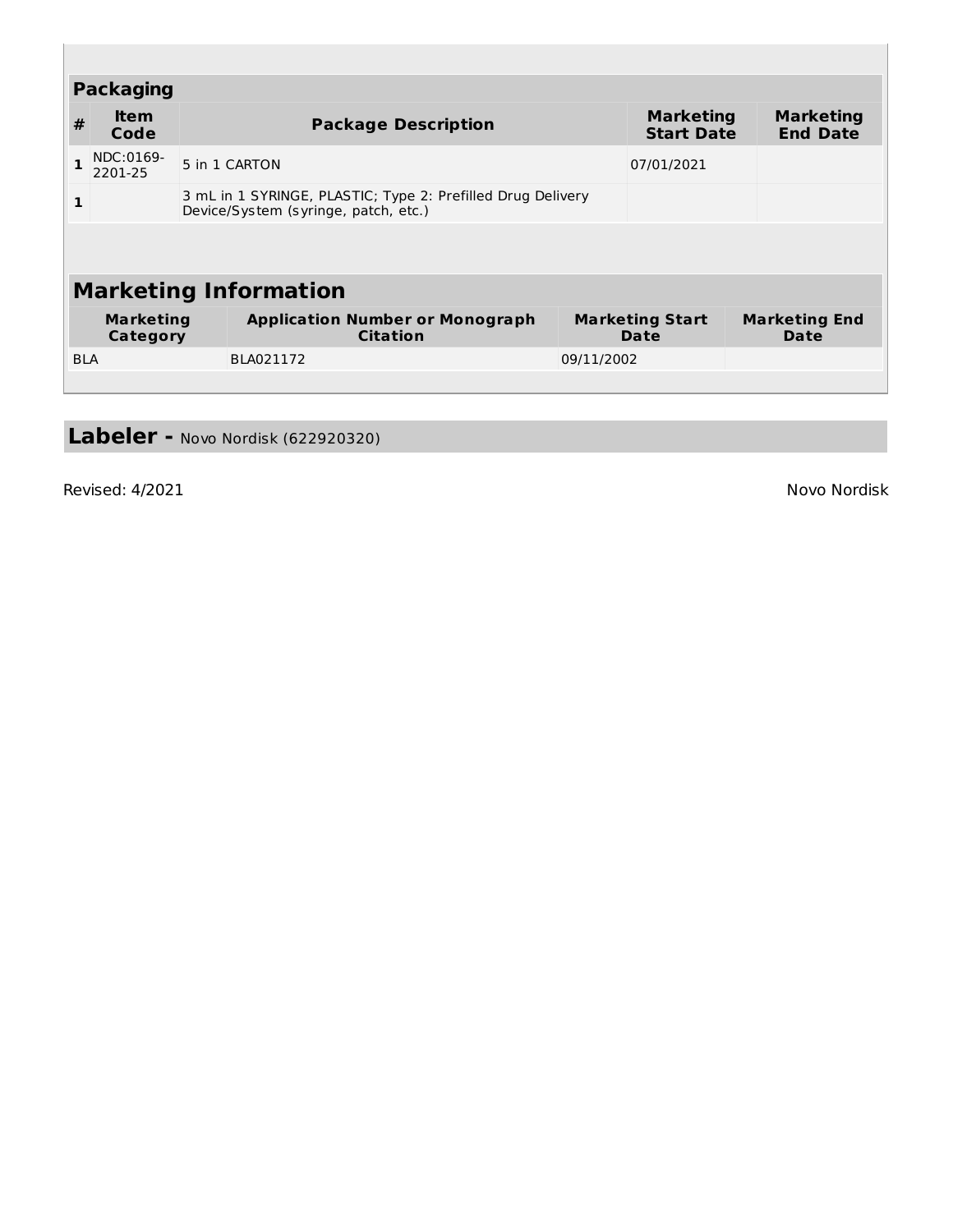### Packaging

| # | Item Code | Package Description | Marketing Start Date | Marketing End Date |
|---|---|---|---|---|
| 1 | NDC:0169-2201-25 | 5 in 1 CARTON | 07/01/2021 | |
| 1 | | 3 mL in 1 SYRINGE, PLASTIC; Type 2: Prefilled Drug Delivery Device/System (syringe, patch, etc.) | | |

### Marketing Information

| Marketing Category | Application Number or Monograph Citation | Marketing Start Date | Marketing End Date |
|---|---|---|---|
| BLA | BLA021172 | 09/11/2002 | |

## Labeler - Novo Nordisk (622920320)

Revised: 4/2021

Novo Nordisk